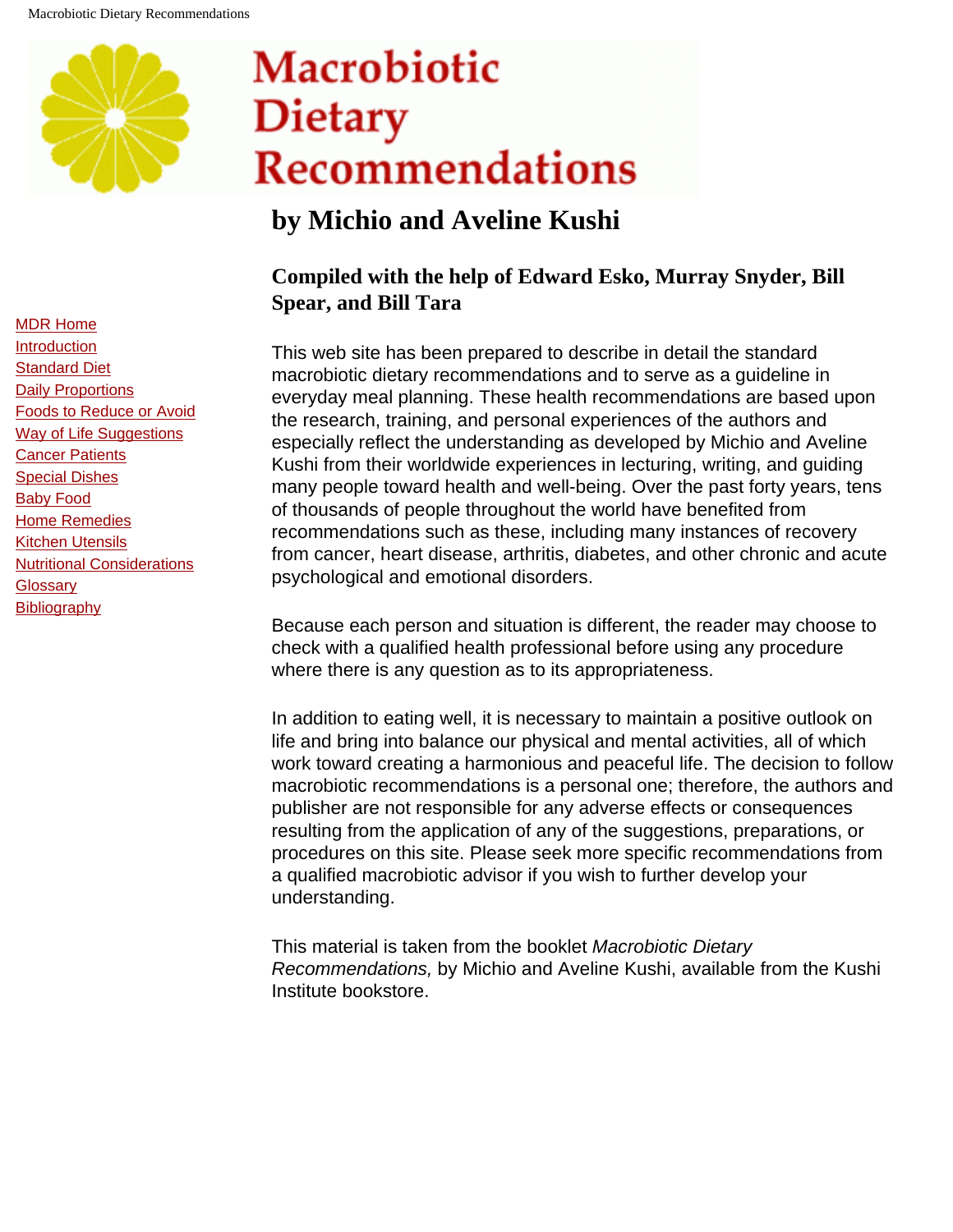# Macrobiotic Dietary Recommendations

## by Michio and Aveline Kushi

### Compiled with the help of Edward Esko, Murray Snyder, Bill Spear, and Bill Tara

- MDR Home
- Introduction
- Standard Diet
- Daily Proportions
- Foods to Reduce or Avoid
- Way of Life Suggestions
- Cancer Patients
- Special Dishes
- Baby Food
- Home Remedies
- Kitchen Utensils
- Nutritional Considerations
- Glossary
- Bibliography

This web site has been prepared to describe in detail the standard macrobiotic dietary recommendations and to serve as a guideline in everyday meal planning. These health recommendations are based upon the research, training, and personal experiences of the authors and especially reflect the understanding as developed by Michio and Aveline Kushi from their worldwide experiences in lecturing, writing, and guiding many people toward health and well-being. Over the past forty years, tens of thousands of people throughout the world have benefited from recommendations such as these, including many instances of recovery from cancer, heart disease, arthritis, diabetes, and other chronic and acute psychological and emotional disorders.

Because each person and situation is different, the reader may choose to check with a qualified health professional before using any procedure where there is any question as to its appropriateness.

In addition to eating well, it is necessary to maintain a positive outlook on life and bring into balance our physical and mental activities, all of which work toward creating a harmonious and peaceful life. The decision to follow macrobiotic recommendations is a personal one; therefore, the authors and publisher are not responsible for any adverse effects or consequences resulting from the application of any of the suggestions, preparations, or procedures on this site. Please seek more specific recommendations from a qualified macrobiotic advisor if you wish to further develop your understanding.

This material is taken from the booklet *Macrobiotic Dietary Recommendations,* by Michio and Aveline Kushi, available from the Kushi Institute bookstore.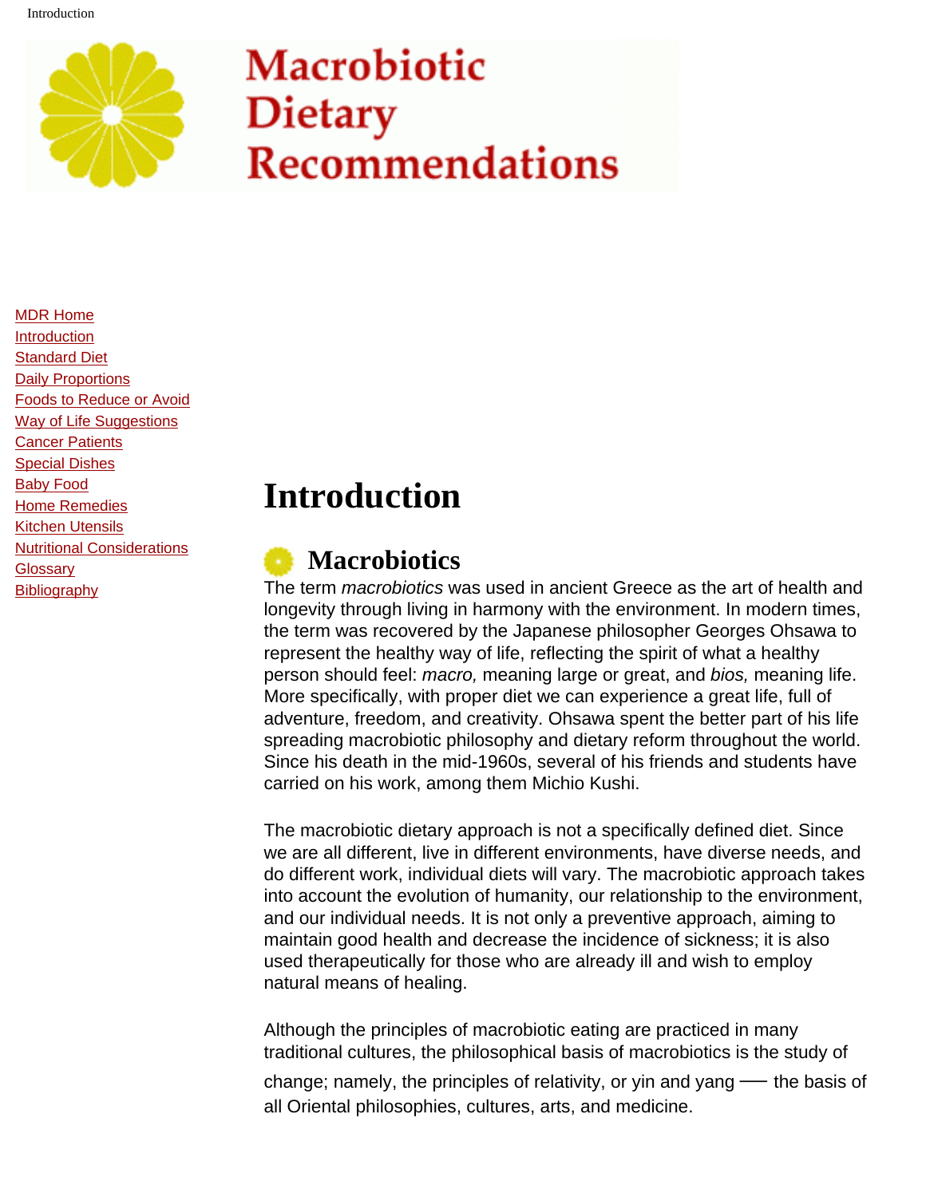# Macrobiotic Dietary Recommendations

- MDR Home
- Introduction
- Standard Diet
- Daily Proportions
- Foods to Reduce or Avoid
- Way of Life Suggestions
- Cancer Patients
- Special Dishes
- Baby Food
- Home Remedies
- Kitchen Utensils
- Nutritional Considerations
- Glossary
- Bibliography

# Introduction

## Macrobiotics

The term *macrobiotics* was used in ancient Greece as the art of health and longevity through living in harmony with the environment. In modern times, the term was recovered by the Japanese philosopher Georges Ohsawa to represent the healthy way of life, reflecting the spirit of what a healthy person should feel: *macro,* meaning large or great, and *bios,* meaning life. More specifically, with proper diet we can experience a great life, full of adventure, freedom, and creativity. Ohsawa spent the better part of his life spreading macrobiotic philosophy and dietary reform throughout the world. Since his death in the mid-1960s, several of his friends and students have carried on his work, among them Michio Kushi.

The macrobiotic dietary approach is not a specifically defined diet. Since we are all different, live in different environments, have diverse needs, and do different work, individual diets will vary. The macrobiotic approach takes into account the evolution of humanity, our relationship to the environment, and our individual needs. It is not only a preventive approach, aiming to maintain good health and decrease the incidence of sickness; it is also used therapeutically for those who are already ill and wish to employ natural means of healing.

Although the principles of macrobiotic eating are practiced in many traditional cultures, the philosophical basis of macrobiotics is the study of change; namely, the principles of relativity, or yin and yang — the basis of all Oriental philosophies, cultures, arts, and medicine.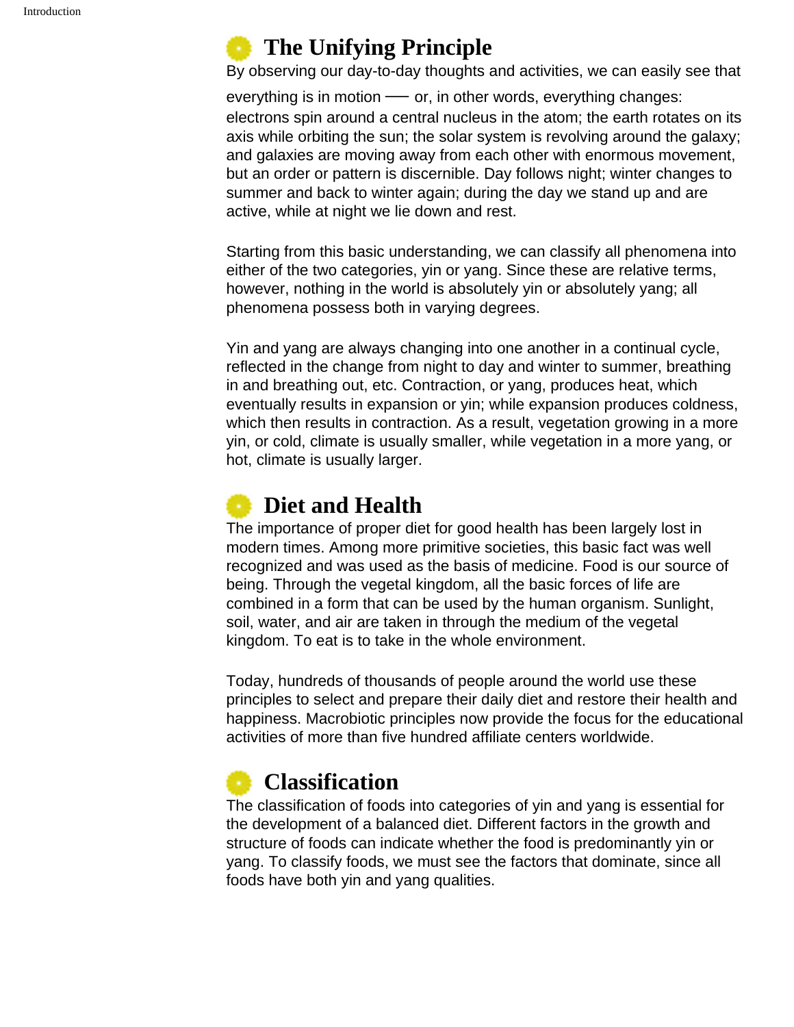## The Unifying Principle

By observing our day-to-day thoughts and activities, we can easily see that everything is in motion — or, in other words, everything changes: electrons spin around a central nucleus in the atom; the earth rotates on its axis while orbiting the sun; the solar system is revolving around the galaxy; and galaxies are moving away from each other with enormous movement, but an order or pattern is discernible. Day follows night; winter changes to summer and back to winter again; during the day we stand up and are active, while at night we lie down and rest.

Starting from this basic understanding, we can classify all phenomena into either of the two categories, yin or yang. Since these are relative terms, however, nothing in the world is absolutely yin or absolutely yang; all phenomena possess both in varying degrees.

Yin and yang are always changing into one another in a continual cycle, reflected in the change from night to day and winter to summer, breathing in and breathing out, etc. Contraction, or yang, produces heat, which eventually results in expansion or yin; while expansion produces coldness, which then results in contraction. As a result, vegetation growing in a more yin, or cold, climate is usually smaller, while vegetation in a more yang, or hot, climate is usually larger.

## Diet and Health

The importance of proper diet for good health has been largely lost in modern times. Among more primitive societies, this basic fact was well recognized and was used as the basis of medicine. Food is our source of being. Through the vegetal kingdom, all the basic forces of life are combined in a form that can be used by the human organism. Sunlight, soil, water, and air are taken in through the medium of the vegetal kingdom. To eat is to take in the whole environment.

Today, hundreds of thousands of people around the world use these principles to select and prepare their daily diet and restore their health and happiness. Macrobiotic principles now provide the focus for the educational activities of more than five hundred affiliate centers worldwide.

## Classification

The classification of foods into categories of yin and yang is essential for the development of a balanced diet. Different factors in the growth and structure of foods can indicate whether the food is predominantly yin or yang. To classify foods, we must see the factors that dominate, since all foods have both yin and yang qualities.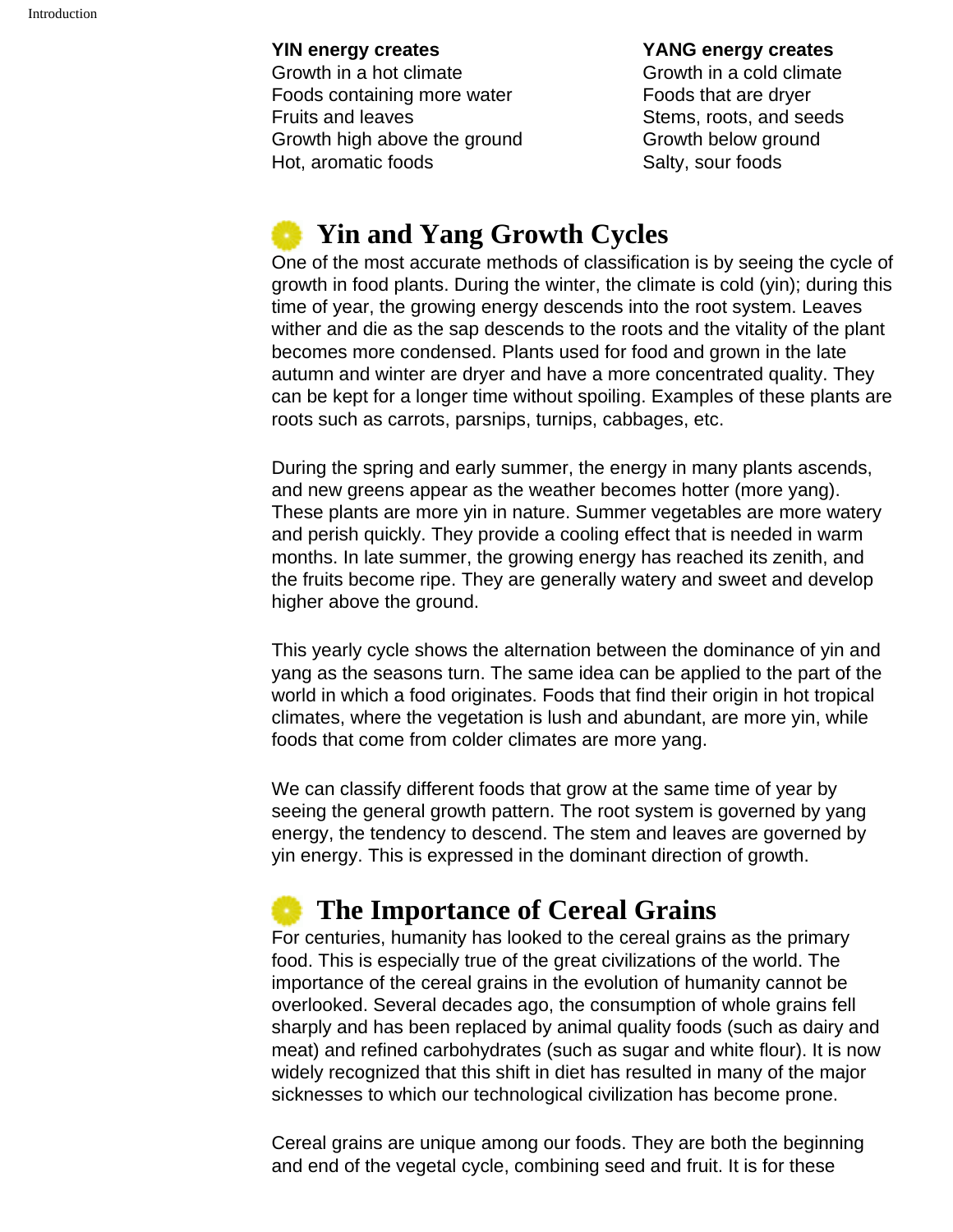| YIN energy creates | YANG energy creates |
| --- | --- |
| Growth in a hot climate | Growth in a cold climate |
| Foods containing more water | Foods that are dryer |
| Fruits and leaves | Stems, roots, and seeds |
| Growth high above the ground | Growth below ground |
| Hot, aromatic foods | Salty, sour foods |

## Yin and Yang Growth Cycles

One of the most accurate methods of classification is by seeing the cycle of growth in food plants. During the winter, the climate is cold (yin); during this time of year, the growing energy descends into the root system. Leaves wither and die as the sap descends to the roots and the vitality of the plant becomes more condensed. Plants used for food and grown in the late autumn and winter are dryer and have a more concentrated quality. They can be kept for a longer time without spoiling. Examples of these plants are roots such as carrots, parsnips, turnips, cabbages, etc.

During the spring and early summer, the energy in many plants ascends, and new greens appear as the weather becomes hotter (more yang). These plants are more yin in nature. Summer vegetables are more watery and perish quickly. They provide a cooling effect that is needed in warm months. In late summer, the growing energy has reached its zenith, and the fruits become ripe. They are generally watery and sweet and develop higher above the ground.

This yearly cycle shows the alternation between the dominance of yin and yang as the seasons turn. The same idea can be applied to the part of the world in which a food originates. Foods that find their origin in hot tropical climates, where the vegetation is lush and abundant, are more yin, while foods that come from colder climates are more yang.

We can classify different foods that grow at the same time of year by seeing the general growth pattern. The root system is governed by yang energy, the tendency to descend. The stem and leaves are governed by yin energy. This is expressed in the dominant direction of growth.

## The Importance of Cereal Grains

For centuries, humanity has looked to the cereal grains as the primary food. This is especially true of the great civilizations of the world. The importance of the cereal grains in the evolution of humanity cannot be overlooked. Several decades ago, the consumption of whole grains fell sharply and has been replaced by animal quality foods (such as dairy and meat) and refined carbohydrates (such as sugar and white flour). It is now widely recognized that this shift in diet has resulted in many of the major sicknesses to which our technological civilization has become prone.

Cereal grains are unique among our foods. They are both the beginning and end of the vegetal cycle, combining seed and fruit. It is for these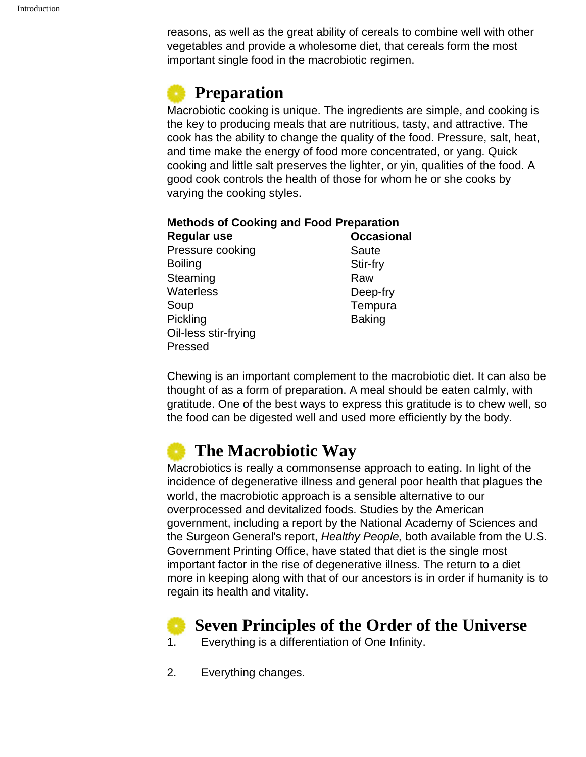reasons, as well as the great ability of cereals to combine well with other vegetables and provide a wholesome diet, that cereals form the most important single food in the macrobiotic regimen.

## Preparation

Macrobiotic cooking is unique. The ingredients are simple, and cooking is the key to producing meals that are nutritious, tasty, and attractive. The cook has the ability to change the quality of the food. Pressure, salt, heat, and time make the energy of food more concentrated, or yang. Quick cooking and little salt preserves the lighter, or yin, qualities of the food. A good cook controls the health of those for whom he or she cooks by varying the cooking styles.

**Methods of Cooking and Food Preparation**

| Regular use | Occasional |
|---|---|
| Pressure cooking | Saute |
| Boiling | Stir-fry |
| Steaming | Raw |
| Waterless | Deep-fry |
| Soup | Tempura |
| Pickling | Baking |
| Oil-less stir-frying | |
| Pressed | |

Chewing is an important complement to the macrobiotic diet. It can also be thought of as a form of preparation. A meal should be eaten calmly, with gratitude. One of the best ways to express this gratitude is to chew well, so the food can be digested well and used more efficiently by the body.

## The Macrobiotic Way

Macrobiotics is really a commonsense approach to eating. In light of the incidence of degenerative illness and general poor health that plagues the world, the macrobiotic approach is a sensible alternative to our overprocessed and devitalized foods. Studies by the American government, including a report by the National Academy of Sciences and the Surgeon General's report, *Healthy People,* both available from the U.S. Government Printing Office, have stated that diet is the single most important factor in the rise of degenerative illness. The return to a diet more in keeping along with that of our ancestors is in order if humanity is to regain its health and vitality.

## Seven Principles of the Order of the Universe

1. Everything is a differentiation of One Infinity.

2. Everything changes.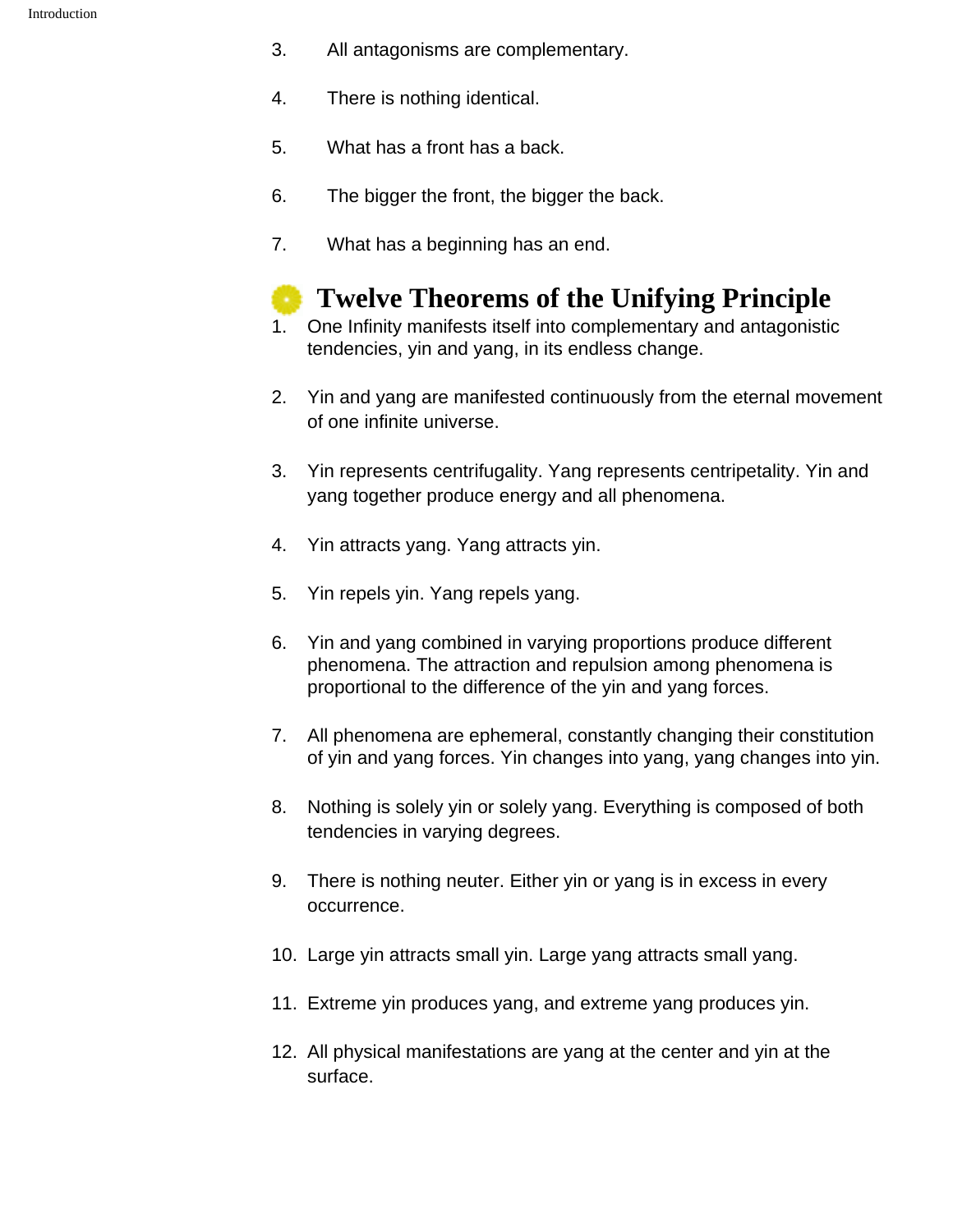3. All antagonisms are complementary.

4. There is nothing identical.

5. What has a front has a back.

6. The bigger the front, the bigger the back.

7. What has a beginning has an end.

## Twelve Theorems of the Unifying Principle

1. One Infinity manifests itself into complementary and antagonistic tendencies, yin and yang, in its endless change.

2. Yin and yang are manifested continuously from the eternal movement of one infinite universe.

3. Yin represents centrifugality. Yang represents centripetality. Yin and yang together produce energy and all phenomena.

4. Yin attracts yang. Yang attracts yin.

5. Yin repels yin. Yang repels yang.

6. Yin and yang combined in varying proportions produce different phenomena. The attraction and repulsion among phenomena is proportional to the difference of the yin and yang forces.

7. All phenomena are ephemeral, constantly changing their constitution of yin and yang forces. Yin changes into yang, yang changes into yin.

8. Nothing is solely yin or solely yang. Everything is composed of both tendencies in varying degrees.

9. There is nothing neuter. Either yin or yang is in excess in every occurrence.

10. Large yin attracts small yin. Large yang attracts small yang.

11. Extreme yin produces yang, and extreme yang produces yin.

12. All physical manifestations are yang at the center and yin at the surface.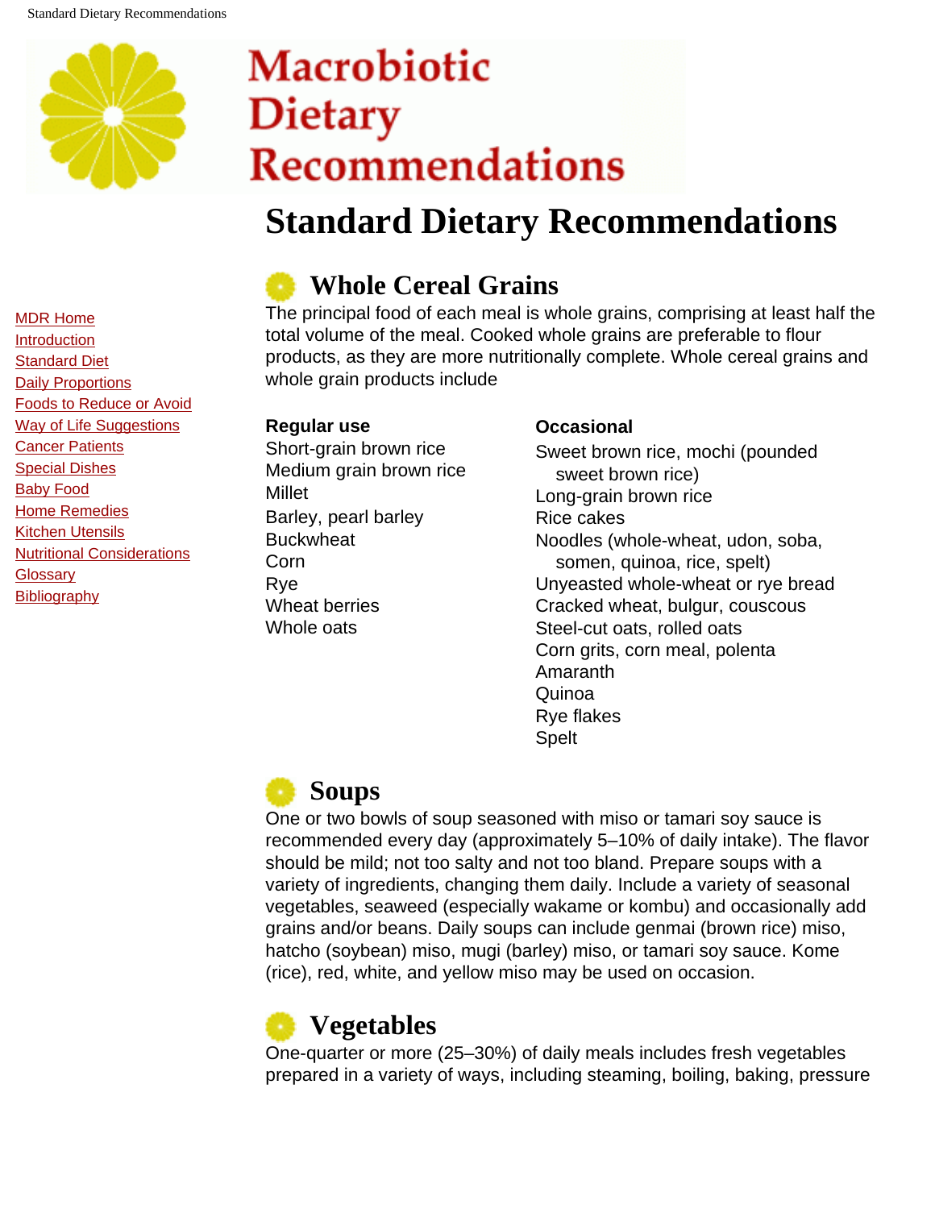# Macrobiotic Dietary Recommendations

- MDR Home
- Introduction
- Standard Diet
- Daily Proportions
- Foods to Reduce or Avoid
- Way of Life Suggestions
- Cancer Patients
- Special Dishes
- Baby Food
- Home Remedies
- Kitchen Utensils
- Nutritional Considerations
- Glossary
- Bibliography

## Standard Dietary Recommendations

### Whole Cereal Grains

The principal food of each meal is whole grains, comprising at least half the total volume of the meal. Cooked whole grains are preferable to flour products, as they are more nutritionally complete. Whole cereal grains and whole grain products include

**Regular use**

Short-grain brown rice
Medium grain brown rice
Millet
Barley, pearl barley
Buckwheat
Corn
Rye
Wheat berries
Whole oats

**Occasional**

Sweet brown rice, mochi (pounded sweet brown rice)
Long-grain brown rice
Rice cakes
Noodles (whole-wheat, udon, soba, somen, quinoa, rice, spelt)
Unyeasted whole-wheat or rye bread
Cracked wheat, bulgur, couscous
Steel-cut oats, rolled oats
Corn grits, corn meal, polenta
Amaranth
Quinoa
Rye flakes
Spelt

### Soups

One or two bowls of soup seasoned with miso or tamari soy sauce is recommended every day (approximately 5–10% of daily intake). The flavor should be mild; not too salty and not too bland. Prepare soups with a variety of ingredients, changing them daily. Include a variety of seasonal vegetables, seaweed (especially wakame or kombu) and occasionally add grains and/or beans. Daily soups can include genmai (brown rice) miso, hatcho (soybean) miso, mugi (barley) miso, or tamari soy sauce. Kome (rice), red, white, and yellow miso may be used on occasion.

### Vegetables

One-quarter or more (25–30%) of daily meals includes fresh vegetables prepared in a variety of ways, including steaming, boiling, baking, pressure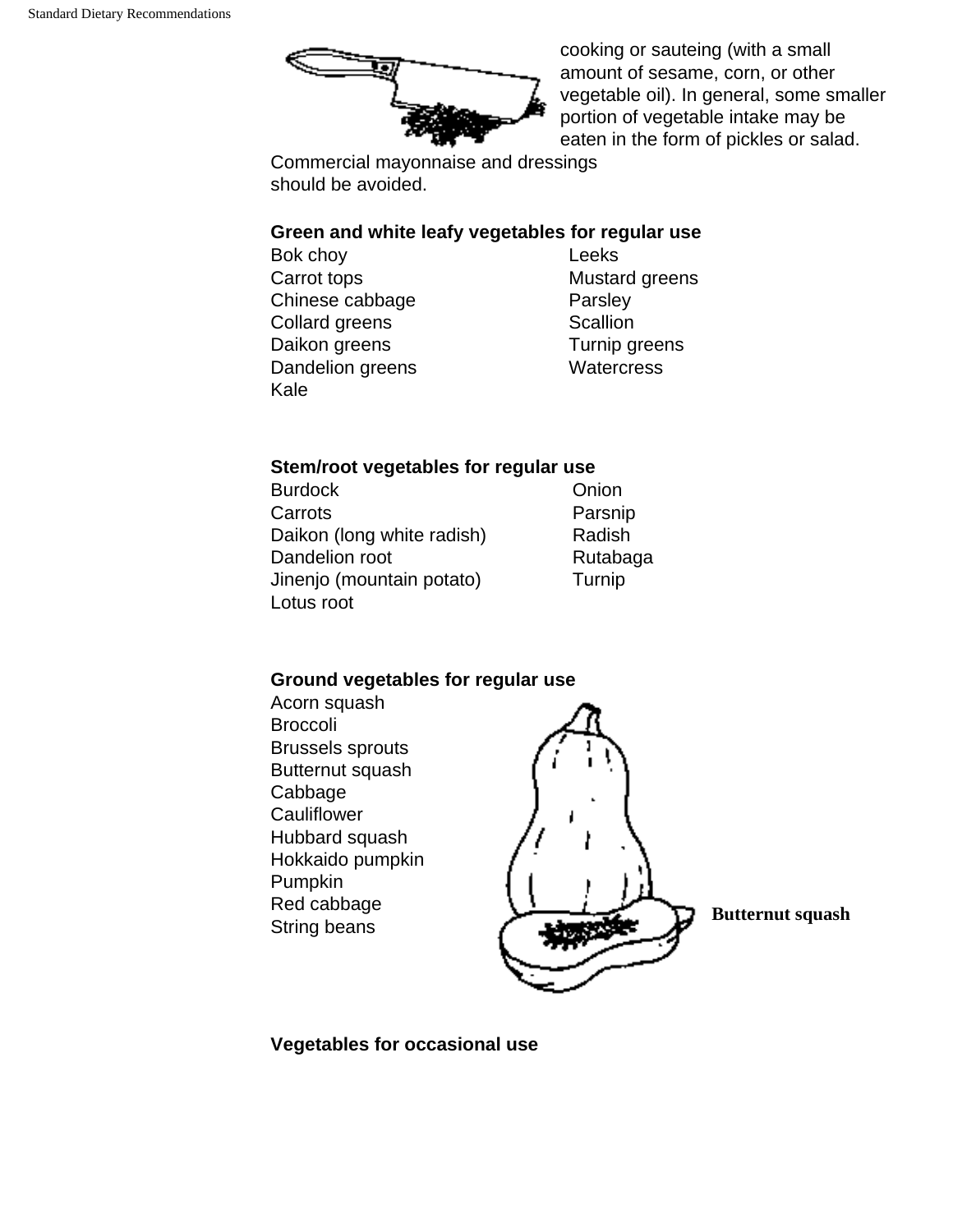cooking or sauteing (with a small amount of sesame, corn, or other vegetable oil). In general, some smaller portion of vegetable intake may be eaten in the form of pickles or salad. Commercial mayonnaise and dressings should be avoided.

**Green and white leafy vegetables for regular use**

- Bok choy
- Carrot tops
- Chinese cabbage
- Collard greens
- Daikon greens
- Dandelion greens
- Kale
- Leeks
- Mustard greens
- Parsley
- Scallion
- Turnip greens
- Watercress

**Stem/root vegetables for regular use**

- Burdock
- Carrots
- Daikon (long white radish)
- Dandelion root
- Jinenjo (mountain potato)
- Lotus root
- Onion
- Parsnip
- Radish
- Rutabaga
- Turnip

**Ground vegetables for regular use**

- Acorn squash
- Broccoli
- Brussels sprouts
- Butternut squash
- Cabbage
- Cauliflower
- Hubbard squash
- Hokkaido pumpkin
- Pumpkin
- Red cabbage
- String beans

**Butternut squash**

**Vegetables for occasional use**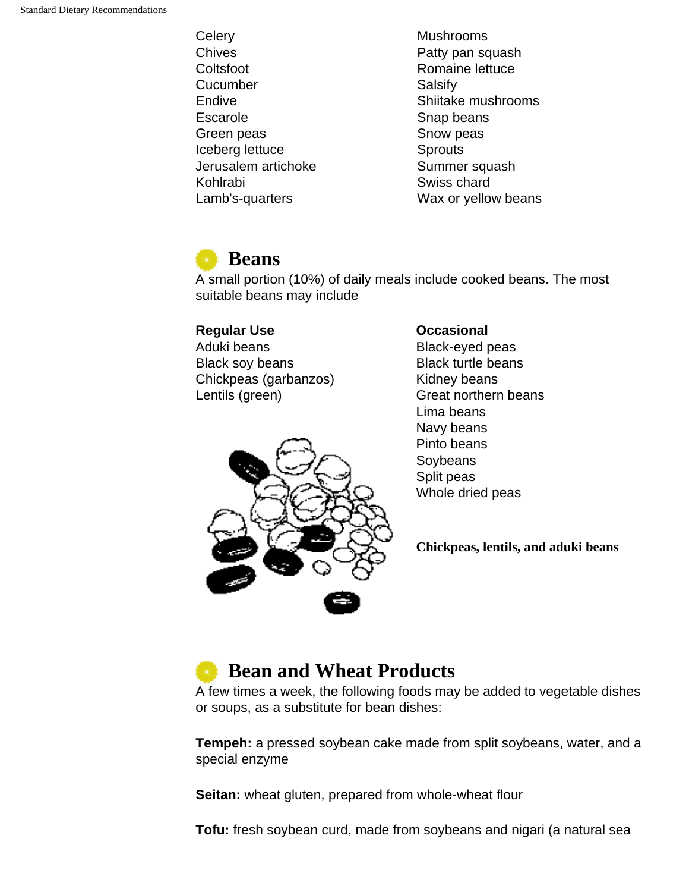Celery
Chives
Coltsfoot
Cucumber
Endive
Escarole
Green peas
Iceberg lettuce
Jerusalem artichoke
Kohlrabi
Lamb's-quarters
Mushrooms
Patty pan squash
Romaine lettuce
Salsify
Shiitake mushrooms
Snap beans
Snow peas
Sprouts
Summer squash
Swiss chard
Wax or yellow beans

## Beans

A small portion (10%) of daily meals include cooked beans. The most suitable beans may include

**Regular Use**

Aduki beans
Black soy beans
Chickpeas (garbanzos)
Lentils (green)

**Occasional**

Black-eyed peas
Black turtle beans
Kidney beans
Great northern beans
Lima beans
Navy beans
Pinto beans
Soybeans
Split peas
Whole dried peas

**Chickpeas, lentils, and aduki beans**

## Bean and Wheat Products

A few times a week, the following foods may be added to vegetable dishes or soups, as a substitute for bean dishes:

**Tempeh:** a pressed soybean cake made from split soybeans, water, and a special enzyme

**Seitan:** wheat gluten, prepared from whole-wheat flour

**Tofu:** fresh soybean curd, made from soybeans and nigari (a natural sea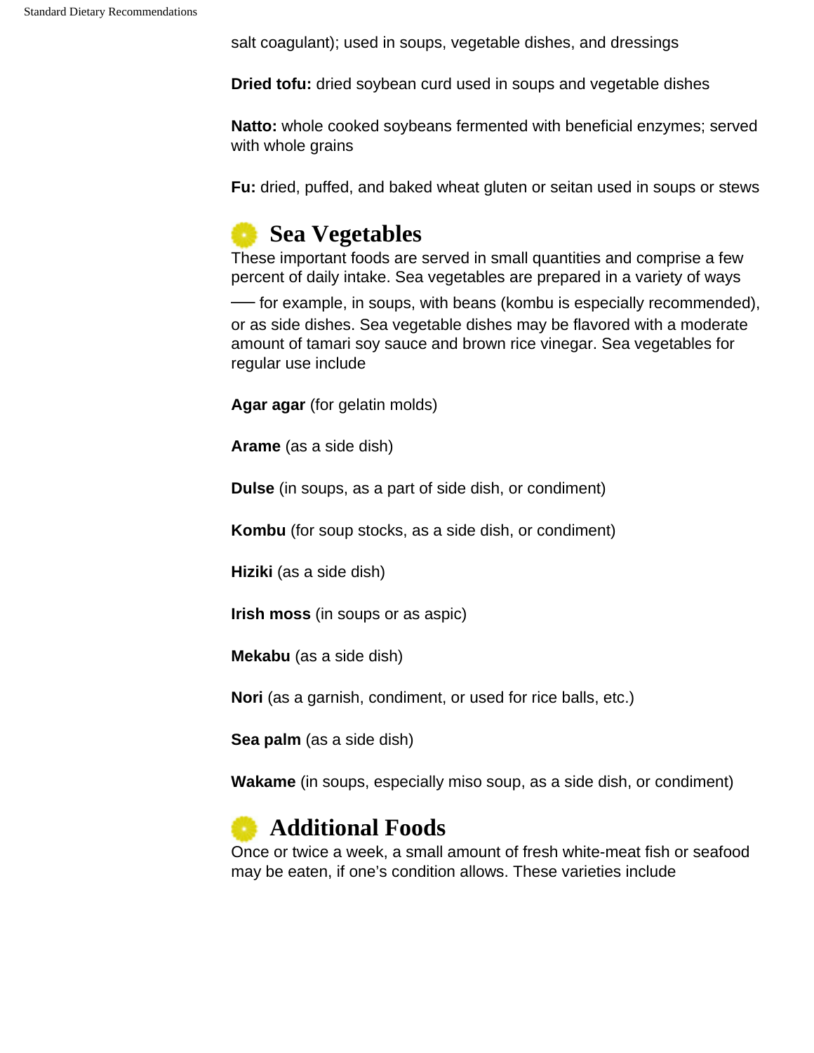salt coagulant); used in soups, vegetable dishes, and dressings

**Dried tofu:** dried soybean curd used in soups and vegetable dishes

**Natto:** whole cooked soybeans fermented with beneficial enzymes; served with whole grains

**Fu:** dried, puffed, and baked wheat gluten or seitan used in soups or stews

## Sea Vegetables

These important foods are served in small quantities and comprise a few percent of daily intake. Sea vegetables are prepared in a variety of ways — for example, in soups, with beans (kombu is especially recommended), or as side dishes. Sea vegetable dishes may be flavored with a moderate amount of tamari soy sauce and brown rice vinegar. Sea vegetables for regular use include

**Agar agar** (for gelatin molds)

**Arame** (as a side dish)

**Dulse** (in soups, as a part of side dish, or condiment)

**Kombu** (for soup stocks, as a side dish, or condiment)

**Hiziki** (as a side dish)

**Irish moss** (in soups or as aspic)

**Mekabu** (as a side dish)

**Nori** (as a garnish, condiment, or used for rice balls, etc.)

**Sea palm** (as a side dish)

**Wakame** (in soups, especially miso soup, as a side dish, or condiment)

## Additional Foods

Once or twice a week, a small amount of fresh white-meat fish or seafood may be eaten, if one's condition allows. These varieties include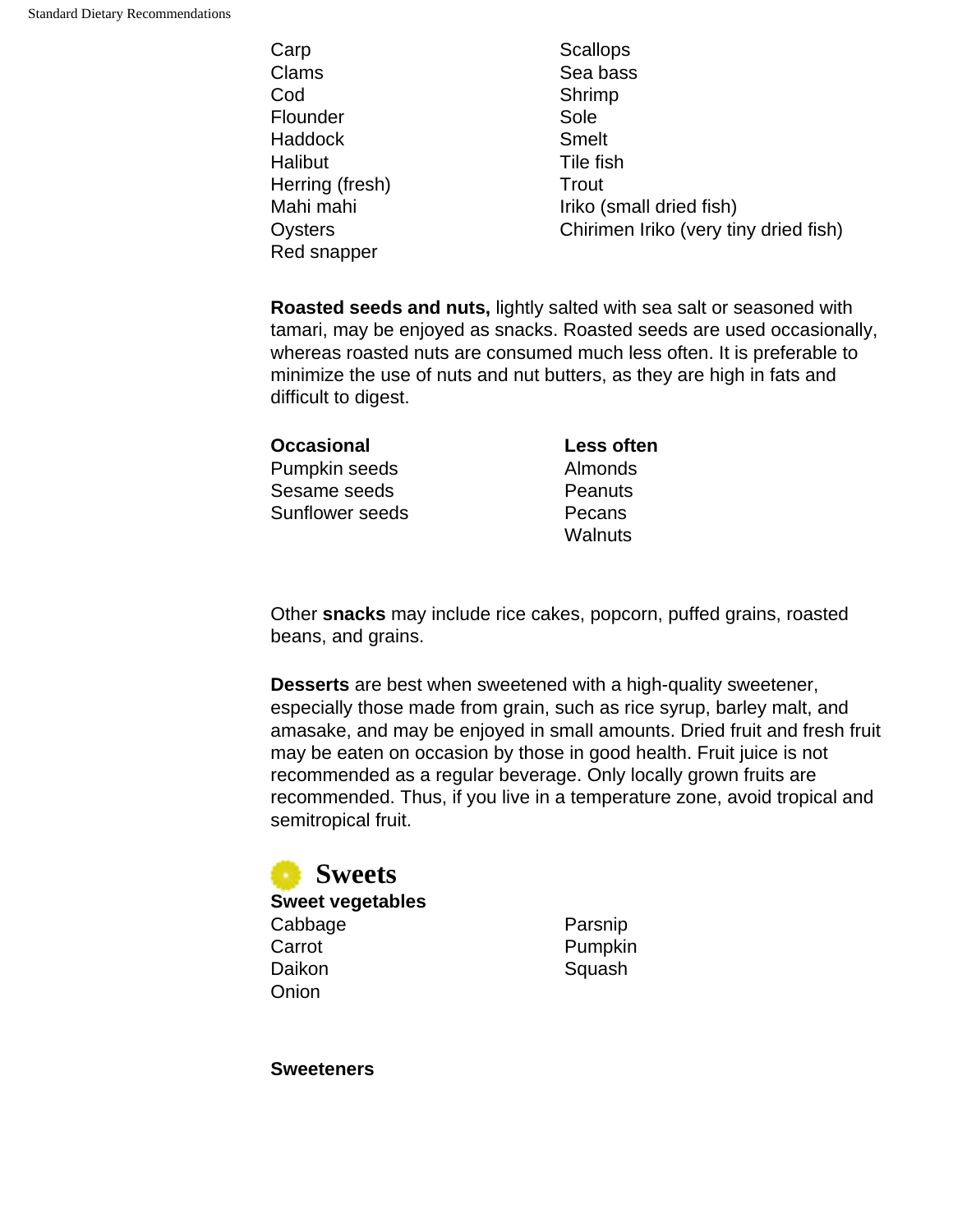Carp
Clams
Cod
Flounder
Haddock
Halibut
Herring (fresh)
Mahi mahi
Oysters
Red snapper
Scallops
Sea bass
Shrimp
Sole
Smelt
Tile fish
Trout
Iriko (small dried fish)
Chirimen Iriko (very tiny dried fish)

**Roasted seeds and nuts,** lightly salted with sea salt or seasoned with tamari, may be enjoyed as snacks. Roasted seeds are used occasionally, whereas roasted nuts are consumed much less often. It is preferable to minimize the use of nuts and nut butters, as they are high in fats and difficult to digest.

| **Occasional** | **Less often** |
| --- | --- |
| Pumpkin seeds | Almonds |
| Sesame seeds | Peanuts |
| Sunflower seeds | Pecans |
| | Walnuts |

Other **snacks** may include rice cakes, popcorn, puffed grains, roasted beans, and grains.

**Desserts** are best when sweetened with a high-quality sweetener, especially those made from grain, such as rice syrup, barley malt, and amasake, and may be enjoyed in small amounts. Dried fruit and fresh fruit may be eaten on occasion by those in good health. Fruit juice is not recommended as a regular beverage. Only locally grown fruits are recommended. Thus, if you live in a temperature zone, avoid tropical and semitropical fruit.

## Sweets

**Sweet vegetables**

Cabbage
Carrot
Daikon
Onion
Parsnip
Pumpkin
Squash

**Sweeteners**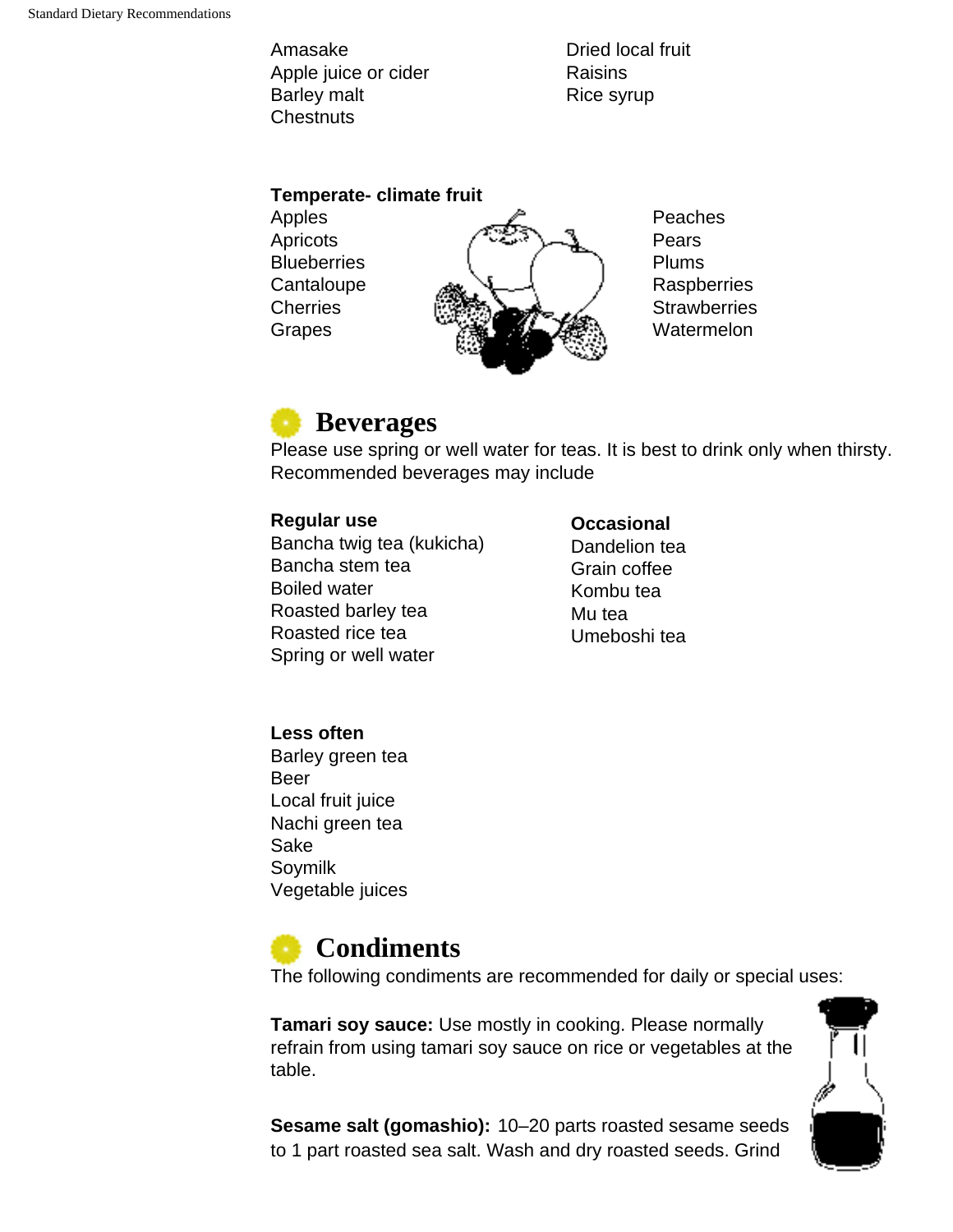Amasake
Apple juice or cider
Barley malt
Chestnuts
Dried local fruit
Raisins
Rice syrup

**Temperate- climate fruit**

Apples
Apricots
Blueberries
Cantaloupe
Cherries
Grapes
Peaches
Pears
Plums
Raspberries
Strawberries
Watermelon

## Beverages

Please use spring or well water for teas. It is best to drink only when thirsty. Recommended beverages may include

**Regular use**

Bancha twig tea (kukicha)
Bancha stem tea
Boiled water
Roasted barley tea
Roasted rice tea
Spring or well water

**Occasional**

Dandelion tea
Grain coffee
Kombu tea
Mu tea
Umeboshi tea

**Less often**

Barley green tea
Beer
Local fruit juice
Nachi green tea
Sake
Soymilk
Vegetable juices

## Condiments

The following condiments are recommended for daily or special uses:

**Tamari soy sauce:** Use mostly in cooking. Please normally refrain from using tamari soy sauce on rice or vegetables at the table.

**Sesame salt (gomashio):** 10–20 parts roasted sesame seeds to 1 part roasted sea salt. Wash and dry roasted seeds. Grind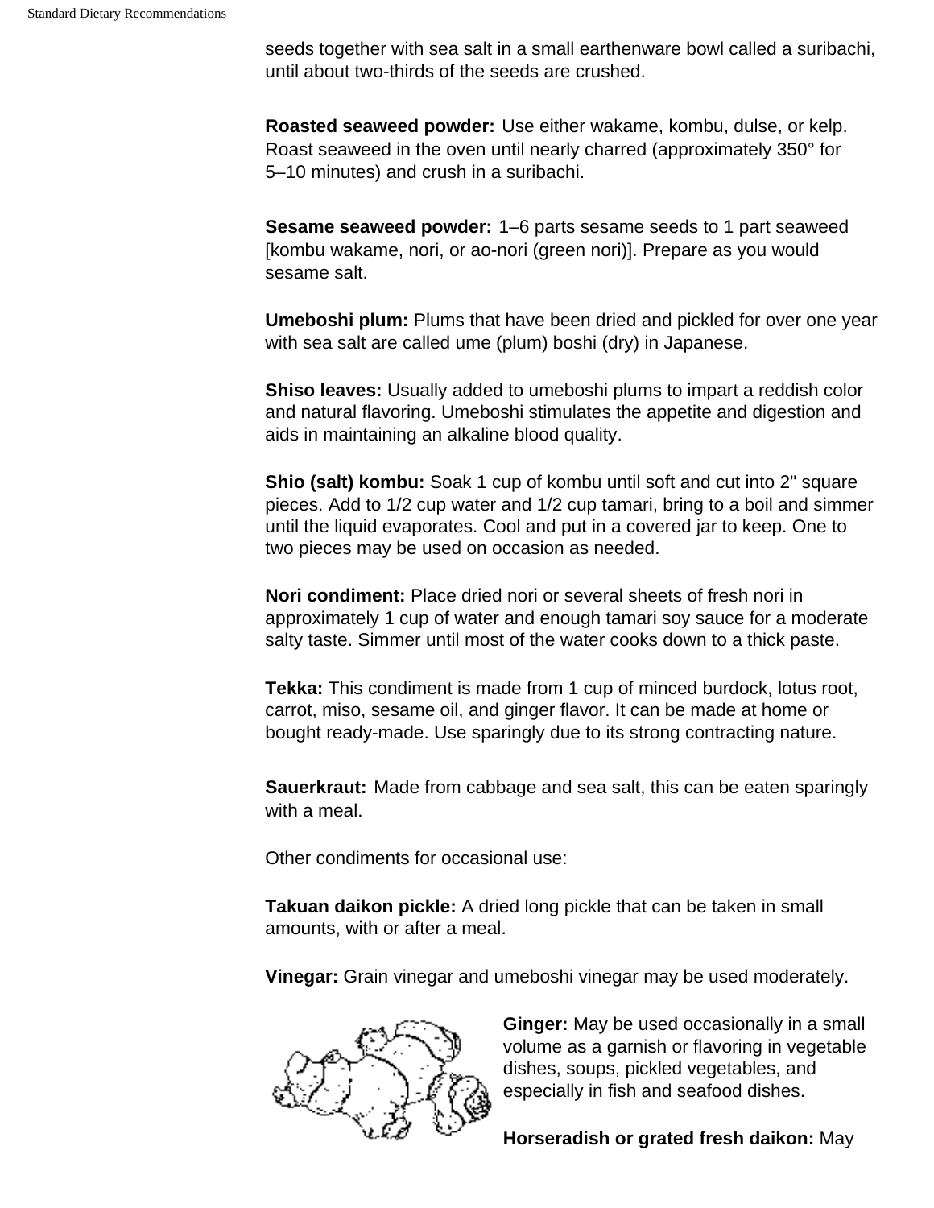seeds together with sea salt in a small earthenware bowl called a suribachi, until about two-thirds of the seeds are crushed.

**Roasted seaweed powder:** Use either wakame, kombu, dulse, or kelp. Roast seaweed in the oven until nearly charred (approximately 350° for 5–10 minutes) and crush in a suribachi.

**Sesame seaweed powder:** 1–6 parts sesame seeds to 1 part seaweed [kombu wakame, nori, or ao-nori (green nori)]. Prepare as you would sesame salt.

**Umeboshi plum:** Plums that have been dried and pickled for over one year with sea salt are called ume (plum) boshi (dry) in Japanese.

**Shiso leaves:** Usually added to umeboshi plums to impart a reddish color and natural flavoring. Umeboshi stimulates the appetite and digestion and aids in maintaining an alkaline blood quality.

**Shio (salt) kombu:** Soak 1 cup of kombu until soft and cut into 2" square pieces. Add to 1/2 cup water and 1/2 cup tamari, bring to a boil and simmer until the liquid evaporates. Cool and put in a covered jar to keep. One to two pieces may be used on occasion as needed.

**Nori condiment:** Place dried nori or several sheets of fresh nori in approximately 1 cup of water and enough tamari soy sauce for a moderate salty taste. Simmer until most of the water cooks down to a thick paste.

**Tekka:** This condiment is made from 1 cup of minced burdock, lotus root, carrot, miso, sesame oil, and ginger flavor. It can be made at home or bought ready-made. Use sparingly due to its strong contracting nature.

**Sauerkraut:** Made from cabbage and sea salt, this can be eaten sparingly with a meal.

Other condiments for occasional use:

**Takuan daikon pickle:** A dried long pickle that can be taken in small amounts, with or after a meal.

**Vinegar:** Grain vinegar and umeboshi vinegar may be used moderately.

**Ginger:** May be used occasionally in a small volume as a garnish or flavoring in vegetable dishes, soups, pickled vegetables, and especially in fish and seafood dishes.

**Horseradish or grated fresh daikon:** May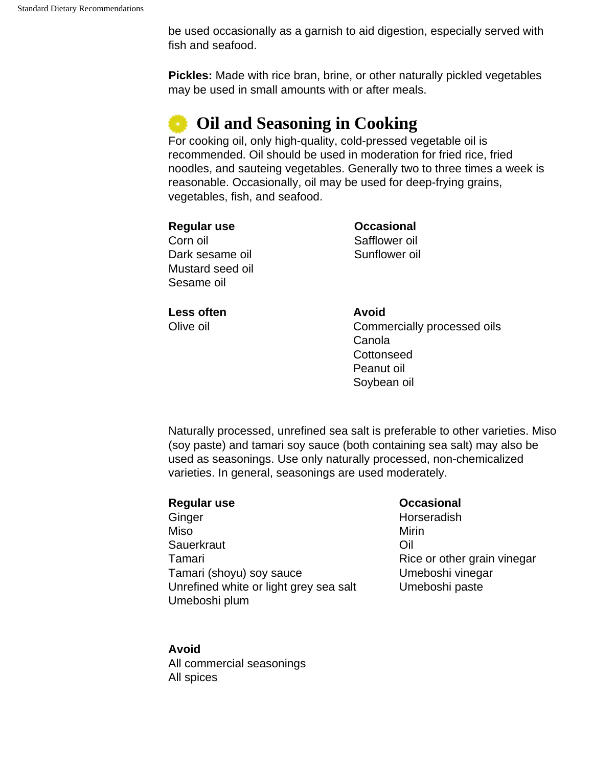be used occasionally as a garnish to aid digestion, especially served with fish and seafood.

**Pickles:** Made with rice bran, brine, or other naturally pickled vegetables may be used in small amounts with or after meals.

## Oil and Seasoning in Cooking

For cooking oil, only high-quality, cold-pressed vegetable oil is recommended. Oil should be used in moderation for fried rice, fried noodles, and sauteing vegetables. Generally two to three times a week is reasonable. Occasionally, oil may be used for deep-frying grains, vegetables, fish, and seafood.

**Regular use**
Corn oil
Dark sesame oil
Mustard seed oil
Sesame oil

**Occasional**
Safflower oil
Sunflower oil

**Less often**
Olive oil

**Avoid**
Commercially processed oils
Canola
Cottonseed
Peanut oil
Soybean oil

Naturally processed, unrefined sea salt is preferable to other varieties. Miso (soy paste) and tamari soy sauce (both containing sea salt) may also be used as seasonings. Use only naturally processed, non-chemicalized varieties. In general, seasonings are used moderately.

**Regular use**
Ginger
Miso
Sauerkraut
Tamari
Tamari (shoyu) soy sauce
Unrefined white or light grey sea salt
Umeboshi plum

**Occasional**
Horseradish
Mirin
Oil
Rice or other grain vinegar
Umeboshi vinegar
Umeboshi paste

**Avoid**
All commercial seasonings
All spices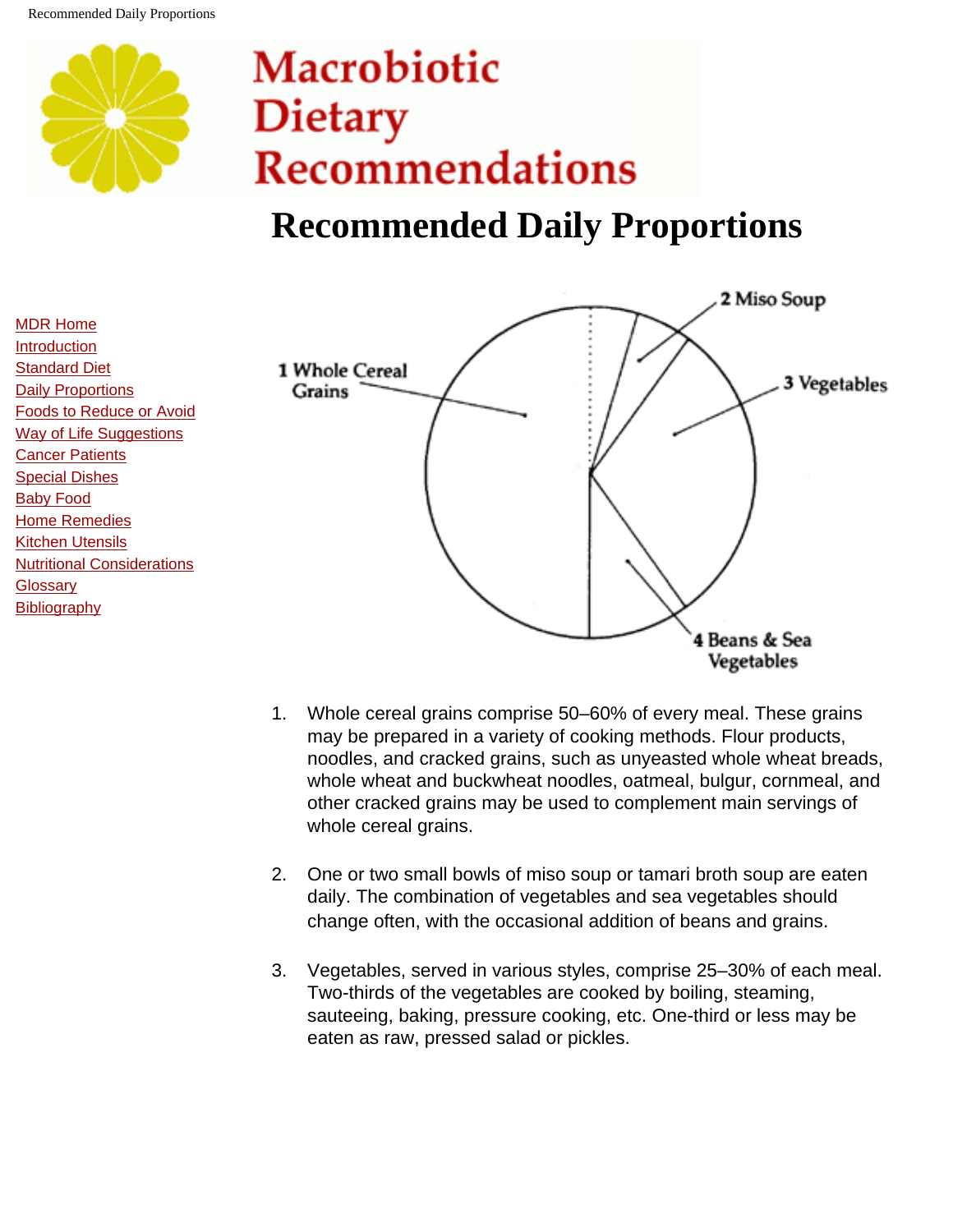# Macrobiotic Dietary Recommendations

- MDR Home
- Introduction
- Standard Diet
- Daily Proportions
- Foods to Reduce or Avoid
- Way of Life Suggestions
- Cancer Patients
- Special Dishes
- Baby Food
- Home Remedies
- Kitchen Utensils
- Nutritional Considerations
- Glossary
- Bibliography

# Recommended Daily Proportions

1 Whole Cereal Grains

2 Miso Soup

3 Vegetables

4 Beans & Sea Vegetables

1. Whole cereal grains comprise 50–60% of every meal. These grains may be prepared in a variety of cooking methods. Flour products, noodles, and cracked grains, such as unyeasted whole wheat breads, whole wheat and buckwheat noodles, oatmeal, bulgur, cornmeal, and other cracked grains may be used to complement main servings of whole cereal grains.

2. One or two small bowls of miso soup or tamari broth soup are eaten daily. The combination of vegetables and sea vegetables should change often, with the occasional addition of beans and grains.

3. Vegetables, served in various styles, comprise 25–30% of each meal. Two-thirds of the vegetables are cooked by boiling, steaming, sauteeing, baking, pressure cooking, etc. One-third or less may be eaten as raw, pressed salad or pickles.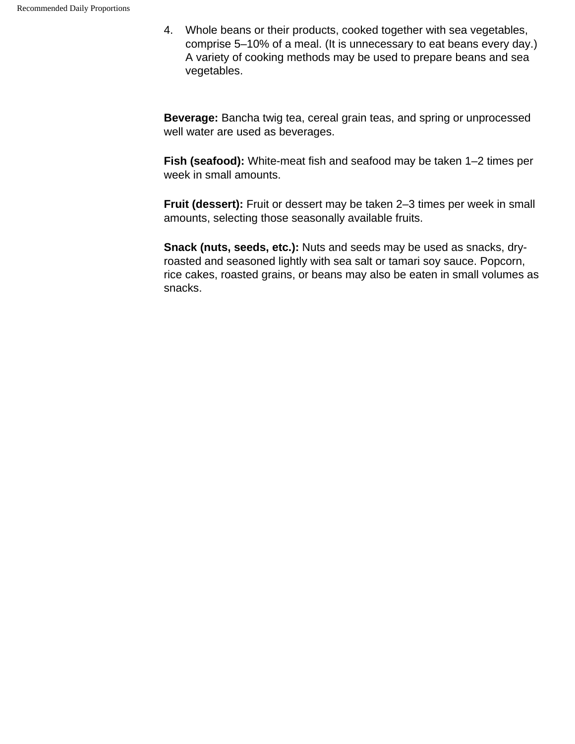4. Whole beans or their products, cooked together with sea vegetables, comprise 5–10% of a meal. (It is unnecessary to eat beans every day.) A variety of cooking methods may be used to prepare beans and sea vegetables.

**Beverage:** Bancha twig tea, cereal grain teas, and spring or unprocessed well water are used as beverages.

**Fish (seafood):** White-meat fish and seafood may be taken 1–2 times per week in small amounts.

**Fruit (dessert):** Fruit or dessert may be taken 2–3 times per week in small amounts, selecting those seasonally available fruits.

**Snack (nuts, seeds, etc.):** Nuts and seeds may be used as snacks, dry-roasted and seasoned lightly with sea salt or tamari soy sauce. Popcorn, rice cakes, roasted grains, or beans may also be eaten in small volumes as snacks.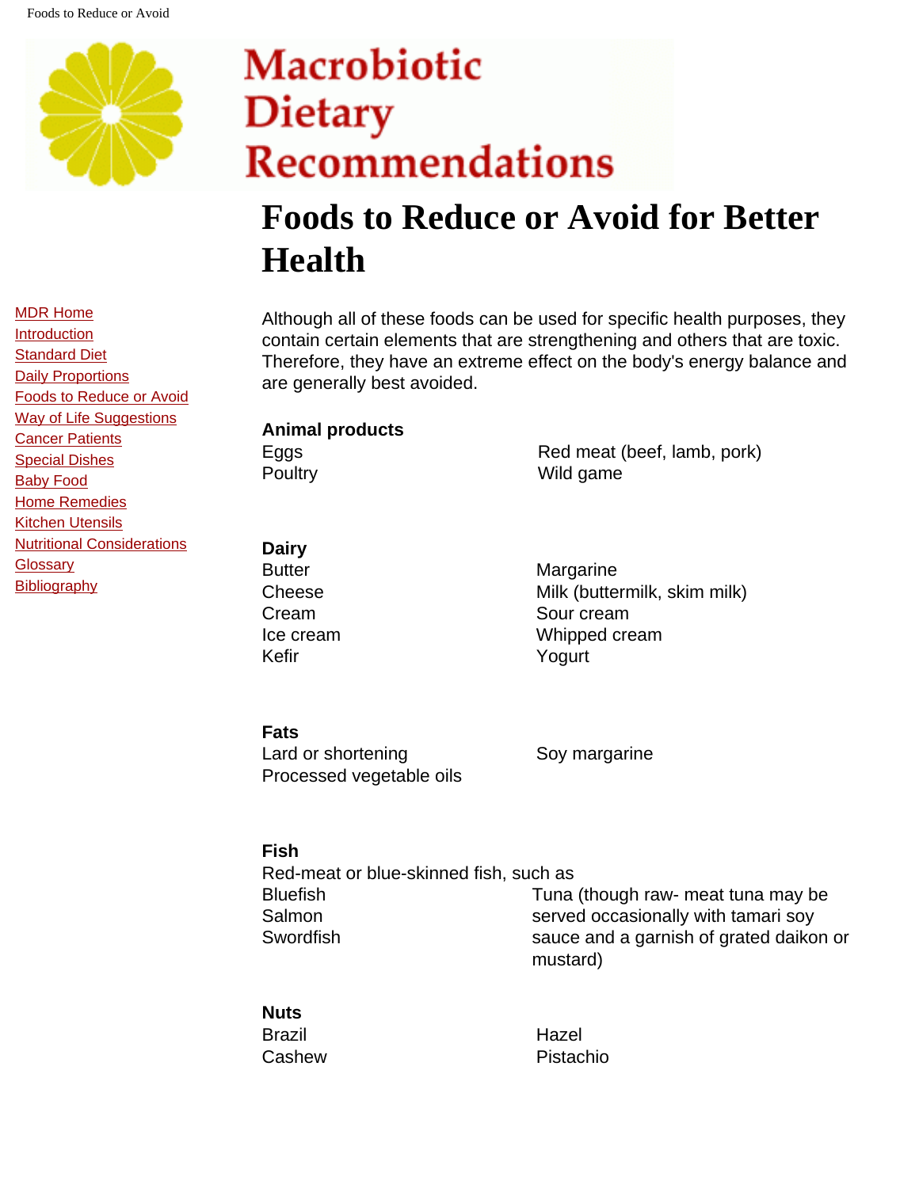# Macrobiotic Dietary Recommendations

[MDR Home](#)
[Introduction](#)
[Standard Diet](#)
[Daily Proportions](#)
[Foods to Reduce or Avoid](#)
[Way of Life Suggestions](#)
[Cancer Patients](#)
[Special Dishes](#)
[Baby Food](#)
[Home Remedies](#)
[Kitchen Utensils](#)
[Nutritional Considerations](#)
[Glossary](#)
[Bibliography](#)

# Foods to Reduce or Avoid for Better Health

Although all of these foods can be used for specific health purposes, they contain certain elements that are strengthening and others that are toxic. Therefore, they have an extreme effect on the body's energy balance and are generally best avoided.

**Animal products**

Eggs
Poultry
Red meat (beef, lamb, pork)
Wild game

**Dairy**

Butter
Cheese
Cream
Ice cream
Kefir
Margarine
Milk (buttermilk, skim milk)
Sour cream
Whipped cream
Yogurt

**Fats**

Lard or shortening
Processed vegetable oils
Soy margarine

**Fish**

Red-meat or blue-skinned fish, such as

Bluefish
Salmon
Swordfish
Tuna (though raw- meat tuna may be served occasionally with tamari soy sauce and a garnish of grated daikon or mustard)

**Nuts**

Brazil
Cashew
Hazel
Pistachio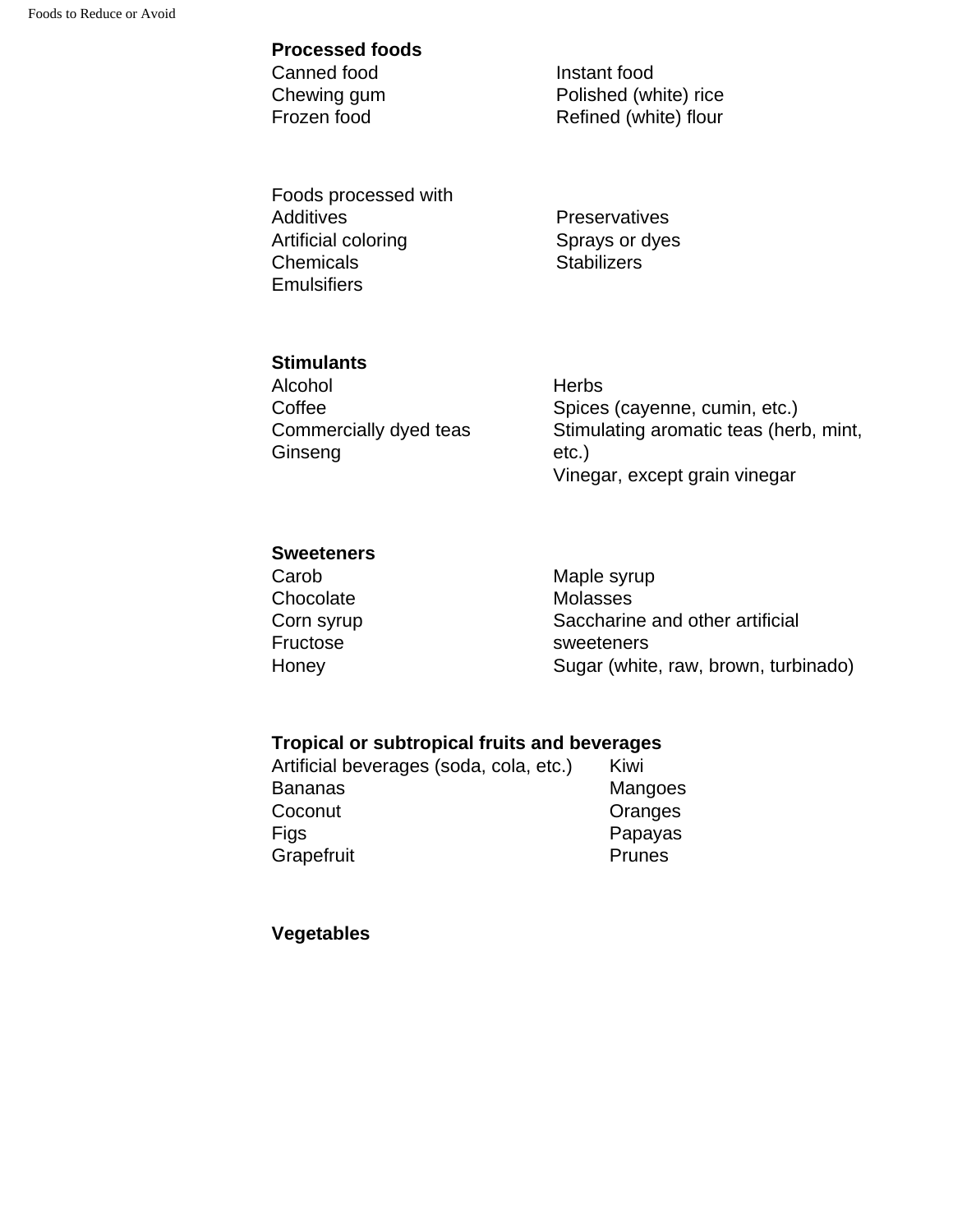**Processed foods**

- Canned food
- Chewing gum
- Frozen food
- Instant food
- Polished (white) rice
- Refined (white) flour

Foods processed with

- Additives
- Artificial coloring
- Chemicals
- Emulsifiers
- Preservatives
- Sprays or dyes
- Stabilizers

**Stimulants**

- Alcohol
- Coffee
- Commercially dyed teas
- Ginseng
- Herbs
- Spices (cayenne, cumin, etc.)
- Stimulating aromatic teas (herb, mint, etc.)
- Vinegar, except grain vinegar

**Sweeteners**

- Carob
- Chocolate
- Corn syrup
- Fructose
- Honey
- Maple syrup
- Molasses
- Saccharine and other artificial sweeteners
- Sugar (white, raw, brown, turbinado)

**Tropical or subtropical fruits and beverages**

- Artificial beverages (soda, cola, etc.)
- Bananas
- Coconut
- Figs
- Grapefruit
- Kiwi
- Mangoes
- Oranges
- Papayas
- Prunes

**Vegetables**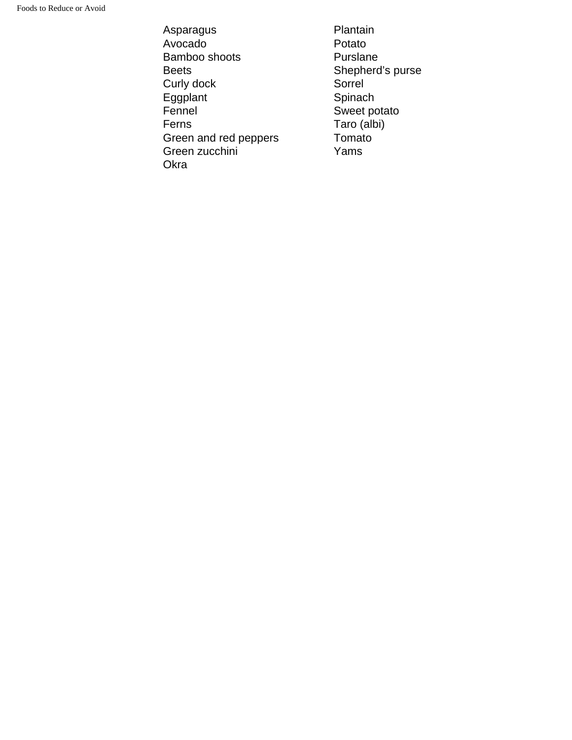- Asparagus
- Avocado
- Bamboo shoots
- Beets
- Curly dock
- Eggplant
- Fennel
- Ferns
- Green and red peppers
- Green zucchini
- Okra
- Plantain
- Potato
- Purslane
- Shepherd's purse
- Sorrel
- Spinach
- Sweet potato
- Taro (albi)
- Tomato
- Yams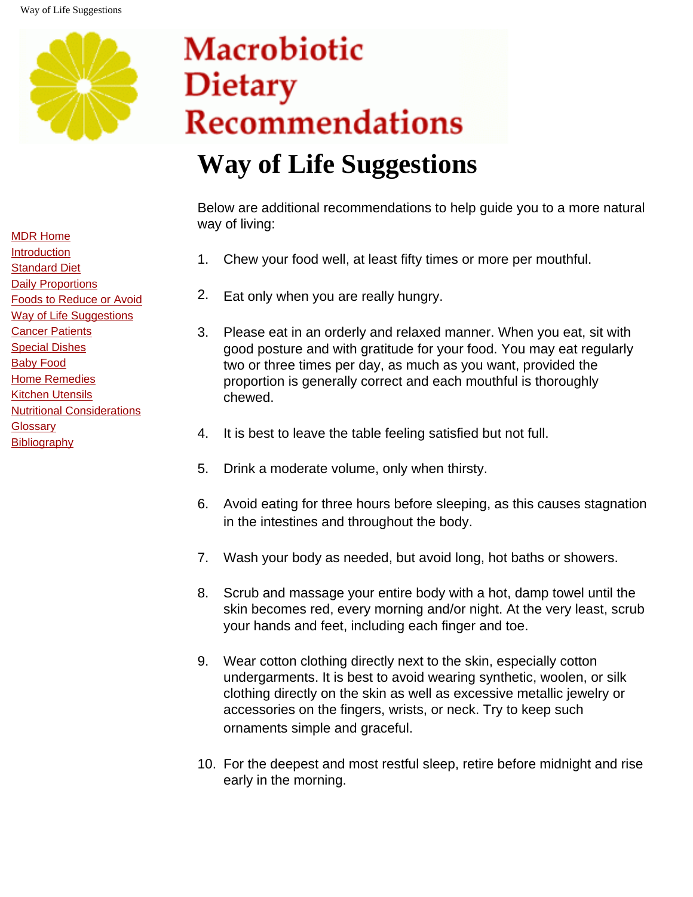# Macrobiotic Dietary Recommendations

- MDR Home
- Introduction
- Standard Diet
- Daily Proportions
- Foods to Reduce or Avoid
- Way of Life Suggestions
- Cancer Patients
- Special Dishes
- Baby Food
- Home Remedies
- Kitchen Utensils
- Nutritional Considerations
- Glossary
- Bibliography

## Way of Life Suggestions

Below are additional recommendations to help guide you to a more natural way of living:

1. Chew your food well, at least fifty times or more per mouthful.

2. Eat only when you are really hungry.

3. Please eat in an orderly and relaxed manner. When you eat, sit with good posture and with gratitude for your food. You may eat regularly two or three times per day, as much as you want, provided the proportion is generally correct and each mouthful is thoroughly chewed.

4. It is best to leave the table feeling satisfied but not full.

5. Drink a moderate volume, only when thirsty.

6. Avoid eating for three hours before sleeping, as this causes stagnation in the intestines and throughout the body.

7. Wash your body as needed, but avoid long, hot baths or showers.

8. Scrub and massage your entire body with a hot, damp towel until the skin becomes red, every morning and/or night. At the very least, scrub your hands and feet, including each finger and toe.

9. Wear cotton clothing directly next to the skin, especially cotton undergarments. It is best to avoid wearing synthetic, woolen, or silk clothing directly on the skin as well as excessive metallic jewelry or accessories on the fingers, wrists, or neck. Try to keep such ornaments simple and graceful.

10. For the deepest and most restful sleep, retire before midnight and rise early in the morning.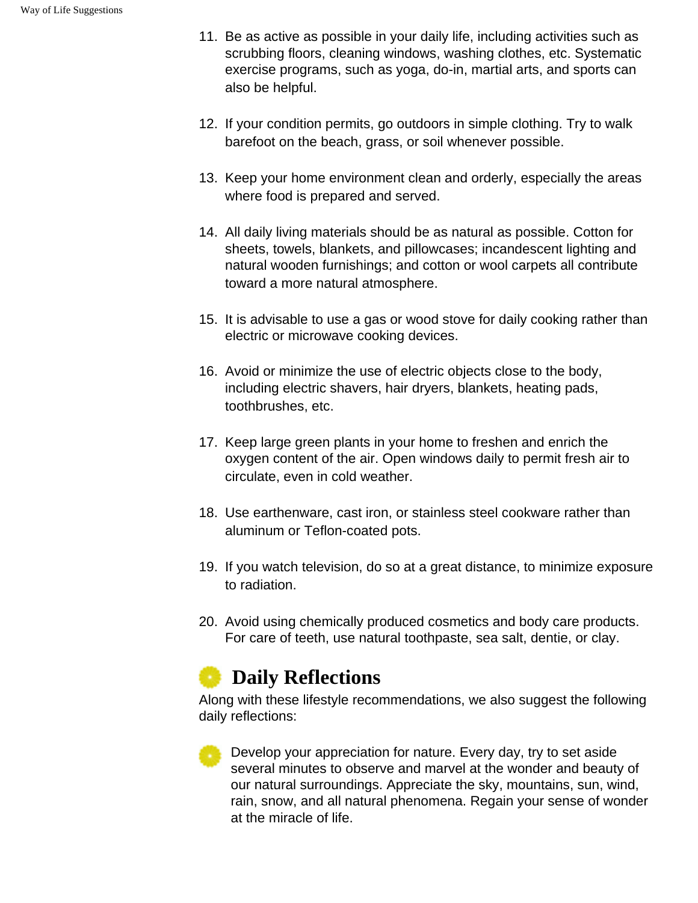11. Be as active as possible in your daily life, including activities such as scrubbing floors, cleaning windows, washing clothes, etc. Systematic exercise programs, such as yoga, do-in, martial arts, and sports can also be helpful.

12. If your condition permits, go outdoors in simple clothing. Try to walk barefoot on the beach, grass, or soil whenever possible.

13. Keep your home environment clean and orderly, especially the areas where food is prepared and served.

14. All daily living materials should be as natural as possible. Cotton for sheets, towels, blankets, and pillowcases; incandescent lighting and natural wooden furnishings; and cotton or wool carpets all contribute toward a more natural atmosphere.

15. It is advisable to use a gas or wood stove for daily cooking rather than electric or microwave cooking devices.

16. Avoid or minimize the use of electric objects close to the body, including electric shavers, hair dryers, blankets, heating pads, toothbrushes, etc.

17. Keep large green plants in your home to freshen and enrich the oxygen content of the air. Open windows daily to permit fresh air to circulate, even in cold weather.

18. Use earthenware, cast iron, or stainless steel cookware rather than aluminum or Teflon-coated pots.

19. If you watch television, do so at a great distance, to minimize exposure to radiation.

20. Avoid using chemically produced cosmetics and body care products. For care of teeth, use natural toothpaste, sea salt, dentie, or clay.

## Daily Reflections

Along with these lifestyle recommendations, we also suggest the following daily reflections:

- Develop your appreciation for nature. Every day, try to set aside several minutes to observe and marvel at the wonder and beauty of our natural surroundings. Appreciate the sky, mountains, sun, wind, rain, snow, and all natural phenomena. Regain your sense of wonder at the miracle of life.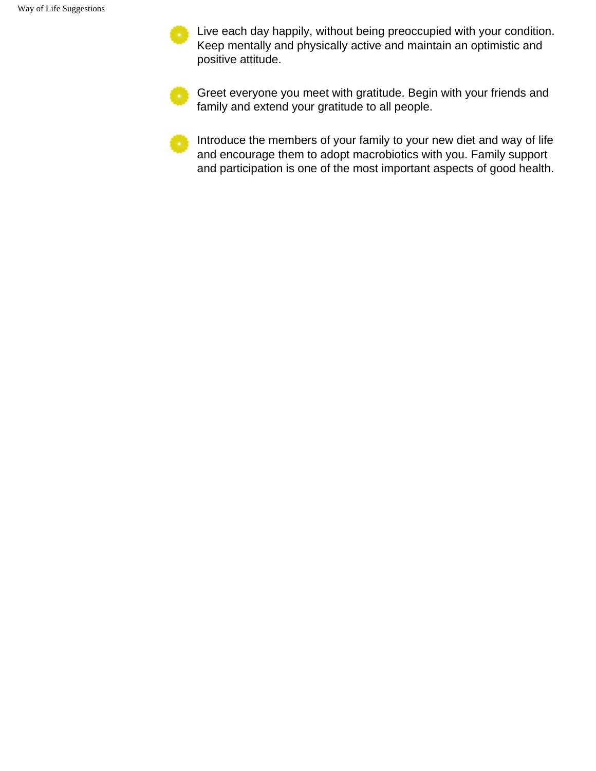- Live each day happily, without being preoccupied with your condition. Keep mentally and physically active and maintain an optimistic and positive attitude.

- Greet everyone you meet with gratitude. Begin with your friends and family and extend your gratitude to all people.

- Introduce the members of your family to your new diet and way of life and encourage them to adopt macrobiotics with you. Family support and participation is one of the most important aspects of good health.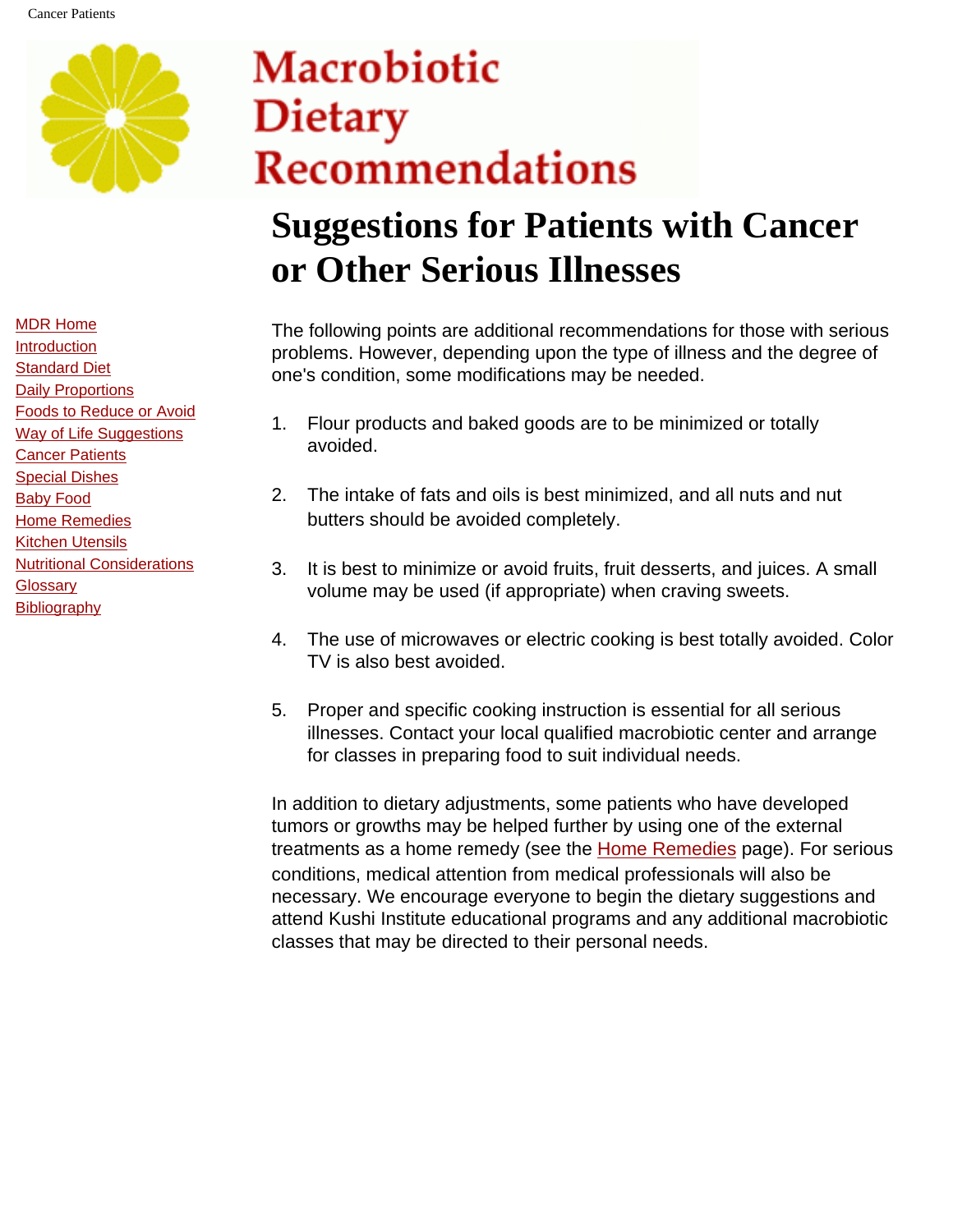# Macrobiotic Dietary Recommendations

- MDR Home
- Introduction
- Standard Diet
- Daily Proportions
- Foods to Reduce or Avoid
- Way of Life Suggestions
- Cancer Patients
- Special Dishes
- Baby Food
- Home Remedies
- Kitchen Utensils
- Nutritional Considerations
- Glossary
- Bibliography

## Suggestions for Patients with Cancer or Other Serious Illnesses

The following points are additional recommendations for those with serious problems. However, depending upon the type of illness and the degree of one's condition, some modifications may be needed.

1. Flour products and baked goods are to be minimized or totally avoided.

2. The intake of fats and oils is best minimized, and all nuts and nut butters should be avoided completely.

3. It is best to minimize or avoid fruits, fruit desserts, and juices. A small volume may be used (if appropriate) when craving sweets.

4. The use of microwaves or electric cooking is best totally avoided. Color TV is also best avoided.

5. Proper and specific cooking instruction is essential for all serious illnesses. Contact your local qualified macrobiotic center and arrange for classes in preparing food to suit individual needs.

In addition to dietary adjustments, some patients who have developed tumors or growths may be helped further by using one of the external treatments as a home remedy (see the Home Remedies page). For serious conditions, medical attention from medical professionals will also be necessary. We encourage everyone to begin the dietary suggestions and attend Kushi Institute educational programs and any additional macrobiotic classes that may be directed to their personal needs.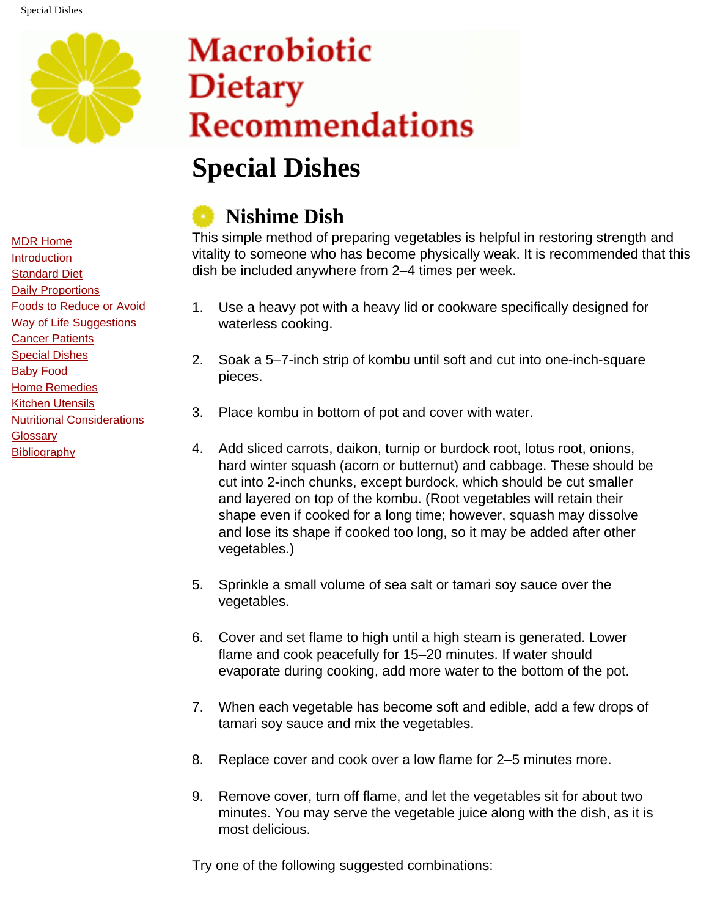# Macrobiotic Dietary Recommendations

- MDR Home
- Introduction
- Standard Diet
- Daily Proportions
- Foods to Reduce or Avoid
- Way of Life Suggestions
- Cancer Patients
- Special Dishes
- Baby Food
- Home Remedies
- Kitchen Utensils
- Nutritional Considerations
- Glossary
- Bibliography

# Special Dishes

## Nishime Dish

This simple method of preparing vegetables is helpful in restoring strength and vitality to someone who has become physically weak. It is recommended that this dish be included anywhere from 2–4 times per week.

1. Use a heavy pot with a heavy lid or cookware specifically designed for waterless cooking.

2. Soak a 5–7-inch strip of kombu until soft and cut into one-inch-square pieces.

3. Place kombu in bottom of pot and cover with water.

4. Add sliced carrots, daikon, turnip or burdock root, lotus root, onions, hard winter squash (acorn or butternut) and cabbage. These should be cut into 2-inch chunks, except burdock, which should be cut smaller and layered on top of the kombu. (Root vegetables will retain their shape even if cooked for a long time; however, squash may dissolve and lose its shape if cooked too long, so it may be added after other vegetables.)

5. Sprinkle a small volume of sea salt or tamari soy sauce over the vegetables.

6. Cover and set flame to high until a high steam is generated. Lower flame and cook peacefully for 15–20 minutes. If water should evaporate during cooking, add more water to the bottom of the pot.

7. When each vegetable has become soft and edible, add a few drops of tamari soy sauce and mix the vegetables.

8. Replace cover and cook over a low flame for 2–5 minutes more.

9. Remove cover, turn off flame, and let the vegetables sit for about two minutes. You may serve the vegetable juice along with the dish, as it is most delicious.

Try one of the following suggested combinations: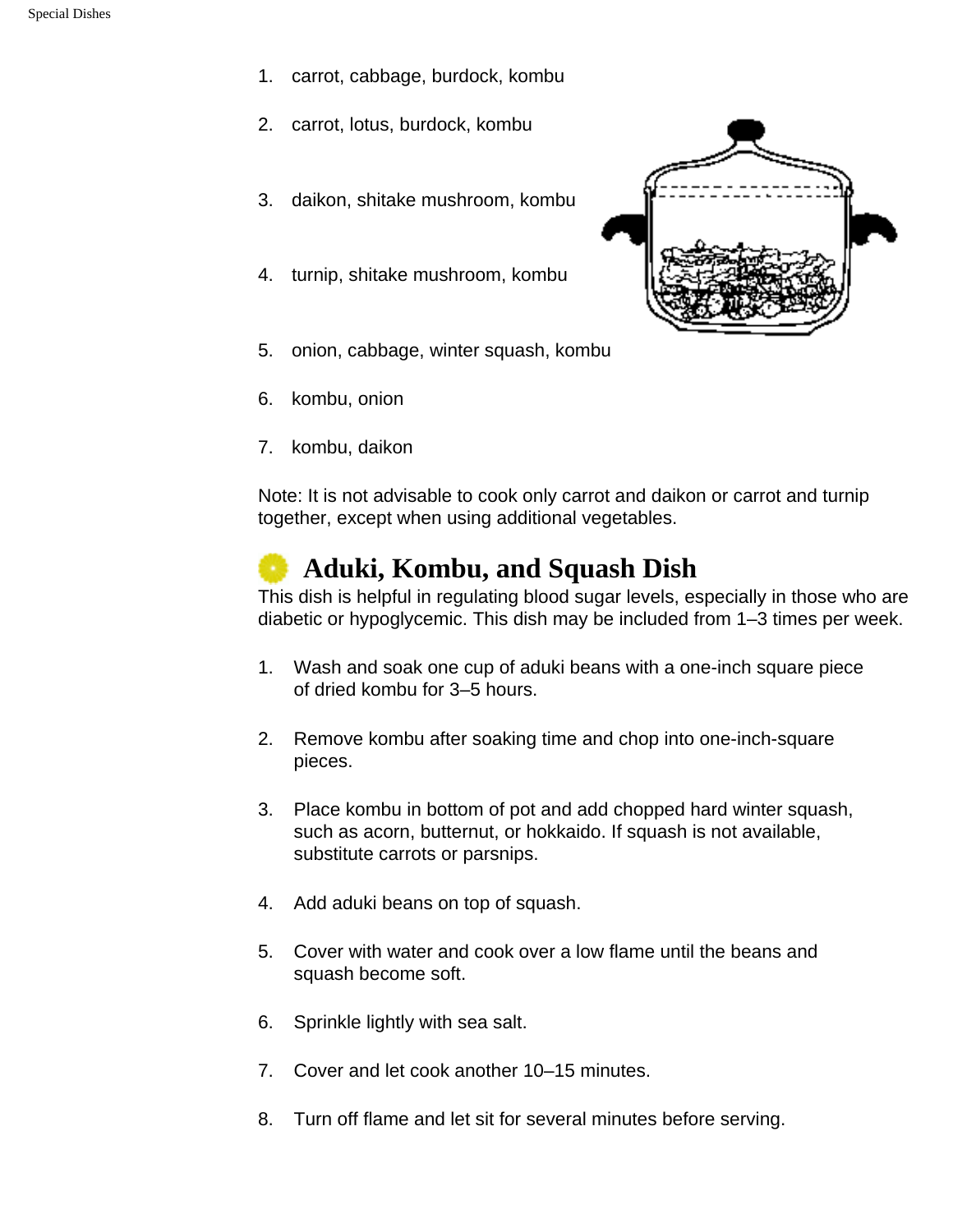1. carrot, cabbage, burdock, kombu
2. carrot, lotus, burdock, kombu
3. daikon, shitake mushroom, kombu
4. turnip, shitake mushroom, kombu
5. onion, cabbage, winter squash, kombu
6. kombu, onion
7. kombu, daikon

Note: It is not advisable to cook only carrot and daikon or carrot and turnip together, except when using additional vegetables.

## Aduki, Kombu, and Squash Dish

This dish is helpful in regulating blood sugar levels, especially in those who are diabetic or hypoglycemic. This dish may be included from 1–3 times per week.

1. Wash and soak one cup of aduki beans with a one-inch square piece of dried kombu for 3–5 hours.
2. Remove kombu after soaking time and chop into one-inch-square pieces.
3. Place kombu in bottom of pot and add chopped hard winter squash, such as acorn, butternut, or hokkaido. If squash is not available, substitute carrots or parsnips.
4. Add aduki beans on top of squash.
5. Cover with water and cook over a low flame until the beans and squash become soft.
6. Sprinkle lightly with sea salt.
7. Cover and let cook another 10–15 minutes.
8. Turn off flame and let sit for several minutes before serving.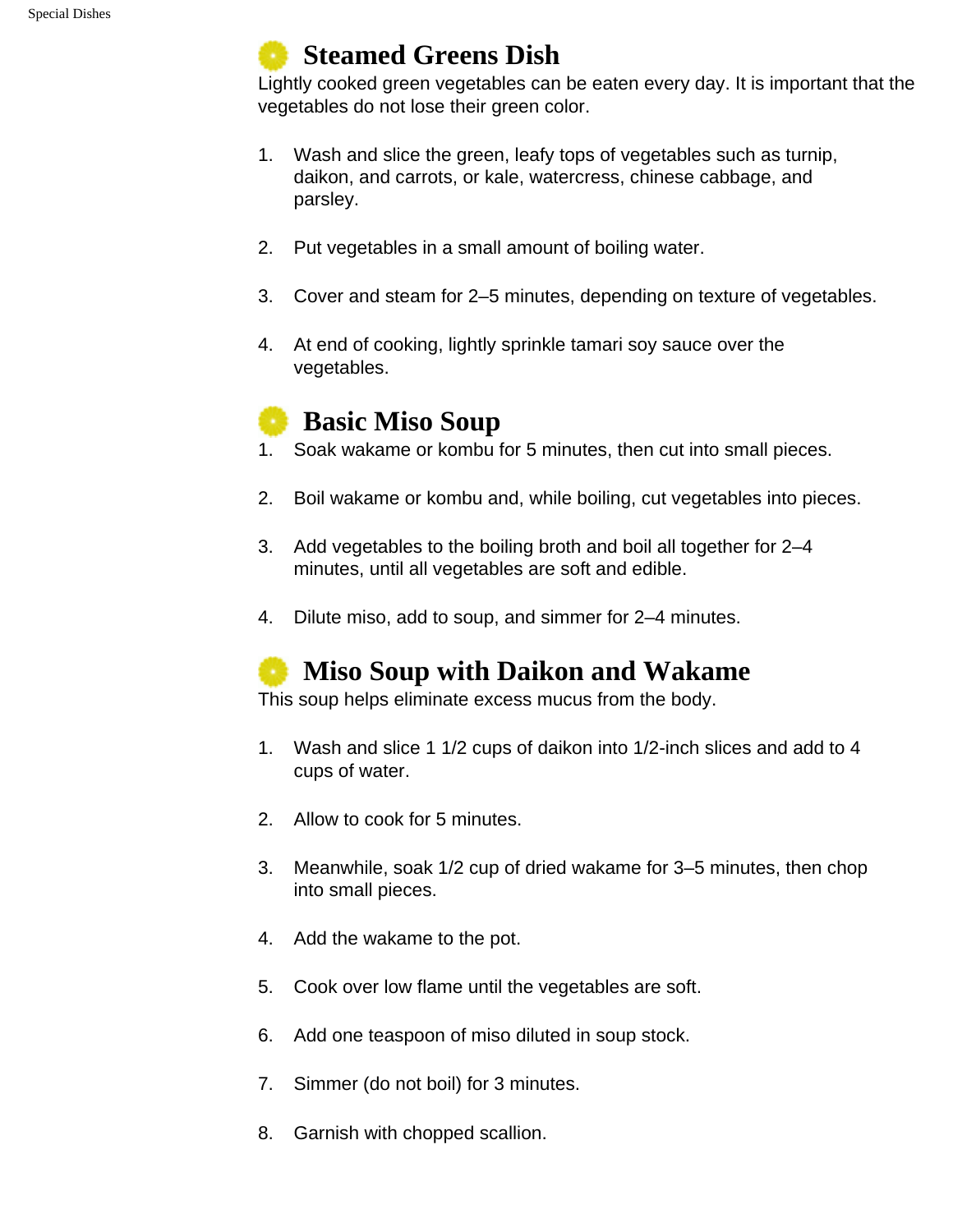## Steamed Greens Dish

Lightly cooked green vegetables can be eaten every day. It is important that the vegetables do not lose their green color.

1. Wash and slice the green, leafy tops of vegetables such as turnip, daikon, and carrots, or kale, watercress, chinese cabbage, and parsley.
2. Put vegetables in a small amount of boiling water.
3. Cover and steam for 2–5 minutes, depending on texture of vegetables.
4. At end of cooking, lightly sprinkle tamari soy sauce over the vegetables.

## Basic Miso Soup

1. Soak wakame or kombu for 5 minutes, then cut into small pieces.
2. Boil wakame or kombu and, while boiling, cut vegetables into pieces.
3. Add vegetables to the boiling broth and boil all together for 2–4 minutes, until all vegetables are soft and edible.
4. Dilute miso, add to soup, and simmer for 2–4 minutes.

## Miso Soup with Daikon and Wakame

This soup helps eliminate excess mucus from the body.

1. Wash and slice 1 1/2 cups of daikon into 1/2-inch slices and add to 4 cups of water.
2. Allow to cook for 5 minutes.
3. Meanwhile, soak 1/2 cup of dried wakame for 3–5 minutes, then chop into small pieces.
4. Add the wakame to the pot.
5. Cook over low flame until the vegetables are soft.
6. Add one teaspoon of miso diluted in soup stock.
7. Simmer (do not boil) for 3 minutes.
8. Garnish with chopped scallion.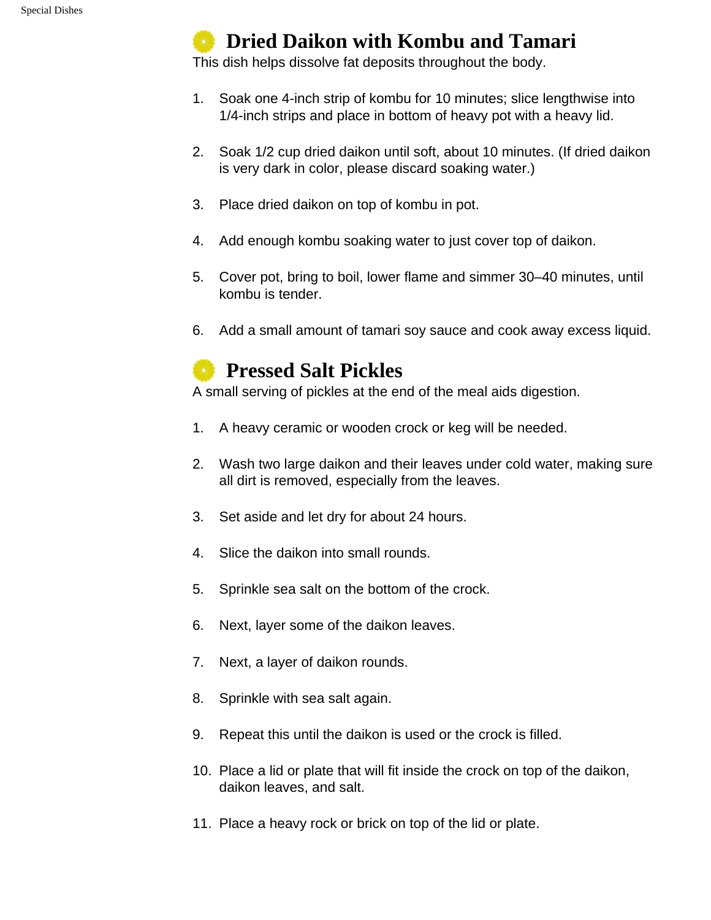## Dried Daikon with Kombu and Tamari

This dish helps dissolve fat deposits throughout the body.

1. Soak one 4-inch strip of kombu for 10 minutes; slice lengthwise into 1/4-inch strips and place in bottom of heavy pot with a heavy lid.

2. Soak 1/2 cup dried daikon until soft, about 10 minutes. (If dried daikon is very dark in color, please discard soaking water.)

3. Place dried daikon on top of kombu in pot.

4. Add enough kombu soaking water to just cover top of daikon.

5. Cover pot, bring to boil, lower flame and simmer 30–40 minutes, until kombu is tender.

6. Add a small amount of tamari soy sauce and cook away excess liquid.

## Pressed Salt Pickles

A small serving of pickles at the end of the meal aids digestion.

1. A heavy ceramic or wooden crock or keg will be needed.

2. Wash two large daikon and their leaves under cold water, making sure all dirt is removed, especially from the leaves.

3. Set aside and let dry for about 24 hours.

4. Slice the daikon into small rounds.

5. Sprinkle sea salt on the bottom of the crock.

6. Next, layer some of the daikon leaves.

7. Next, a layer of daikon rounds.

8. Sprinkle with sea salt again.

9. Repeat this until the daikon is used or the crock is filled.

10. Place a lid or plate that will fit inside the crock on top of the daikon, daikon leaves, and salt.

11. Place a heavy rock or brick on top of the lid or plate.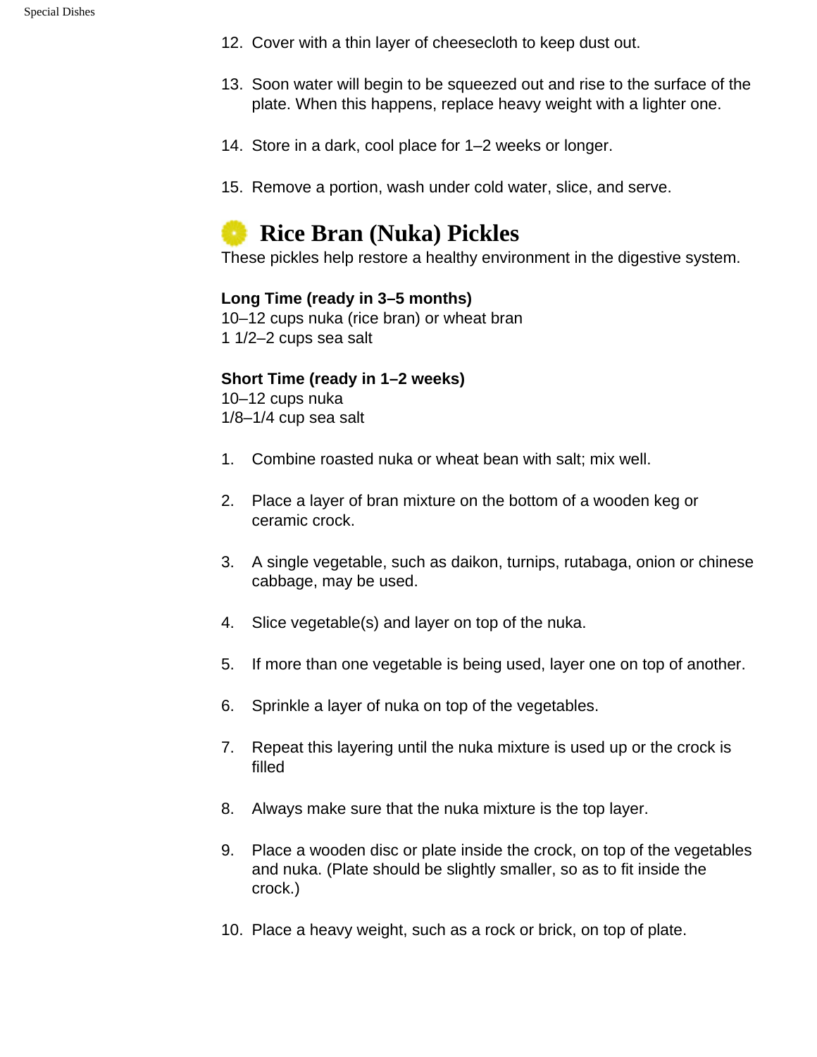12. Cover with a thin layer of cheesecloth to keep dust out.

13. Soon water will begin to be squeezed out and rise to the surface of the plate. When this happens, replace heavy weight with a lighter one.

14. Store in a dark, cool place for 1–2 weeks or longer.

15. Remove a portion, wash under cold water, slice, and serve.

## Rice Bran (Nuka) Pickles

These pickles help restore a healthy environment in the digestive system.

**Long Time (ready in 3–5 months)**
10–12 cups nuka (rice bran) or wheat bran
1 1/2–2 cups sea salt

**Short Time (ready in 1–2 weeks)**
10–12 cups nuka
1/8–1/4 cup sea salt

1. Combine roasted nuka or wheat bean with salt; mix well.

2. Place a layer of bran mixture on the bottom of a wooden keg or ceramic crock.

3. A single vegetable, such as daikon, turnips, rutabaga, onion or chinese cabbage, may be used.

4. Slice vegetable(s) and layer on top of the nuka.

5. If more than one vegetable is being used, layer one on top of another.

6. Sprinkle a layer of nuka on top of the vegetables.

7. Repeat this layering until the nuka mixture is used up or the crock is filled

8. Always make sure that the nuka mixture is the top layer.

9. Place a wooden disc or plate inside the crock, on top of the vegetables and nuka. (Plate should be slightly smaller, so as to fit inside the crock.)

10. Place a heavy weight, such as a rock or brick, on top of plate.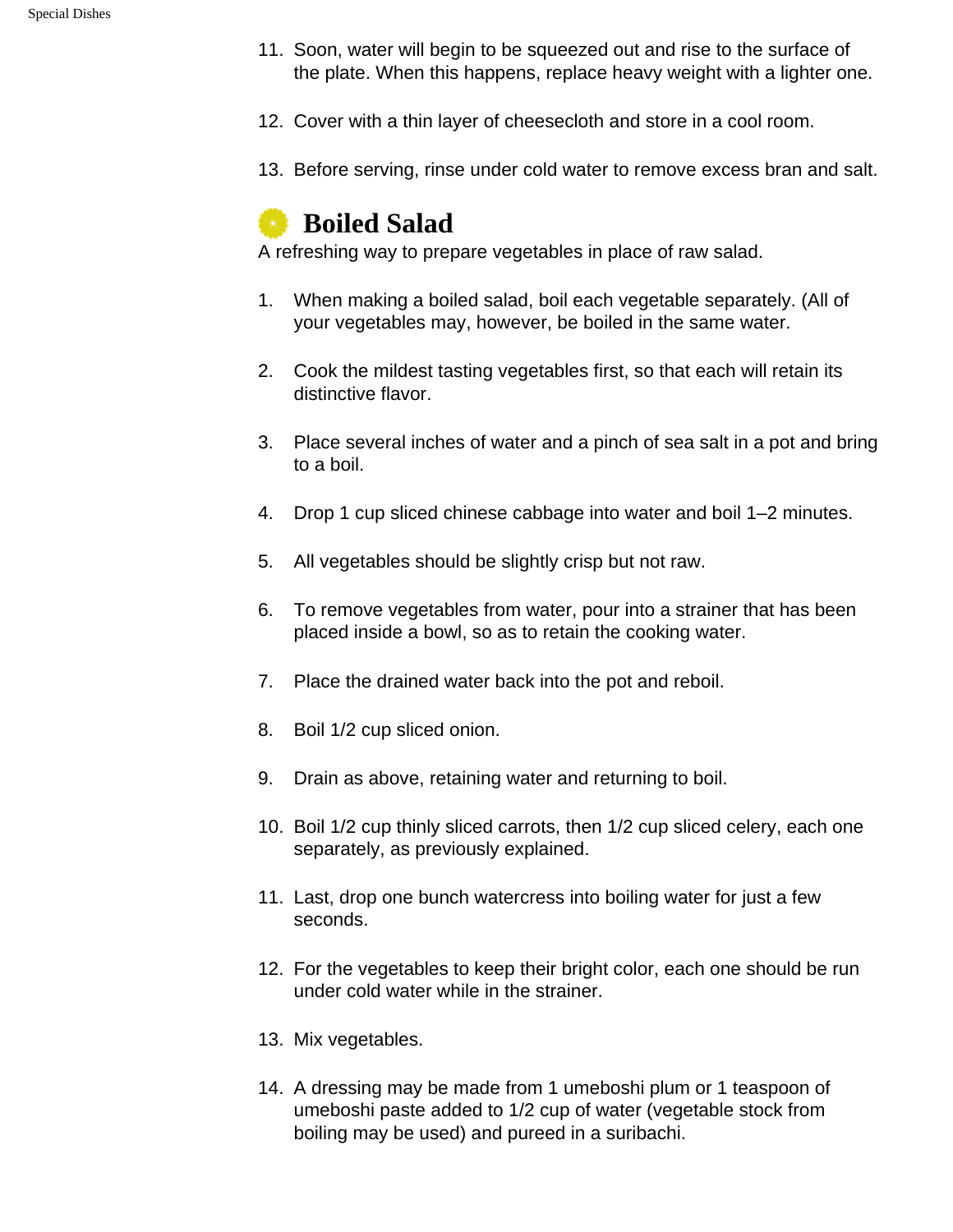11. Soon, water will begin to be squeezed out and rise to the surface of the plate. When this happens, replace heavy weight with a lighter one.

12. Cover with a thin layer of cheesecloth and store in a cool room.

13. Before serving, rinse under cold water to remove excess bran and salt.

## Boiled Salad

A refreshing way to prepare vegetables in place of raw salad.

1. When making a boiled salad, boil each vegetable separately. (All of your vegetables may, however, be boiled in the same water.

2. Cook the mildest tasting vegetables first, so that each will retain its distinctive flavor.

3. Place several inches of water and a pinch of sea salt in a pot and bring to a boil.

4. Drop 1 cup sliced chinese cabbage into water and boil 1–2 minutes.

5. All vegetables should be slightly crisp but not raw.

6. To remove vegetables from water, pour into a strainer that has been placed inside a bowl, so as to retain the cooking water.

7. Place the drained water back into the pot and reboil.

8. Boil 1/2 cup sliced onion.

9. Drain as above, retaining water and returning to boil.

10. Boil 1/2 cup thinly sliced carrots, then 1/2 cup sliced celery, each one separately, as previously explained.

11. Last, drop one bunch watercress into boiling water for just a few seconds.

12. For the vegetables to keep their bright color, each one should be run under cold water while in the strainer.

13. Mix vegetables.

14. A dressing may be made from 1 umeboshi plum or 1 teaspoon of umeboshi paste added to 1/2 cup of water (vegetable stock from boiling may be used) and pureed in a suribachi.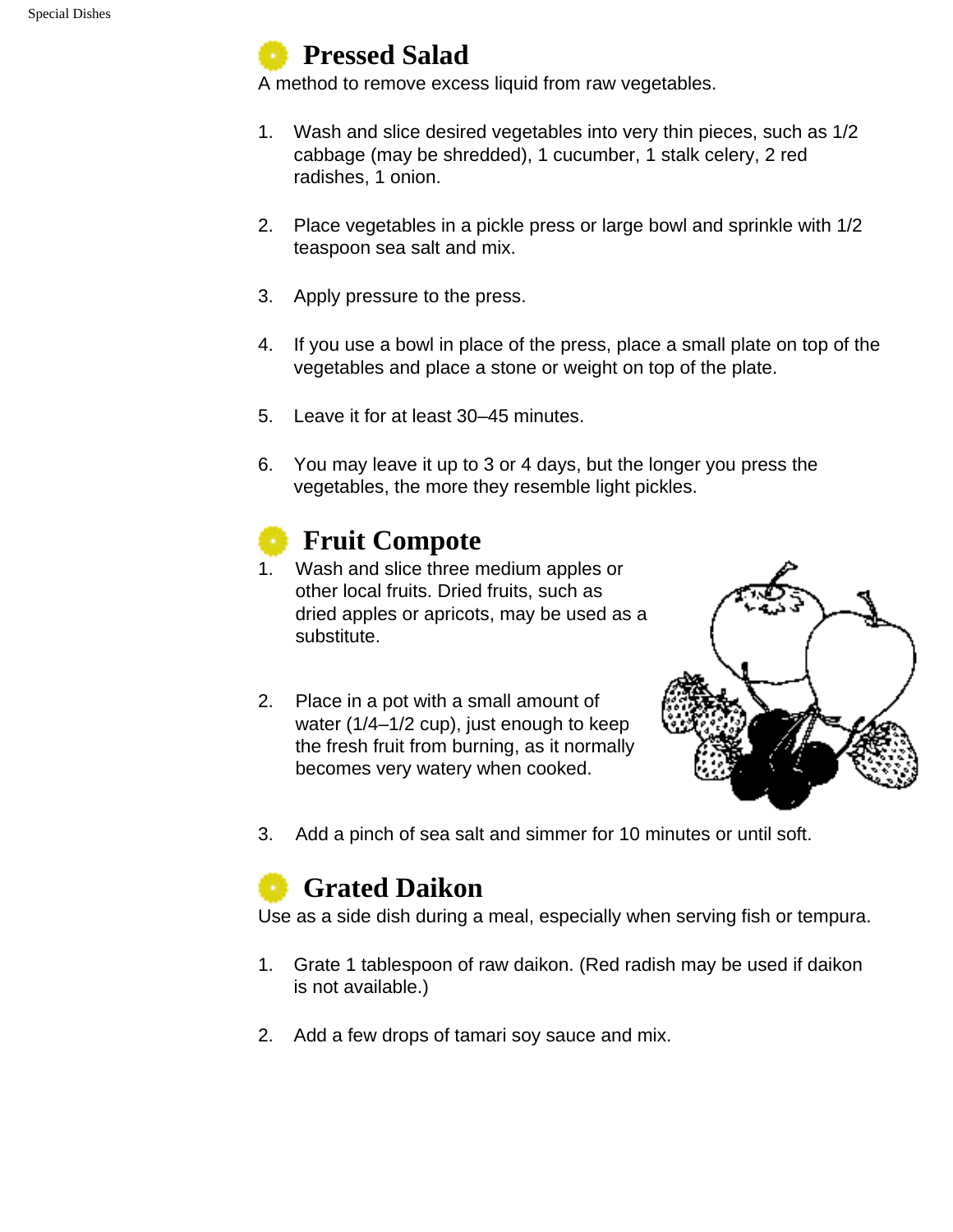## Pressed Salad

A method to remove excess liquid from raw vegetables.

1. Wash and slice desired vegetables into very thin pieces, such as 1/2 cabbage (may be shredded), 1 cucumber, 1 stalk celery, 2 red radishes, 1 onion.

2. Place vegetables in a pickle press or large bowl and sprinkle with 1/2 teaspoon sea salt and mix.

3. Apply pressure to the press.

4. If you use a bowl in place of the press, place a small plate on top of the vegetables and place a stone or weight on top of the plate.

5. Leave it for at least 30–45 minutes.

6. You may leave it up to 3 or 4 days, but the longer you press the vegetables, the more they resemble light pickles.

## Fruit Compote

1. Wash and slice three medium apples or other local fruits. Dried fruits, such as dried apples or apricots, may be used as a substitute.

2. Place in a pot with a small amount of water (1/4–1/2 cup), just enough to keep the fresh fruit from burning, as it normally becomes very watery when cooked.

3. Add a pinch of sea salt and simmer for 10 minutes or until soft.

## Grated Daikon

Use as a side dish during a meal, especially when serving fish or tempura.

1. Grate 1 tablespoon of raw daikon. (Red radish may be used if daikon is not available.)

2. Add a few drops of tamari soy sauce and mix.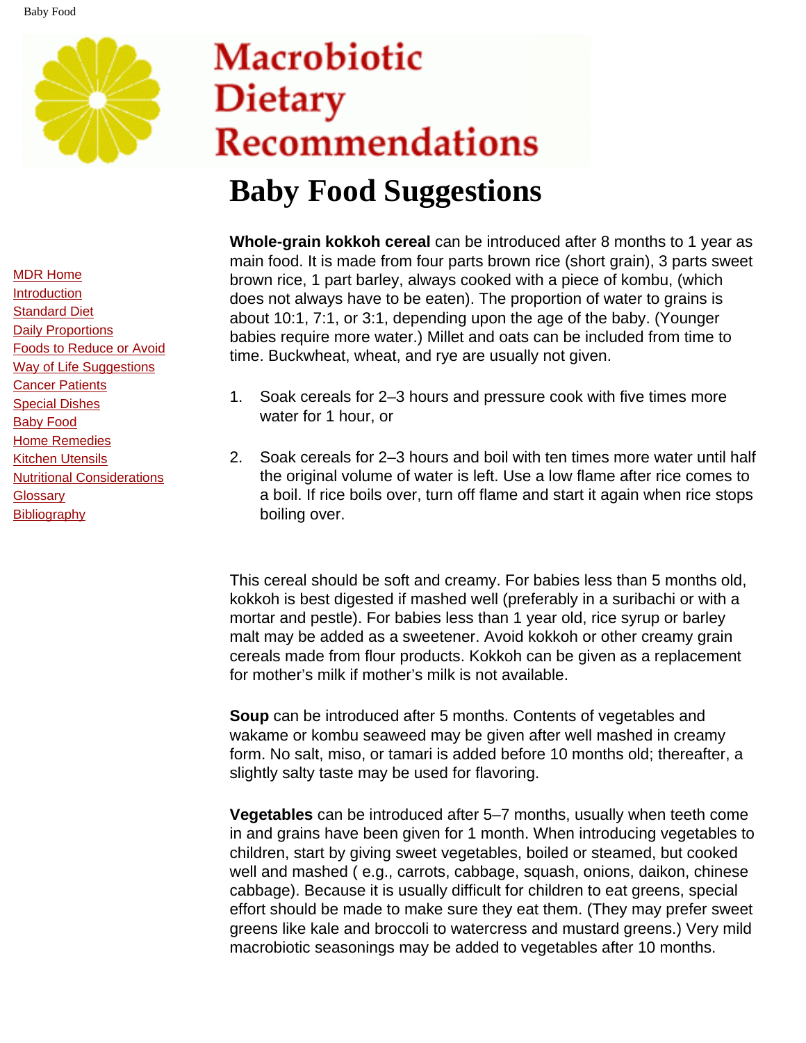# Macrobiotic Dietary Recommendations

MDR Home
Introduction
Standard Diet
Daily Proportions
Foods to Reduce or Avoid
Way of Life Suggestions
Cancer Patients
Special Dishes
Baby Food
Home Remedies
Kitchen Utensils
Nutritional Considerations
Glossary
Bibliography

## Baby Food Suggestions

**Whole-grain kokkoh cereal** can be introduced after 8 months to 1 year as main food. It is made from four parts brown rice (short grain), 3 parts sweet brown rice, 1 part barley, always cooked with a piece of kombu, (which does not always have to be eaten). The proportion of water to grains is about 10:1, 7:1, or 3:1, depending upon the age of the baby. (Younger babies require more water.) Millet and oats can be included from time to time. Buckwheat, wheat, and rye are usually not given.

1. Soak cereals for 2–3 hours and pressure cook with five times more water for 1 hour, or

2. Soak cereals for 2–3 hours and boil with ten times more water until half the original volume of water is left. Use a low flame after rice comes to a boil. If rice boils over, turn off flame and start it again when rice stops boiling over.

This cereal should be soft and creamy. For babies less than 5 months old, kokkoh is best digested if mashed well (preferably in a suribachi or with a mortar and pestle). For babies less than 1 year old, rice syrup or barley malt may be added as a sweetener. Avoid kokkoh or other creamy grain cereals made from flour products. Kokkoh can be given as a replacement for mother's milk if mother's milk is not available.

**Soup** can be introduced after 5 months. Contents of vegetables and wakame or kombu seaweed may be given after well mashed in creamy form. No salt, miso, or tamari is added before 10 months old; thereafter, a slightly salty taste may be used for flavoring.

**Vegetables** can be introduced after 5–7 months, usually when teeth come in and grains have been given for 1 month. When introducing vegetables to children, start by giving sweet vegetables, boiled or steamed, but cooked well and mashed ( e.g., carrots, cabbage, squash, onions, daikon, chinese cabbage). Because it is usually difficult for children to eat greens, special effort should be made to make sure they eat them. (They may prefer sweet greens like kale and broccoli to watercress and mustard greens.) Very mild macrobiotic seasonings may be added to vegetables after 10 months.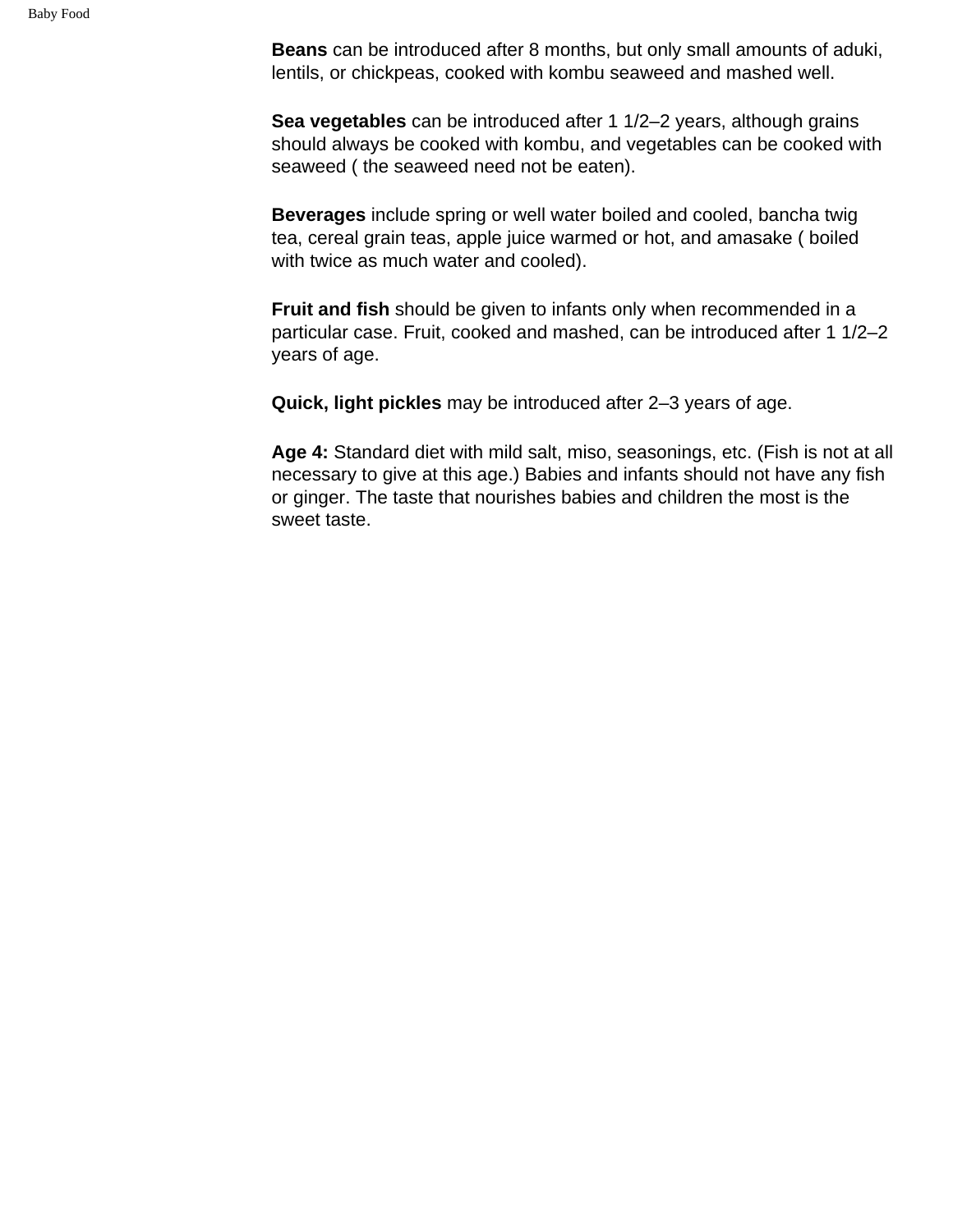**Beans** can be introduced after 8 months, but only small amounts of aduki, lentils, or chickpeas, cooked with kombu seaweed and mashed well.

**Sea vegetables** can be introduced after 1 1/2–2 years, although grains should always be cooked with kombu, and vegetables can be cooked with seaweed ( the seaweed need not be eaten).

**Beverages** include spring or well water boiled and cooled, bancha twig tea, cereal grain teas, apple juice warmed or hot, and amasake ( boiled with twice as much water and cooled).

**Fruit and fish** should be given to infants only when recommended in a particular case. Fruit, cooked and mashed, can be introduced after 1 1/2–2 years of age.

**Quick, light pickles** may be introduced after 2–3 years of age.

**Age 4:** Standard diet with mild salt, miso, seasonings, etc. (Fish is not at all necessary to give at this age.) Babies and infants should not have any fish or ginger. The taste that nourishes babies and children the most is the sweet taste.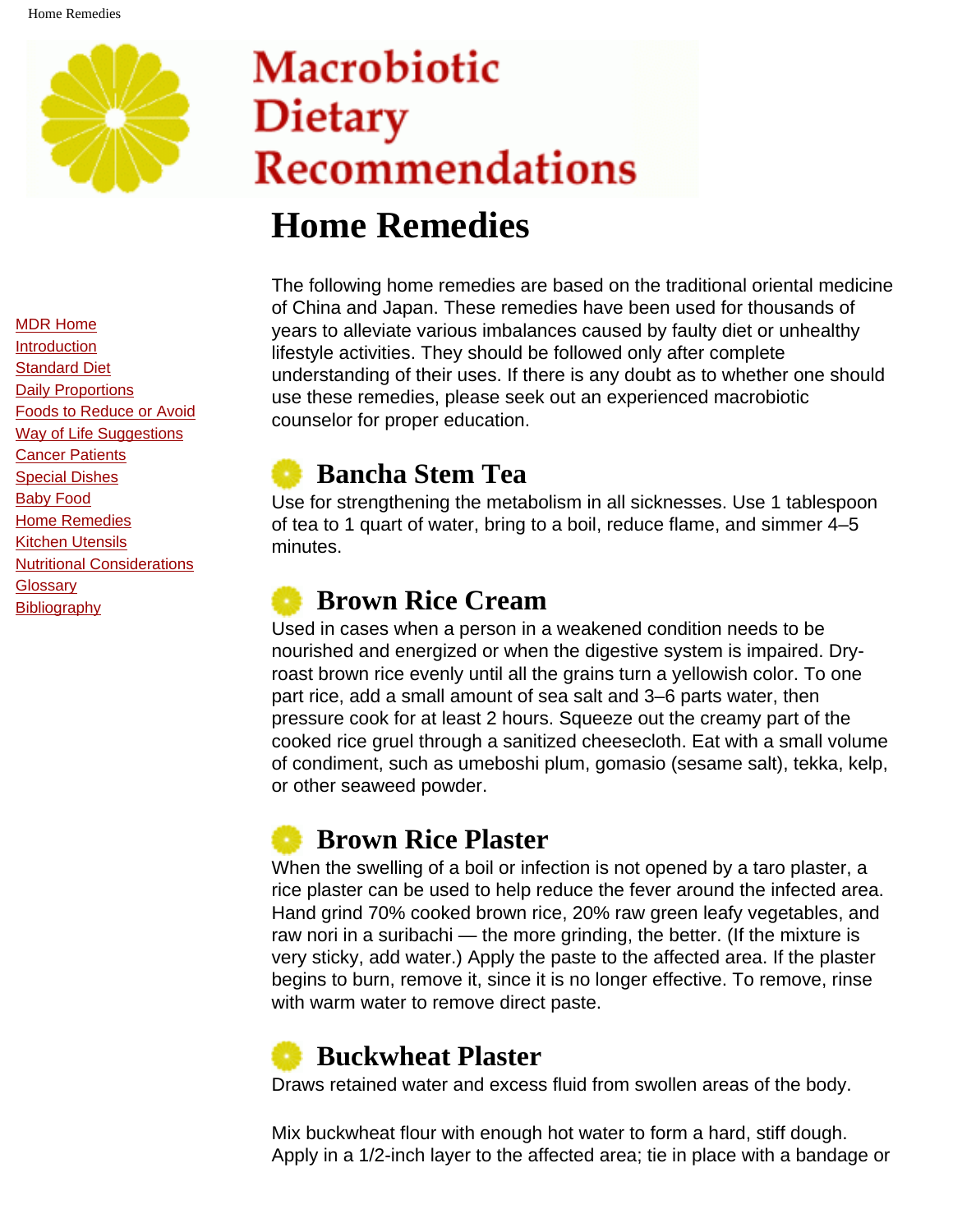# Macrobiotic Dietary Recommendations

- MDR Home
- Introduction
- Standard Diet
- Daily Proportions
- Foods to Reduce or Avoid
- Way of Life Suggestions
- Cancer Patients
- Special Dishes
- Baby Food
- Home Remedies
- Kitchen Utensils
- Nutritional Considerations
- Glossary
- Bibliography

# Home Remedies

The following home remedies are based on the traditional oriental medicine of China and Japan. These remedies have been used for thousands of years to alleviate various imbalances caused by faulty diet or unhealthy lifestyle activities. They should be followed only after complete understanding of their uses. If there is any doubt as to whether one should use these remedies, please seek out an experienced macrobiotic counselor for proper education.

## Bancha Stem Tea

Use for strengthening the metabolism in all sicknesses. Use 1 tablespoon of tea to 1 quart of water, bring to a boil, reduce flame, and simmer 4–5 minutes.

## Brown Rice Cream

Used in cases when a person in a weakened condition needs to be nourished and energized or when the digestive system is impaired. Dry-roast brown rice evenly until all the grains turn a yellowish color. To one part rice, add a small amount of sea salt and 3–6 parts water, then pressure cook for at least 2 hours. Squeeze out the creamy part of the cooked rice gruel through a sanitized cheesecloth. Eat with a small volume of condiment, such as umeboshi plum, gomasio (sesame salt), tekka, kelp, or other seaweed powder.

## Brown Rice Plaster

When the swelling of a boil or infection is not opened by a taro plaster, a rice plaster can be used to help reduce the fever around the infected area. Hand grind 70% cooked brown rice, 20% raw green leafy vegetables, and raw nori in a suribachi — the more grinding, the better. (If the mixture is very sticky, add water.) Apply the paste to the affected area. If the plaster begins to burn, remove it, since it is no longer effective. To remove, rinse with warm water to remove direct paste.

## Buckwheat Plaster

Draws retained water and excess fluid from swollen areas of the body.

Mix buckwheat flour with enough hot water to form a hard, stiff dough. Apply in a 1/2-inch layer to the affected area; tie in place with a bandage or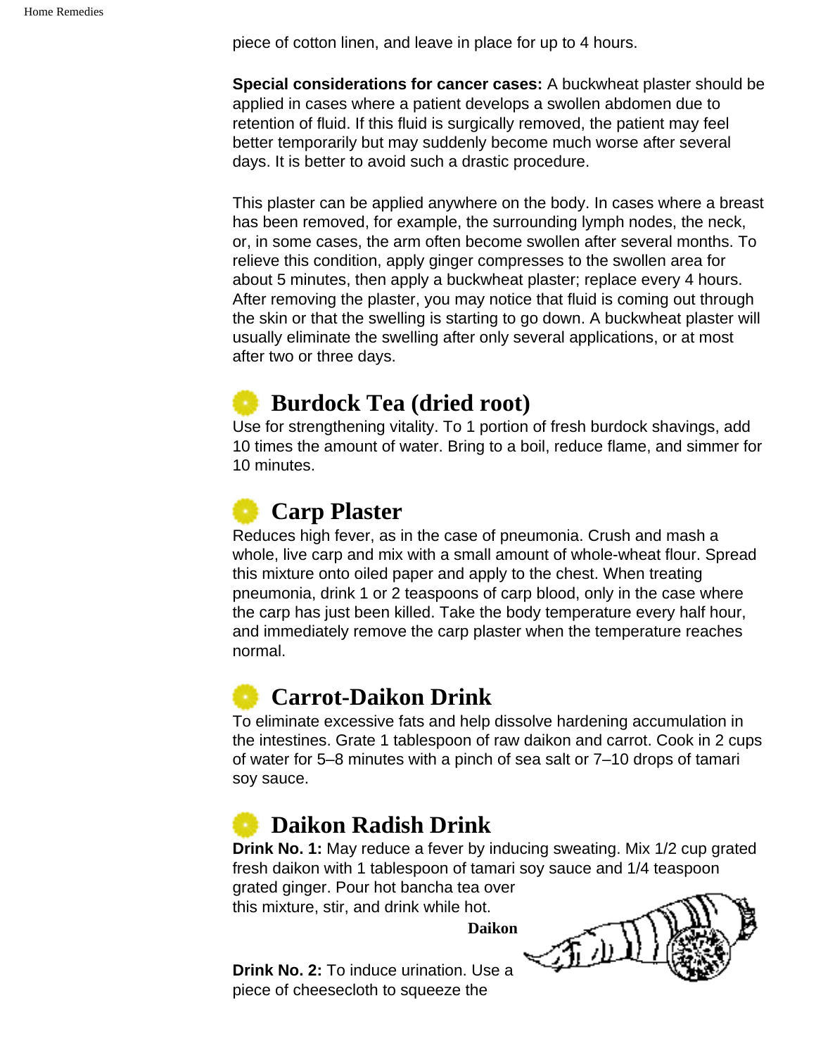piece of cotton linen, and leave in place for up to 4 hours.

**Special considerations for cancer cases:** A buckwheat plaster should be applied in cases where a patient develops a swollen abdomen due to retention of fluid. If this fluid is surgically removed, the patient may feel better temporarily but may suddenly become much worse after several days. It is better to avoid such a drastic procedure.

This plaster can be applied anywhere on the body. In cases where a breast has been removed, for example, the surrounding lymph nodes, the neck, or, in some cases, the arm often become swollen after several months. To relieve this condition, apply ginger compresses to the swollen area for about 5 minutes, then apply a buckwheat plaster; replace every 4 hours. After removing the plaster, you may notice that fluid is coming out through the skin or that the swelling is starting to go down. A buckwheat plaster will usually eliminate the swelling after only several applications, or at most after two or three days.

## Burdock Tea (dried root)

Use for strengthening vitality. To 1 portion of fresh burdock shavings, add 10 times the amount of water. Bring to a boil, reduce flame, and simmer for 10 minutes.

## Carp Plaster

Reduces high fever, as in the case of pneumonia. Crush and mash a whole, live carp and mix with a small amount of whole-wheat flour. Spread this mixture onto oiled paper and apply to the chest. When treating pneumonia, drink 1 or 2 teaspoons of carp blood, only in the case where the carp has just been killed. Take the body temperature every half hour, and immediately remove the carp plaster when the temperature reaches normal.

## Carrot-Daikon Drink

To eliminate excessive fats and help dissolve hardening accumulation in the intestines. Grate 1 tablespoon of raw daikon and carrot. Cook in 2 cups of water for 5–8 minutes with a pinch of sea salt or 7–10 drops of tamari soy sauce.

## Daikon Radish Drink

**Drink No. 1:** May reduce a fever by inducing sweating. Mix 1/2 cup grated fresh daikon with 1 tablespoon of tamari soy sauce and 1/4 teaspoon grated ginger. Pour hot bancha tea over this mixture, stir, and drink while hot.

**Daikon**

**Drink No. 2:** To induce urination. Use a piece of cheesecloth to squeeze the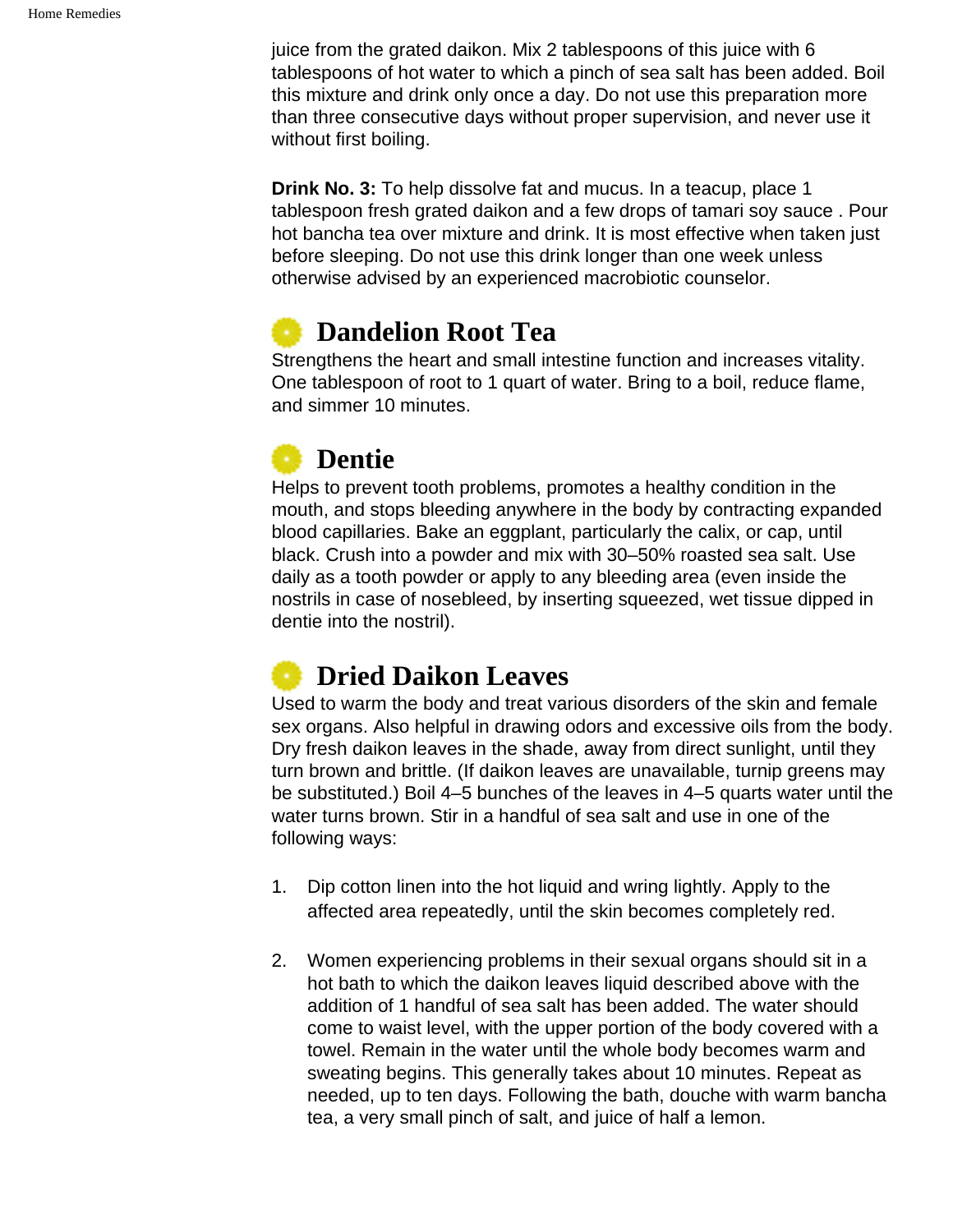juice from the grated daikon. Mix 2 tablespoons of this juice with 6 tablespoons of hot water to which a pinch of sea salt has been added. Boil this mixture and drink only once a day. Do not use this preparation more than three consecutive days without proper supervision, and never use it without first boiling.

**Drink No. 3:** To help dissolve fat and mucus. In a teacup, place 1 tablespoon fresh grated daikon and a few drops of tamari soy sauce . Pour hot bancha tea over mixture and drink. It is most effective when taken just before sleeping. Do not use this drink longer than one week unless otherwise advised by an experienced macrobiotic counselor.

## Dandelion Root Tea

Strengthens the heart and small intestine function and increases vitality. One tablespoon of root to 1 quart of water. Bring to a boil, reduce flame, and simmer 10 minutes.

## Dentie

Helps to prevent tooth problems, promotes a healthy condition in the mouth, and stops bleeding anywhere in the body by contracting expanded blood capillaries. Bake an eggplant, particularly the calix, or cap, until black. Crush into a powder and mix with 30–50% roasted sea salt. Use daily as a tooth powder or apply to any bleeding area (even inside the nostrils in case of nosebleed, by inserting squeezed, wet tissue dipped in dentie into the nostril).

## Dried Daikon Leaves

Used to warm the body and treat various disorders of the skin and female sex organs. Also helpful in drawing odors and excessive oils from the body. Dry fresh daikon leaves in the shade, away from direct sunlight, until they turn brown and brittle. (If daikon leaves are unavailable, turnip greens may be substituted.) Boil 4–5 bunches of the leaves in 4–5 quarts water until the water turns brown. Stir in a handful of sea salt and use in one of the following ways:

1. Dip cotton linen into the hot liquid and wring lightly. Apply to the affected area repeatedly, until the skin becomes completely red.

2. Women experiencing problems in their sexual organs should sit in a hot bath to which the daikon leaves liquid described above with the addition of 1 handful of sea salt has been added. The water should come to waist level, with the upper portion of the body covered with a towel. Remain in the water until the whole body becomes warm and sweating begins. This generally takes about 10 minutes. Repeat as needed, up to ten days. Following the bath, douche with warm bancha tea, a very small pinch of salt, and juice of half a lemon.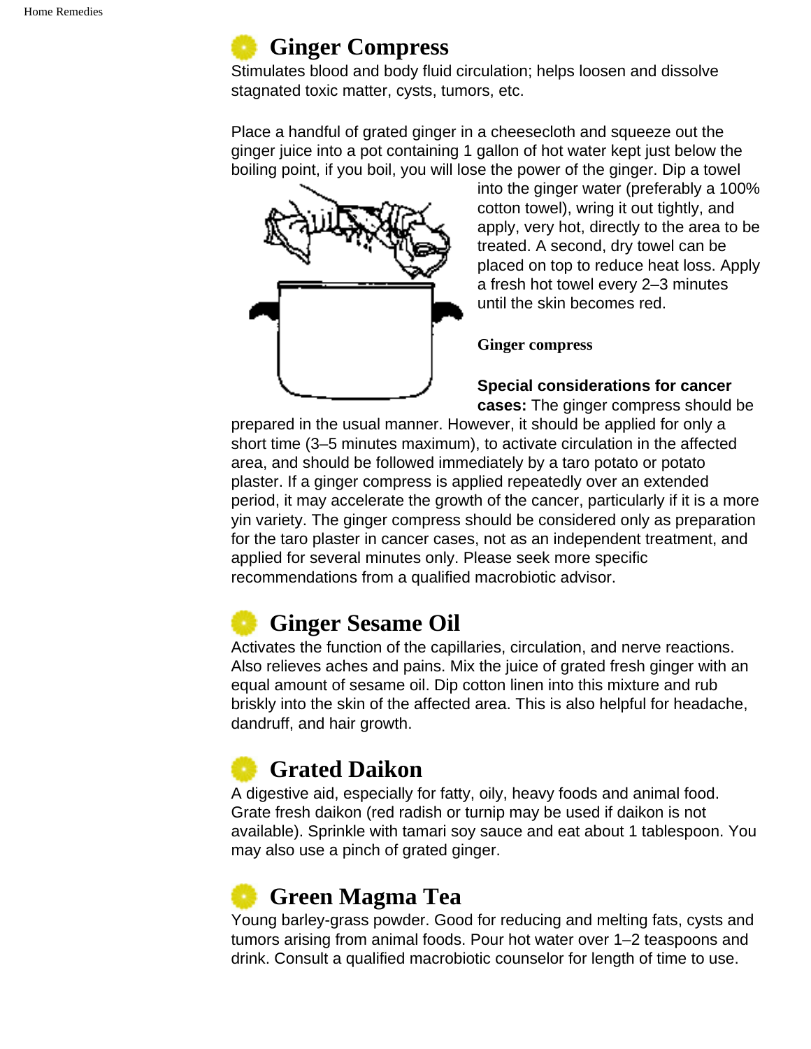## Ginger Compress

Stimulates blood and body fluid circulation; helps loosen and dissolve stagnated toxic matter, cysts, tumors, etc.

Place a handful of grated ginger in a cheesecloth and squeeze out the ginger juice into a pot containing 1 gallon of hot water kept just below the boiling point, if you boil, you will lose the power of the ginger. Dip a towel into the ginger water (preferably a 100% cotton towel), wring it out tightly, and apply, very hot, directly to the area to be treated. A second, dry towel can be placed on top to reduce heat loss. Apply a fresh hot towel every 2–3 minutes until the skin becomes red.

**Ginger compress**

**Special considerations for cancer cases:** The ginger compress should be prepared in the usual manner. However, it should be applied for only a short time (3–5 minutes maximum), to activate circulation in the affected area, and should be followed immediately by a taro potato or potato plaster. If a ginger compress is applied repeatedly over an extended period, it may accelerate the growth of the cancer, particularly if it is a more yin variety. The ginger compress should be considered only as preparation for the taro plaster in cancer cases, not as an independent treatment, and applied for several minutes only. Please seek more specific recommendations from a qualified macrobiotic advisor.

## Ginger Sesame Oil

Activates the function of the capillaries, circulation, and nerve reactions. Also relieves aches and pains. Mix the juice of grated fresh ginger with an equal amount of sesame oil. Dip cotton linen into this mixture and rub briskly into the skin of the affected area. This is also helpful for headache, dandruff, and hair growth.

## Grated Daikon

A digestive aid, especially for fatty, oily, heavy foods and animal food. Grate fresh daikon (red radish or turnip may be used if daikon is not available). Sprinkle with tamari soy sauce and eat about 1 tablespoon. You may also use a pinch of grated ginger.

## Green Magma Tea

Young barley-grass powder. Good for reducing and melting fats, cysts and tumors arising from animal foods. Pour hot water over 1–2 teaspoons and drink. Consult a qualified macrobiotic counselor for length of time to use.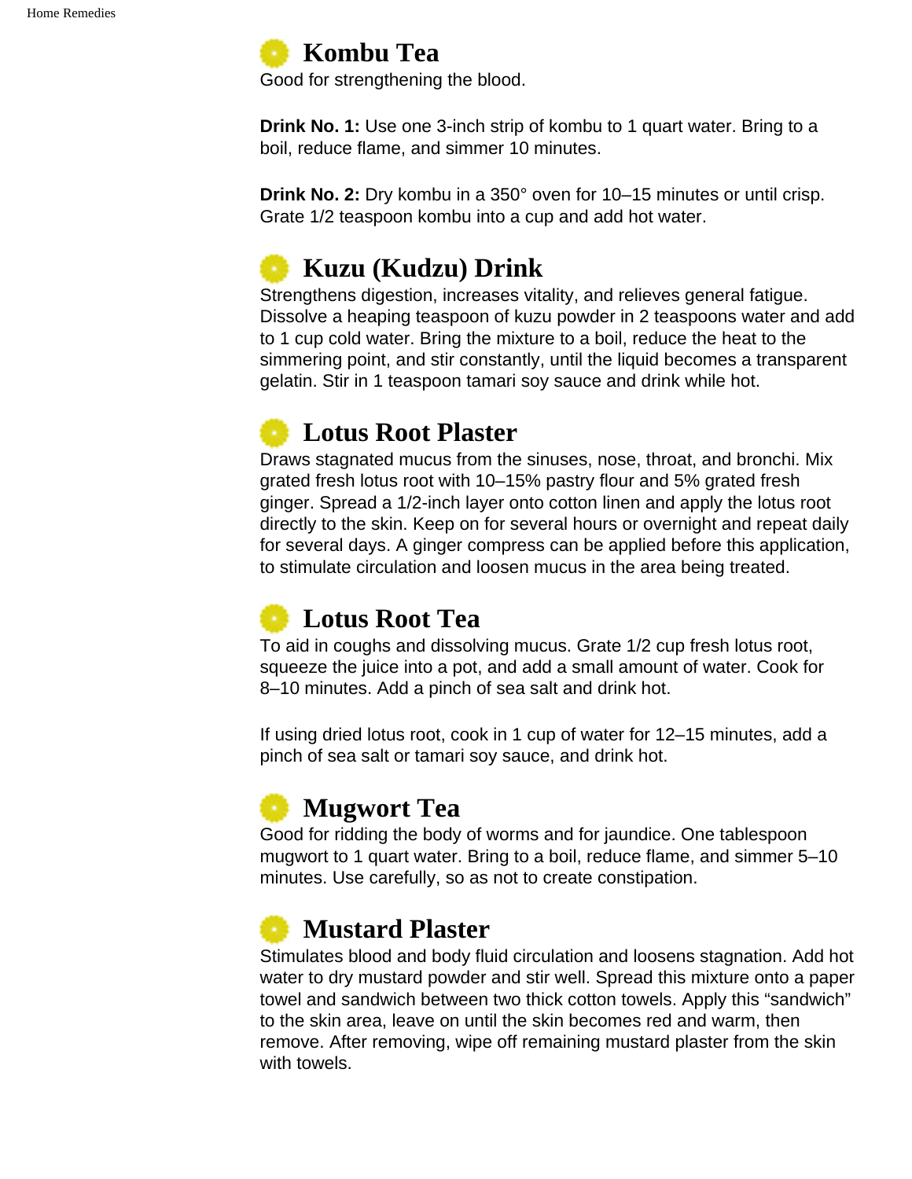## Kombu Tea

Good for strengthening the blood.

**Drink No. 1:** Use one 3-inch strip of kombu to 1 quart water. Bring to a boil, reduce flame, and simmer 10 minutes.

**Drink No. 2:** Dry kombu in a 350° oven for 10–15 minutes or until crisp. Grate 1/2 teaspoon kombu into a cup and add hot water.

## Kuzu (Kudzu) Drink

Strengthens digestion, increases vitality, and relieves general fatigue. Dissolve a heaping teaspoon of kuzu powder in 2 teaspoons water and add to 1 cup cold water. Bring the mixture to a boil, reduce the heat to the simmering point, and stir constantly, until the liquid becomes a transparent gelatin. Stir in 1 teaspoon tamari soy sauce and drink while hot.

## Lotus Root Plaster

Draws stagnated mucus from the sinuses, nose, throat, and bronchi. Mix grated fresh lotus root with 10–15% pastry flour and 5% grated fresh ginger. Spread a 1/2-inch layer onto cotton linen and apply the lotus root directly to the skin. Keep on for several hours or overnight and repeat daily for several days. A ginger compress can be applied before this application, to stimulate circulation and loosen mucus in the area being treated.

## Lotus Root Tea

To aid in coughs and dissolving mucus. Grate 1/2 cup fresh lotus root, squeeze the juice into a pot, and add a small amount of water. Cook for 8–10 minutes. Add a pinch of sea salt and drink hot.

If using dried lotus root, cook in 1 cup of water for 12–15 minutes, add a pinch of sea salt or tamari soy sauce, and drink hot.

## Mugwort Tea

Good for ridding the body of worms and for jaundice. One tablespoon mugwort to 1 quart water. Bring to a boil, reduce flame, and simmer 5–10 minutes. Use carefully, so as not to create constipation.

## Mustard Plaster

Stimulates blood and body fluid circulation and loosens stagnation. Add hot water to dry mustard powder and stir well. Spread this mixture onto a paper towel and sandwich between two thick cotton towels. Apply this “sandwich” to the skin area, leave on until the skin becomes red and warm, then remove. After removing, wipe off remaining mustard plaster from the skin with towels.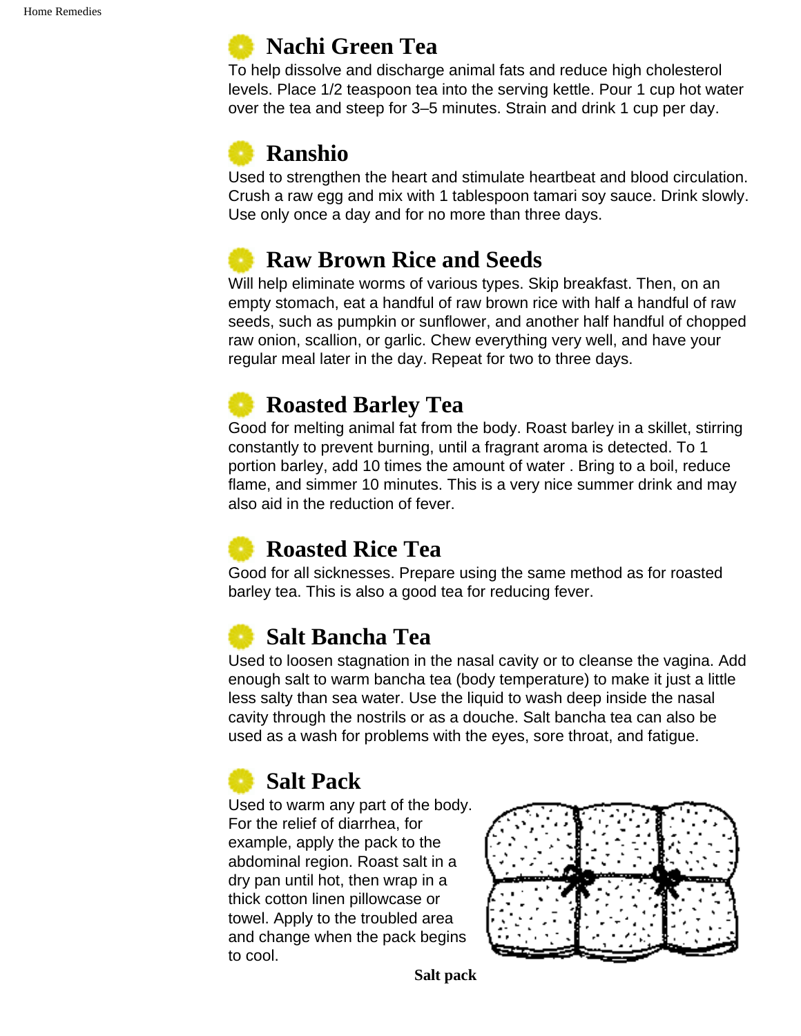## Nachi Green Tea

To help dissolve and discharge animal fats and reduce high cholesterol levels. Place 1/2 teaspoon tea into the serving kettle. Pour 1 cup hot water over the tea and steep for 3–5 minutes. Strain and drink 1 cup per day.

## Ranshio

Used to strengthen the heart and stimulate heartbeat and blood circulation. Crush a raw egg and mix with 1 tablespoon tamari soy sauce. Drink slowly. Use only once a day and for no more than three days.

## Raw Brown Rice and Seeds

Will help eliminate worms of various types. Skip breakfast. Then, on an empty stomach, eat a handful of raw brown rice with half a handful of raw seeds, such as pumpkin or sunflower, and another half handful of chopped raw onion, scallion, or garlic. Chew everything very well, and have your regular meal later in the day. Repeat for two to three days.

## Roasted Barley Tea

Good for melting animal fat from the body. Roast barley in a skillet, stirring constantly to prevent burning, until a fragrant aroma is detected. To 1 portion barley, add 10 times the amount of water . Bring to a boil, reduce flame, and simmer 10 minutes. This is a very nice summer drink and may also aid in the reduction of fever.

## Roasted Rice Tea

Good for all sicknesses. Prepare using the same method as for roasted barley tea. This is also a good tea for reducing fever.

## Salt Bancha Tea

Used to loosen stagnation in the nasal cavity or to cleanse the vagina. Add enough salt to warm bancha tea (body temperature) to make it just a little less salty than sea water. Use the liquid to wash deep inside the nasal cavity through the nostrils or as a douche. Salt bancha tea can also be used as a wash for problems with the eyes, sore throat, and fatigue.

## Salt Pack

Used to warm any part of the body. For the relief of diarrhea, for example, apply the pack to the abdominal region. Roast salt in a dry pan until hot, then wrap in a thick cotton linen pillowcase or towel. Apply to the troubled area and change when the pack begins to cool.

**Salt pack**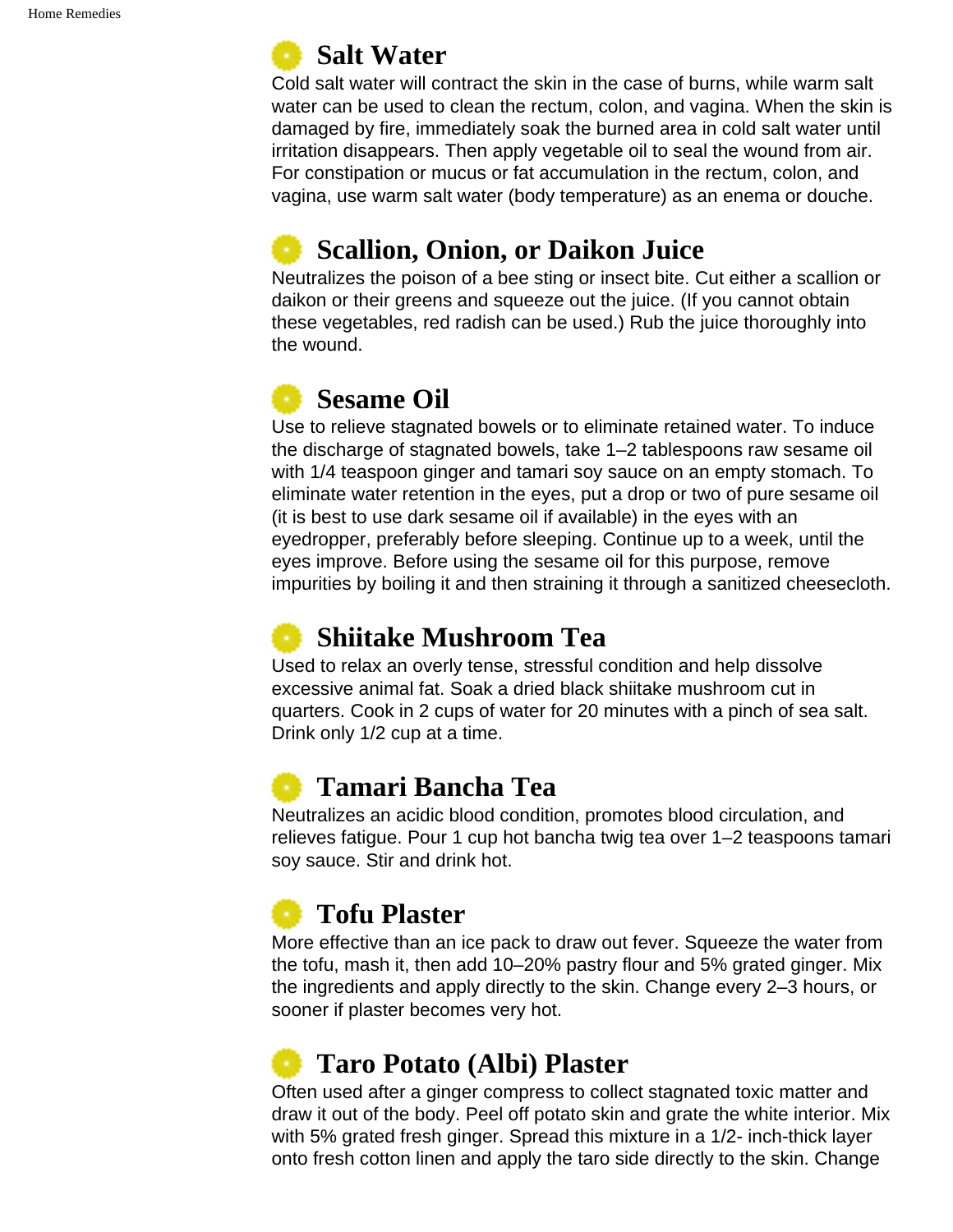## Salt Water

Cold salt water will contract the skin in the case of burns, while warm salt water can be used to clean the rectum, colon, and vagina. When the skin is damaged by fire, immediately soak the burned area in cold salt water until irritation disappears. Then apply vegetable oil to seal the wound from air. For constipation or mucus or fat accumulation in the rectum, colon, and vagina, use warm salt water (body temperature) as an enema or douche.

## Scallion, Onion, or Daikon Juice

Neutralizes the poison of a bee sting or insect bite. Cut either a scallion or daikon or their greens and squeeze out the juice. (If you cannot obtain these vegetables, red radish can be used.) Rub the juice thoroughly into the wound.

## Sesame Oil

Use to relieve stagnated bowels or to eliminate retained water. To induce the discharge of stagnated bowels, take 1–2 tablespoons raw sesame oil with 1/4 teaspoon ginger and tamari soy sauce on an empty stomach. To eliminate water retention in the eyes, put a drop or two of pure sesame oil (it is best to use dark sesame oil if available) in the eyes with an eyedropper, preferably before sleeping. Continue up to a week, until the eyes improve. Before using the sesame oil for this purpose, remove impurities by boiling it and then straining it through a sanitized cheesecloth.

## Shiitake Mushroom Tea

Used to relax an overly tense, stressful condition and help dissolve excessive animal fat. Soak a dried black shiitake mushroom cut in quarters. Cook in 2 cups of water for 20 minutes with a pinch of sea salt. Drink only 1/2 cup at a time.

## Tamari Bancha Tea

Neutralizes an acidic blood condition, promotes blood circulation, and relieves fatigue. Pour 1 cup hot bancha twig tea over 1–2 teaspoons tamari soy sauce. Stir and drink hot.

## Tofu Plaster

More effective than an ice pack to draw out fever. Squeeze the water from the tofu, mash it, then add 10–20% pastry flour and 5% grated ginger. Mix the ingredients and apply directly to the skin. Change every 2–3 hours, or sooner if plaster becomes very hot.

## Taro Potato (Albi) Plaster

Often used after a ginger compress to collect stagnated toxic matter and draw it out of the body. Peel off potato skin and grate the white interior. Mix with 5% grated fresh ginger. Spread this mixture in a 1/2- inch-thick layer onto fresh cotton linen and apply the taro side directly to the skin. Change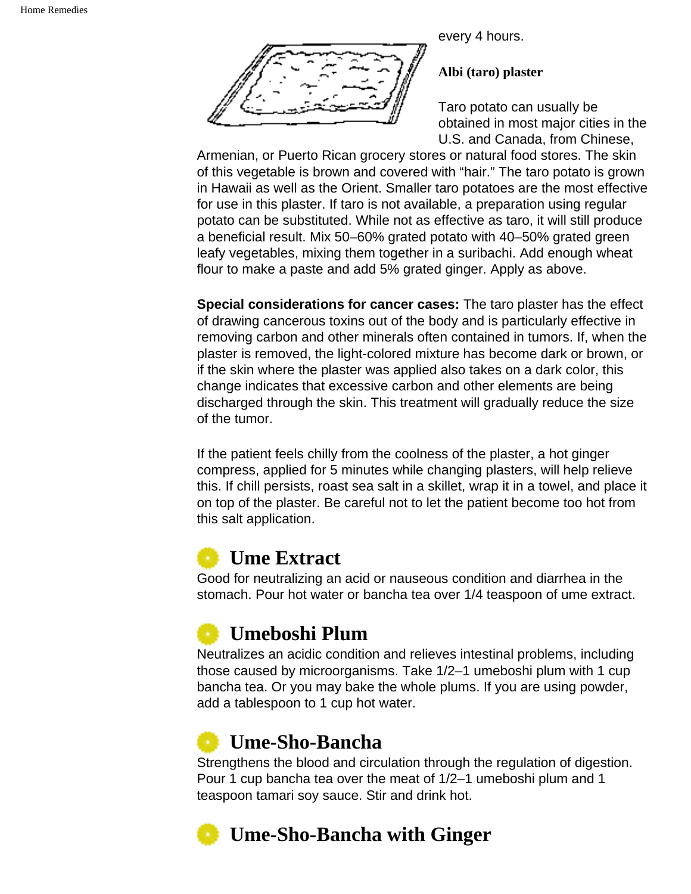every 4 hours.

**Albi (taro) plaster**

Taro potato can usually be obtained in most major cities in the U.S. and Canada, from Chinese, Armenian, or Puerto Rican grocery stores or natural food stores. The skin of this vegetable is brown and covered with "hair." The taro potato is grown in Hawaii as well as the Orient. Smaller taro potatoes are the most effective for use in this plaster. If taro is not available, a preparation using regular potato can be substituted. While not as effective as taro, it will still produce a beneficial result. Mix 50–60% grated potato with 40–50% grated green leafy vegetables, mixing them together in a suribachi. Add enough wheat flour to make a paste and add 5% grated ginger. Apply as above.

**Special considerations for cancer cases:** The taro plaster has the effect of drawing cancerous toxins out of the body and is particularly effective in removing carbon and other minerals often contained in tumors. If, when the plaster is removed, the light-colored mixture has become dark or brown, or if the skin where the plaster was applied also takes on a dark color, this change indicates that excessive carbon and other elements are being discharged through the skin. This treatment will gradually reduce the size of the tumor.

If the patient feels chilly from the coolness of the plaster, a hot ginger compress, applied for 5 minutes while changing plasters, will help relieve this. If chill persists, roast sea salt in a skillet, wrap it in a towel, and place it on top of the plaster. Be careful not to let the patient become too hot from this salt application.

## Ume Extract

Good for neutralizing an acid or nauseous condition and diarrhea in the stomach. Pour hot water or bancha tea over 1/4 teaspoon of ume extract.

## Umeboshi Plum

Neutralizes an acidic condition and relieves intestinal problems, including those caused by microorganisms. Take 1/2–1 umeboshi plum with 1 cup bancha tea. Or you may bake the whole plums. If you are using powder, add a tablespoon to 1 cup hot water.

## Ume-Sho-Bancha

Strengthens the blood and circulation through the regulation of digestion. Pour 1 cup bancha tea over the meat of 1/2–1 umeboshi plum and 1 teaspoon tamari soy sauce. Stir and drink hot.

## Ume-Sho-Bancha with Ginger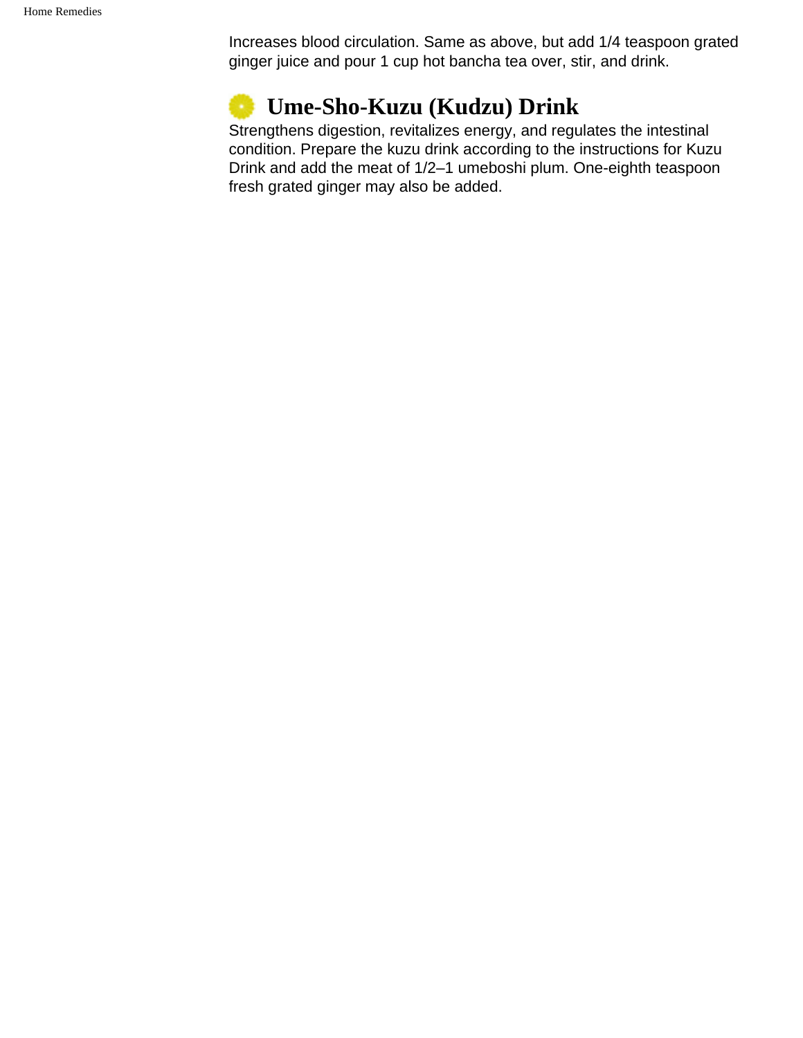Increases blood circulation. Same as above, but add 1/4 teaspoon grated ginger juice and pour 1 cup hot bancha tea over, stir, and drink.

## Ume-Sho-Kuzu (Kudzu) Drink

Strengthens digestion, revitalizes energy, and regulates the intestinal condition. Prepare the kuzu drink according to the instructions for Kuzu Drink and add the meat of 1/2–1 umeboshi plum. One-eighth teaspoon fresh grated ginger may also be added.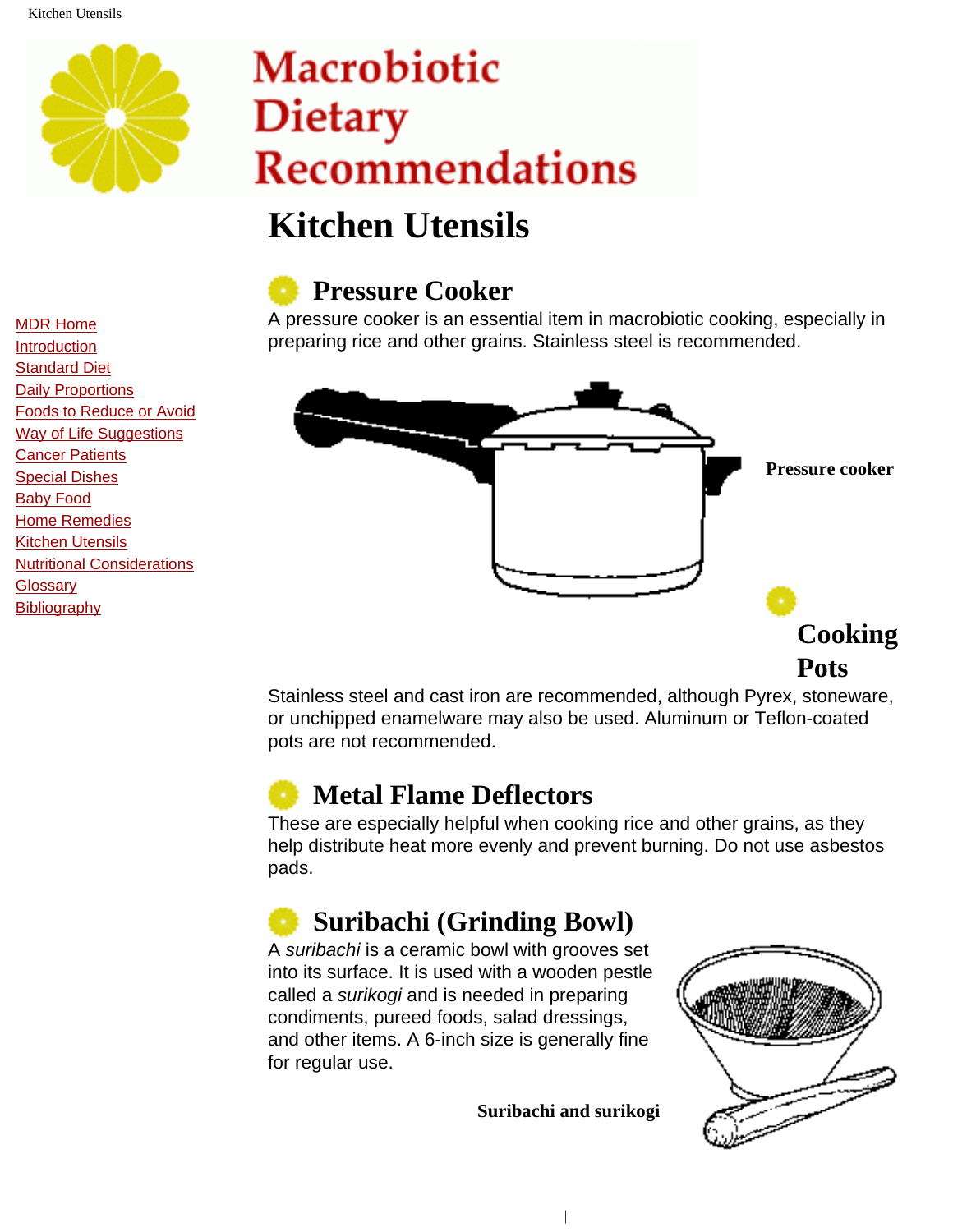# Macrobiotic Dietary Recommendations

- MDR Home
- Introduction
- Standard Diet
- Daily Proportions
- Foods to Reduce or Avoid
- Way of Life Suggestions
- Cancer Patients
- Special Dishes
- Baby Food
- Home Remedies
- Kitchen Utensils
- Nutritional Considerations
- Glossary
- Bibliography

## Kitchen Utensils

### Pressure Cooker

A pressure cooker is an essential item in macrobiotic cooking, especially in preparing rice and other grains. Stainless steel is recommended.

**Pressure cooker**

### Cooking Pots

Stainless steel and cast iron are recommended, although Pyrex, stoneware, or unchipped enamelware may also be used. Aluminum or Teflon-coated pots are not recommended.

### Metal Flame Deflectors

These are especially helpful when cooking rice and other grains, as they help distribute heat more evenly and prevent burning. Do not use asbestos pads.

### Suribachi (Grinding Bowl)

A *suribachi* is a ceramic bowl with grooves set into its surface. It is used with a wooden pestle called a *surikogi* and is needed in preparing condiments, pureed foods, salad dressings, and other items. A 6-inch size is generally fine for regular use.

**Suribachi and surikogi**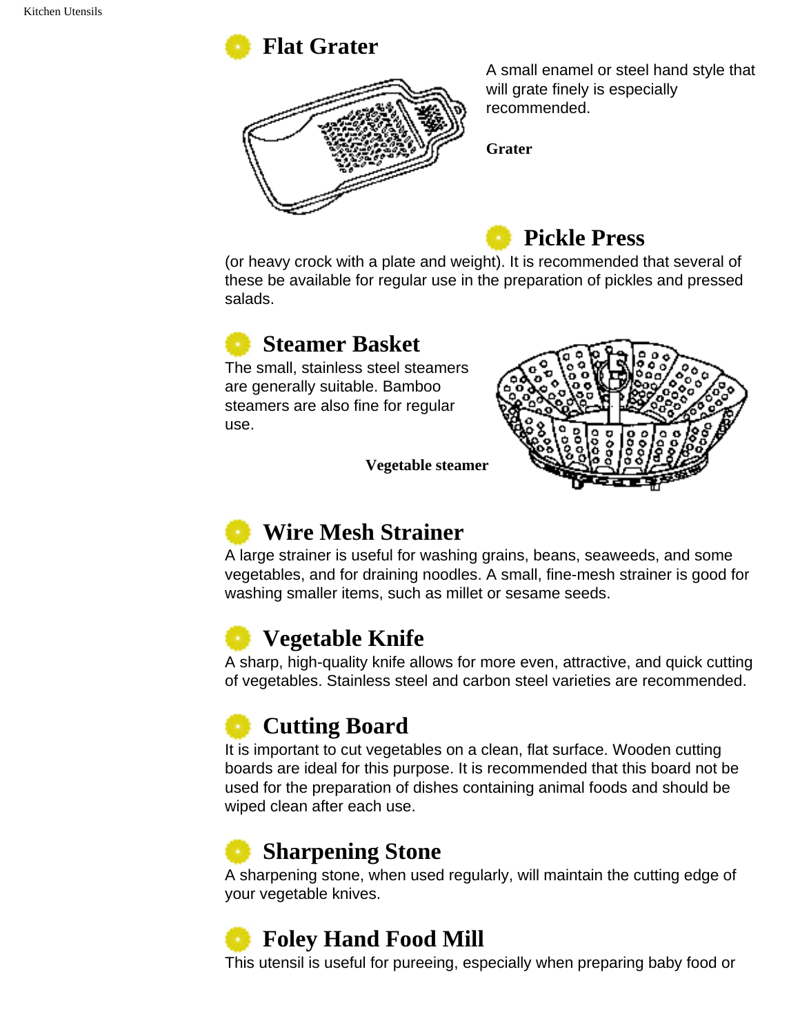## Flat Grater

A small enamel or steel hand style that will grate finely is especially recommended.

**Grater**

## Pickle Press

(or heavy crock with a plate and weight). It is recommended that several of these be available for regular use in the preparation of pickles and pressed salads.

## Steamer Basket

The small, stainless steel steamers are generally suitable. Bamboo steamers are also fine for regular use.

**Vegetable steamer**

## Wire Mesh Strainer

A large strainer is useful for washing grains, beans, seaweeds, and some vegetables, and for draining noodles. A small, fine-mesh strainer is good for washing smaller items, such as millet or sesame seeds.

## Vegetable Knife

A sharp, high-quality knife allows for more even, attractive, and quick cutting of vegetables. Stainless steel and carbon steel varieties are recommended.

## Cutting Board

It is important to cut vegetables on a clean, flat surface. Wooden cutting boards are ideal for this purpose. It is recommended that this board not be used for the preparation of dishes containing animal foods and should be wiped clean after each use.

## Sharpening Stone

A sharpening stone, when used regularly, will maintain the cutting edge of your vegetable knives.

## Foley Hand Food Mill

This utensil is useful for pureeing, especially when preparing baby food or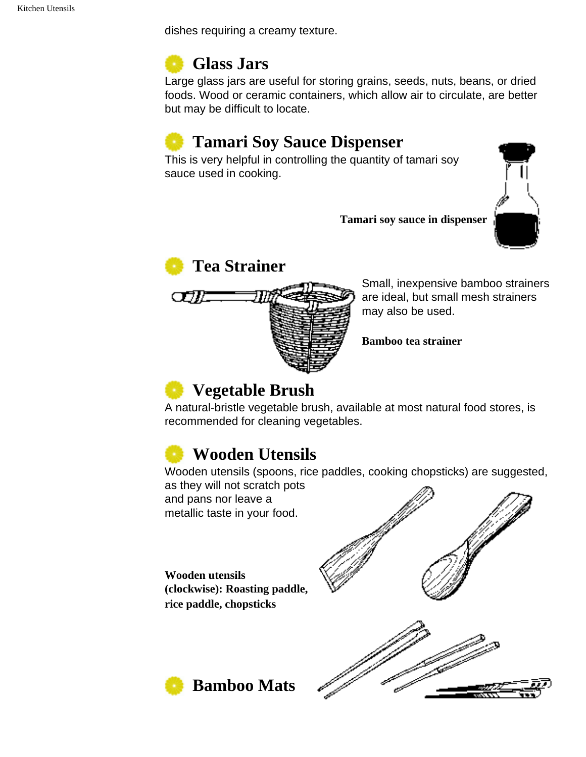dishes requiring a creamy texture.

## Glass Jars

Large glass jars are useful for storing grains, seeds, nuts, beans, or dried foods. Wood or ceramic containers, which allow air to circulate, are better but may be difficult to locate.

## Tamari Soy Sauce Dispenser

This is very helpful in controlling the quantity of tamari soy sauce used in cooking.

**Tamari soy sauce in dispenser**

## Tea Strainer

Small, inexpensive bamboo strainers are ideal, but small mesh strainers may also be used.

**Bamboo tea strainer**

## Vegetable Brush

A natural-bristle vegetable brush, available at most natural food stores, is recommended for cleaning vegetables.

## Wooden Utensils

Wooden utensils (spoons, rice paddles, cooking chopsticks) are suggested, as they will not scratch pots and pans nor leave a metallic taste in your food.

**Wooden utensils (clockwise): Roasting paddle, rice paddle, chopsticks**

## Bamboo Mats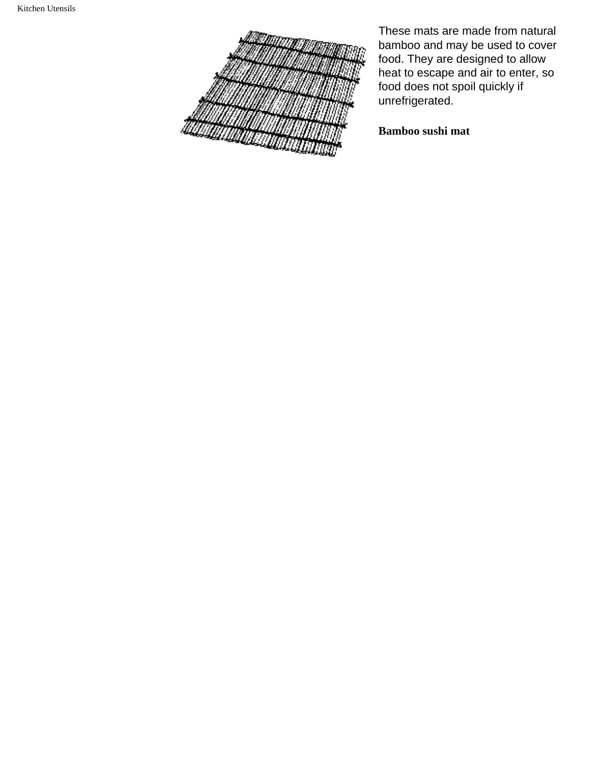These mats are made from natural bamboo and may be used to cover food. They are designed to allow heat to escape and air to enter, so food does not spoil quickly if unrefrigerated.

**Bamboo sushi mat**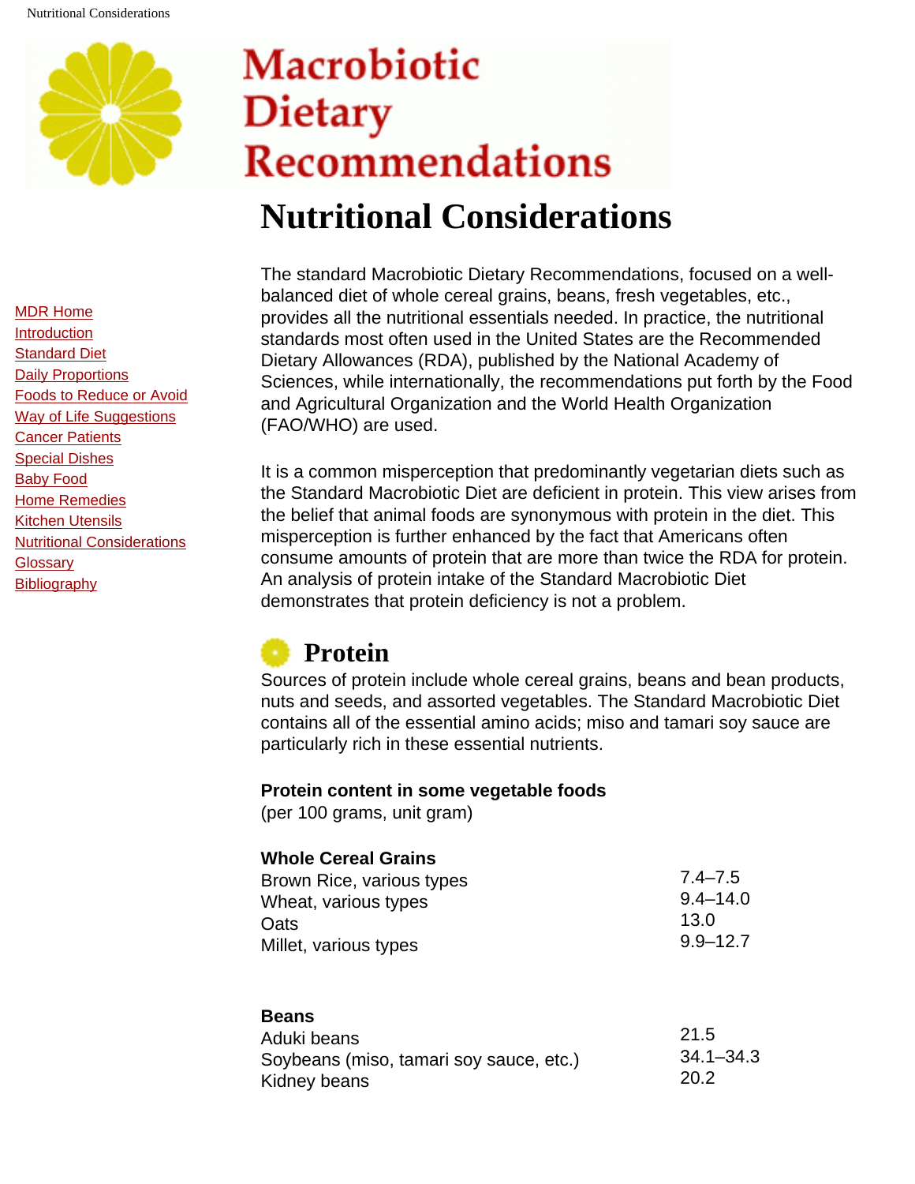# Macrobiotic Dietary Recommendations

- MDR Home
- Introduction
- Standard Diet
- Daily Proportions
- Foods to Reduce or Avoid
- Way of Life Suggestions
- Cancer Patients
- Special Dishes
- Baby Food
- Home Remedies
- Kitchen Utensils
- Nutritional Considerations
- Glossary
- Bibliography

## Nutritional Considerations

The standard Macrobiotic Dietary Recommendations, focused on a well-balanced diet of whole cereal grains, beans, fresh vegetables, etc., provides all the nutritional essentials needed. In practice, the nutritional standards most often used in the United States are the Recommended Dietary Allowances (RDA), published by the National Academy of Sciences, while internationally, the recommendations put forth by the Food and Agricultural Organization and the World Health Organization (FAO/WHO) are used.

It is a common misperception that predominantly vegetarian diets such as the Standard Macrobiotic Diet are deficient in protein. This view arises from the belief that animal foods are synonymous with protein in the diet. This misperception is further enhanced by the fact that Americans often consume amounts of protein that are more than twice the RDA for protein. An analysis of protein intake of the Standard Macrobiotic Diet demonstrates that protein deficiency is not a problem.

### Protein

Sources of protein include whole cereal grains, beans and bean products, nuts and seeds, and assorted vegetables. The Standard Macrobiotic Diet contains all of the essential amino acids; miso and tamari soy sauce are particularly rich in these essential nutrients.

**Protein content in some vegetable foods**
(per 100 grams, unit gram)

| | |
|---|---|
| **Whole Cereal Grains** | |
| Brown Rice, various types | 7.4–7.5 |
| Wheat, various types | 9.4–14.0 |
| Oats | 13.0 |
| Millet, various types | 9.9–12.7 |
| **Beans** | |
| Aduki beans | 21.5 |
| Soybeans (miso, tamari soy sauce, etc.) | 34.1–34.3 |
| Kidney beans | 20.2 |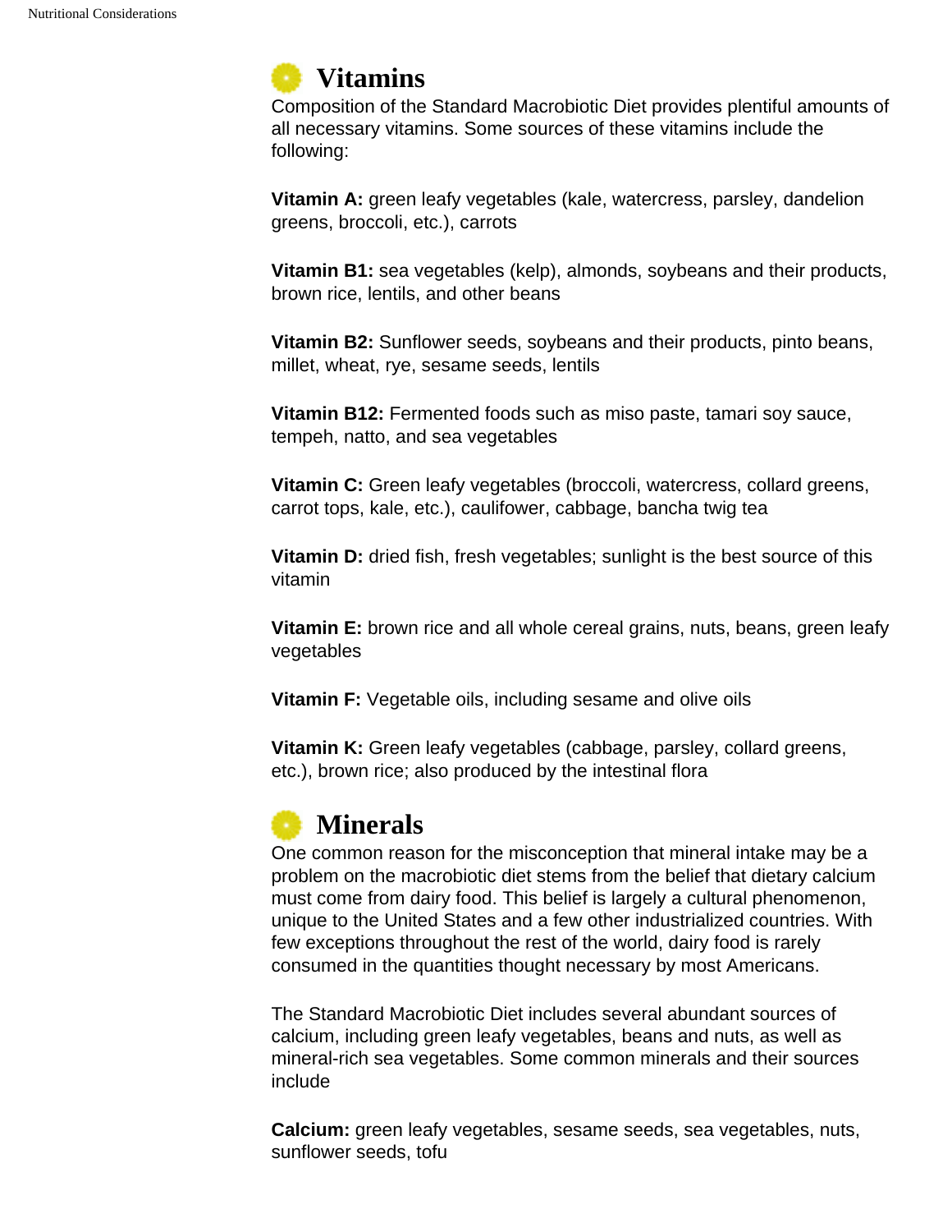## Vitamins

Composition of the Standard Macrobiotic Diet provides plentiful amounts of all necessary vitamins. Some sources of these vitamins include the following:

**Vitamin A:** green leafy vegetables (kale, watercress, parsley, dandelion greens, broccoli, etc.), carrots

**Vitamin B1:** sea vegetables (kelp), almonds, soybeans and their products, brown rice, lentils, and other beans

**Vitamin B2:** Sunflower seeds, soybeans and their products, pinto beans, millet, wheat, rye, sesame seeds, lentils

**Vitamin B12:** Fermented foods such as miso paste, tamari soy sauce, tempeh, natto, and sea vegetables

**Vitamin C:** Green leafy vegetables (broccoli, watercress, collard greens, carrot tops, kale, etc.), caulifower, cabbage, bancha twig tea

**Vitamin D:** dried fish, fresh vegetables; sunlight is the best source of this vitamin

**Vitamin E:** brown rice and all whole cereal grains, nuts, beans, green leafy vegetables

**Vitamin F:** Vegetable oils, including sesame and olive oils

**Vitamin K:** Green leafy vegetables (cabbage, parsley, collard greens, etc.), brown rice; also produced by the intestinal flora

## Minerals

One common reason for the misconception that mineral intake may be a problem on the macrobiotic diet stems from the belief that dietary calcium must come from dairy food. This belief is largely a cultural phenomenon, unique to the United States and a few other industrialized countries. With few exceptions throughout the rest of the world, dairy food is rarely consumed in the quantities thought necessary by most Americans.

The Standard Macrobiotic Diet includes several abundant sources of calcium, including green leafy vegetables, beans and nuts, as well as mineral-rich sea vegetables. Some common minerals and their sources include

**Calcium:** green leafy vegetables, sesame seeds, sea vegetables, nuts, sunflower seeds, tofu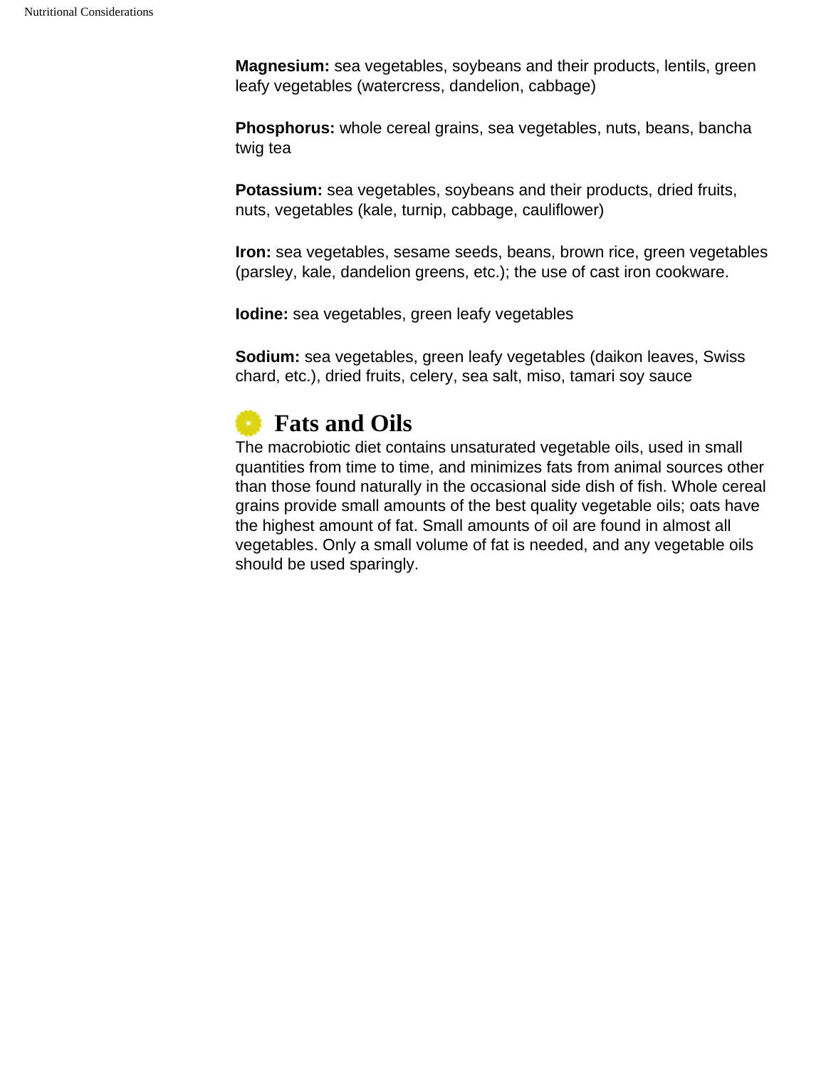**Magnesium:** sea vegetables, soybeans and their products, lentils, green leafy vegetables (watercress, dandelion, cabbage)

**Phosphorus:** whole cereal grains, sea vegetables, nuts, beans, bancha twig tea

**Potassium:** sea vegetables, soybeans and their products, dried fruits, nuts, vegetables (kale, turnip, cabbage, cauliflower)

**Iron:** sea vegetables, sesame seeds, beans, brown rice, green vegetables (parsley, kale, dandelion greens, etc.); the use of cast iron cookware.

**Iodine:** sea vegetables, green leafy vegetables

**Sodium:** sea vegetables, green leafy vegetables (daikon leaves, Swiss chard, etc.), dried fruits, celery, sea salt, miso, tamari soy sauce

## Fats and Oils

The macrobiotic diet contains unsaturated vegetable oils, used in small quantities from time to time, and minimizes fats from animal sources other than those found naturally in the occasional side dish of fish. Whole cereal grains provide small amounts of the best quality vegetable oils; oats have the highest amount of fat. Small amounts of oil are found in almost all vegetables. Only a small volume of fat is needed, and any vegetable oils should be used sparingly.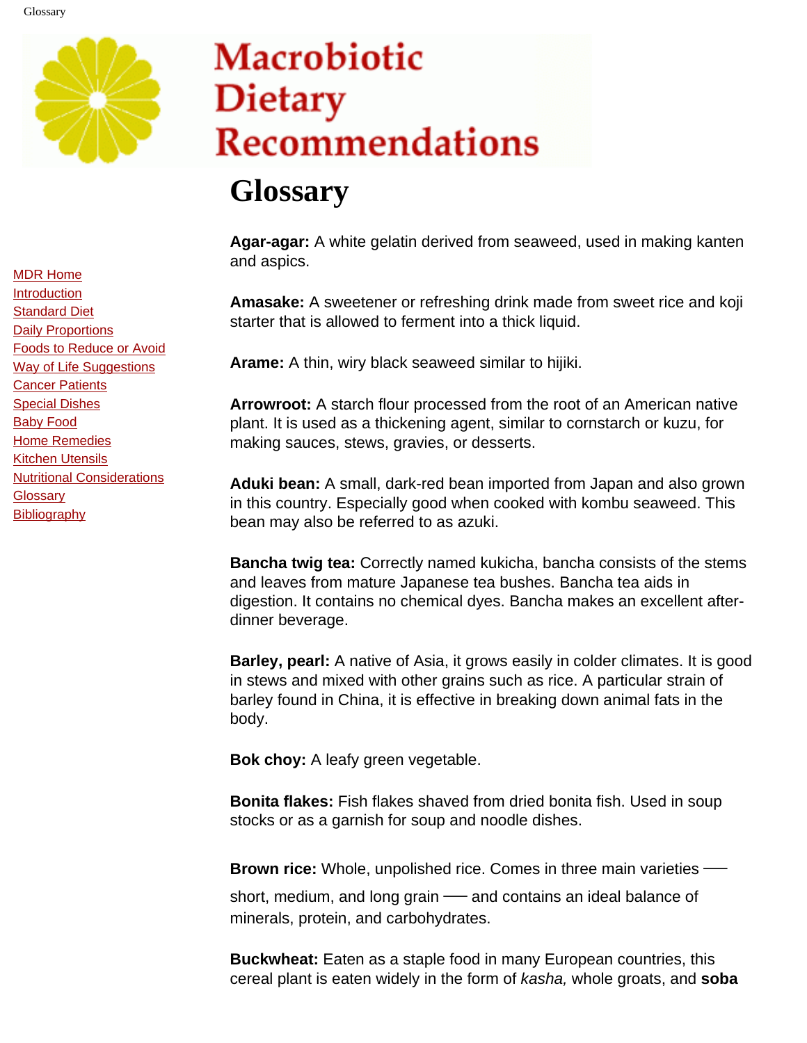# Macrobiotic Dietary Recommendations

- MDR Home
- Introduction
- Standard Diet
- Daily Proportions
- Foods to Reduce or Avoid
- Way of Life Suggestions
- Cancer Patients
- Special Dishes
- Baby Food
- Home Remedies
- Kitchen Utensils
- Nutritional Considerations
- Glossary
- Bibliography

# Glossary

**Agar-agar:** A white gelatin derived from seaweed, used in making kanten and aspics.

**Amasake:** A sweetener or refreshing drink made from sweet rice and koji starter that is allowed to ferment into a thick liquid.

**Arame:** A thin, wiry black seaweed similar to hijiki.

**Arrowroot:** A starch flour processed from the root of an American native plant. It is used as a thickening agent, similar to cornstarch or kuzu, for making sauces, stews, gravies, or desserts.

**Aduki bean:** A small, dark-red bean imported from Japan and also grown in this country. Especially good when cooked with kombu seaweed. This bean may also be referred to as azuki.

**Bancha twig tea:** Correctly named kukicha, bancha consists of the stems and leaves from mature Japanese tea bushes. Bancha tea aids in digestion. It contains no chemical dyes. Bancha makes an excellent after-dinner beverage.

**Barley, pearl:** A native of Asia, it grows easily in colder climates. It is good in stews and mixed with other grains such as rice. A particular strain of barley found in China, it is effective in breaking down animal fats in the body.

**Bok choy:** A leafy green vegetable.

**Bonita flakes:** Fish flakes shaved from dried bonita fish. Used in soup stocks or as a garnish for soup and noodle dishes.

**Brown rice:** Whole, unpolished rice. Comes in three main varieties — short, medium, and long grain — and contains an ideal balance of minerals, protein, and carbohydrates.

**Buckwheat:** Eaten as a staple food in many European countries, this cereal plant is eaten widely in the form of *kasha,* whole groats, and **soba**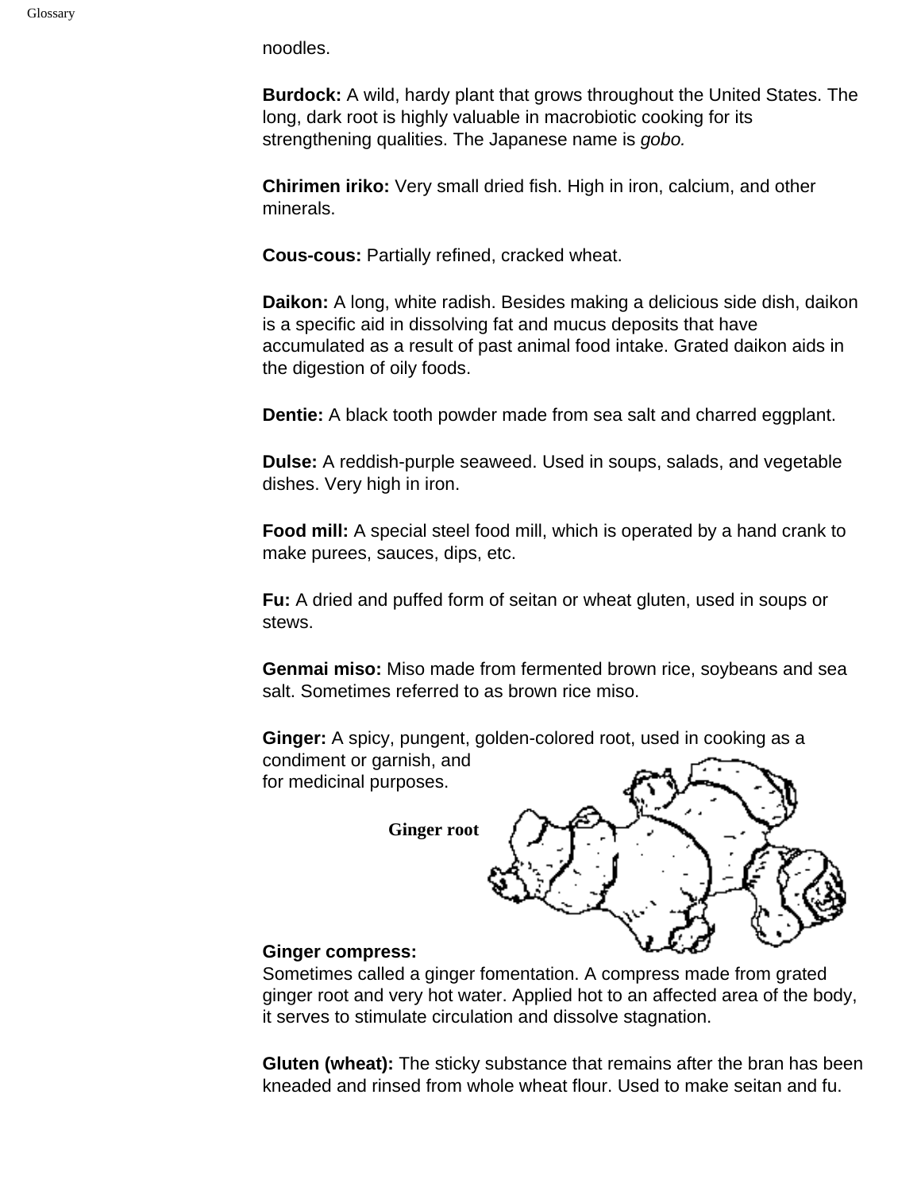noodles.

**Burdock:** A wild, hardy plant that grows throughout the United States. The long, dark root is highly valuable in macrobiotic cooking for its strengthening qualities. The Japanese name is *gobo.*

**Chirimen iriko:** Very small dried fish. High in iron, calcium, and other minerals.

**Cous-cous:** Partially refined, cracked wheat.

**Daikon:** A long, white radish. Besides making a delicious side dish, daikon is a specific aid in dissolving fat and mucus deposits that have accumulated as a result of past animal food intake. Grated daikon aids in the digestion of oily foods.

**Dentie:** A black tooth powder made from sea salt and charred eggplant.

**Dulse:** A reddish-purple seaweed. Used in soups, salads, and vegetable dishes. Very high in iron.

**Food mill:** A special steel food mill, which is operated by a hand crank to make purees, sauces, dips, etc.

**Fu:** A dried and puffed form of seitan or wheat gluten, used in soups or stews.

**Genmai miso:** Miso made from fermented brown rice, soybeans and sea salt. Sometimes referred to as brown rice miso.

**Ginger:** A spicy, pungent, golden-colored root, used in cooking as a condiment or garnish, and for medicinal purposes.

Ginger root

**Ginger compress:** Sometimes called a ginger fomentation. A compress made from grated ginger root and very hot water. Applied hot to an affected area of the body, it serves to stimulate circulation and dissolve stagnation.

**Gluten (wheat):** The sticky substance that remains after the bran has been kneaded and rinsed from whole wheat flour. Used to make seitan and fu.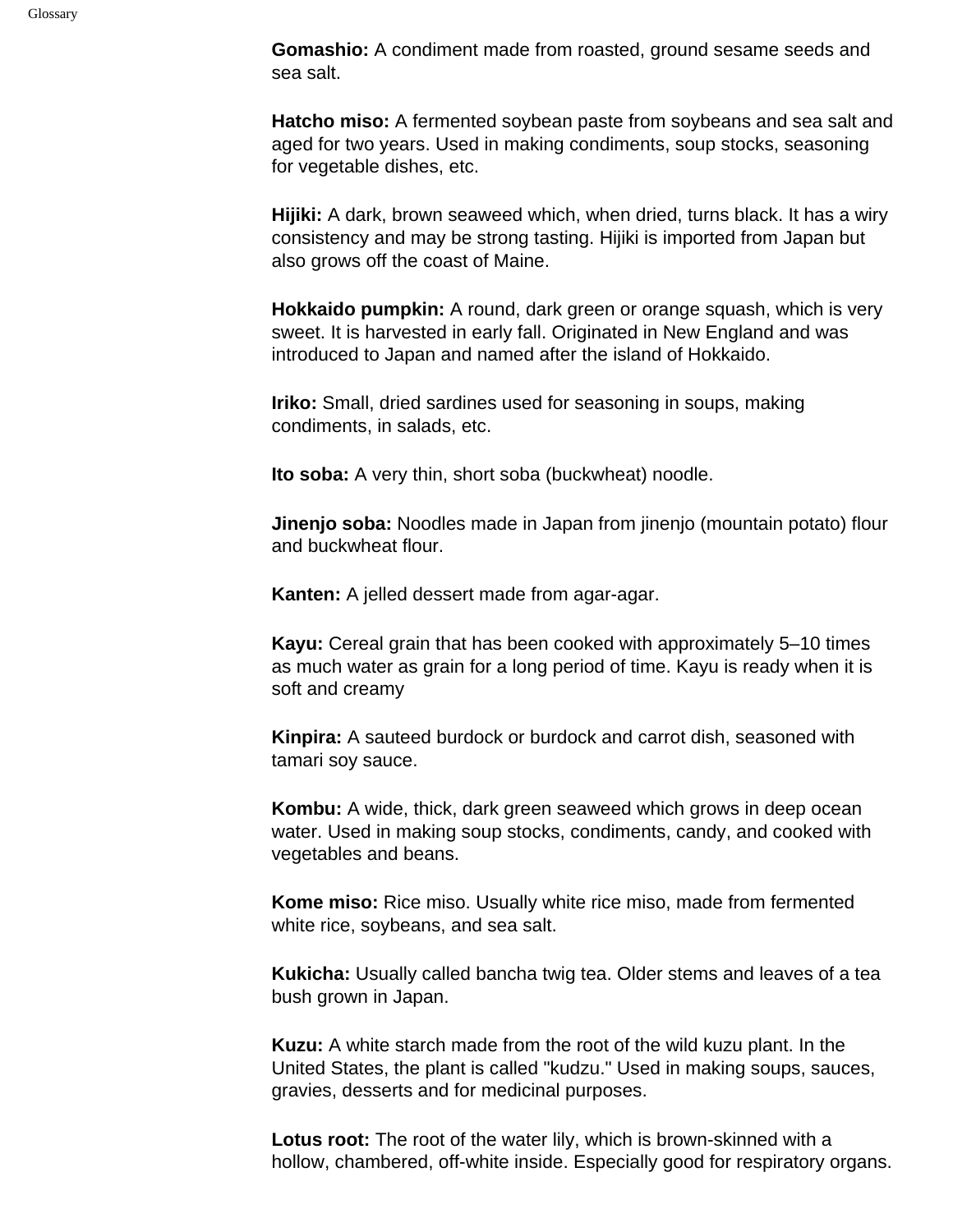**Gomashio:** A condiment made from roasted, ground sesame seeds and sea salt.

**Hatcho miso:** A fermented soybean paste from soybeans and sea salt and aged for two years. Used in making condiments, soup stocks, seasoning for vegetable dishes, etc.

**Hijiki:** A dark, brown seaweed which, when dried, turns black. It has a wiry consistency and may be strong tasting. Hijiki is imported from Japan but also grows off the coast of Maine.

**Hokkaido pumpkin:** A round, dark green or orange squash, which is very sweet. It is harvested in early fall. Originated in New England and was introduced to Japan and named after the island of Hokkaido.

**Iriko:** Small, dried sardines used for seasoning in soups, making condiments, in salads, etc.

**Ito soba:** A very thin, short soba (buckwheat) noodle.

**Jinenjo soba:** Noodles made in Japan from jinenjo (mountain potato) flour and buckwheat flour.

**Kanten:** A jelled dessert made from agar-agar.

**Kayu:** Cereal grain that has been cooked with approximately 5–10 times as much water as grain for a long period of time. Kayu is ready when it is soft and creamy

**Kinpira:** A sauteed burdock or burdock and carrot dish, seasoned with tamari soy sauce.

**Kombu:** A wide, thick, dark green seaweed which grows in deep ocean water. Used in making soup stocks, condiments, candy, and cooked with vegetables and beans.

**Kome miso:** Rice miso. Usually white rice miso, made from fermented white rice, soybeans, and sea salt.

**Kukicha:** Usually called bancha twig tea. Older stems and leaves of a tea bush grown in Japan.

**Kuzu:** A white starch made from the root of the wild kuzu plant. In the United States, the plant is called "kudzu." Used in making soups, sauces, gravies, desserts and for medicinal purposes.

**Lotus root:** The root of the water lily, which is brown-skinned with a hollow, chambered, off-white inside. Especially good for respiratory organs.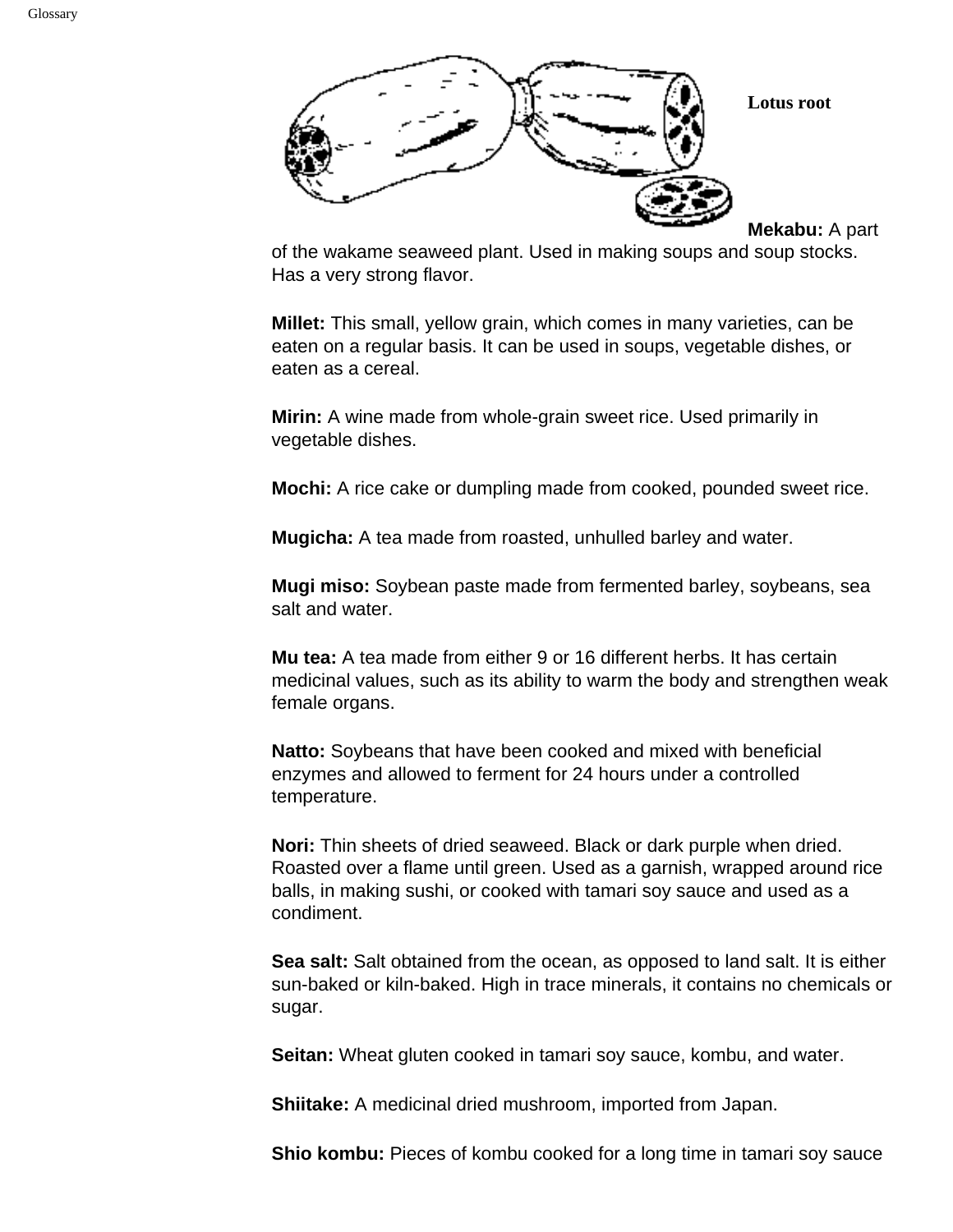Lotus root

**Mekabu:** A part of the wakame seaweed plant. Used in making soups and soup stocks. Has a very strong flavor.

**Millet:** This small, yellow grain, which comes in many varieties, can be eaten on a regular basis. It can be used in soups, vegetable dishes, or eaten as a cereal.

**Mirin:** A wine made from whole-grain sweet rice. Used primarily in vegetable dishes.

**Mochi:** A rice cake or dumpling made from cooked, pounded sweet rice.

**Mugicha:** A tea made from roasted, unhulled barley and water.

**Mugi miso:** Soybean paste made from fermented barley, soybeans, sea salt and water.

**Mu tea:** A tea made from either 9 or 16 different herbs. It has certain medicinal values, such as its ability to warm the body and strengthen weak female organs.

**Natto:** Soybeans that have been cooked and mixed with beneficial enzymes and allowed to ferment for 24 hours under a controlled temperature.

**Nori:** Thin sheets of dried seaweed. Black or dark purple when dried. Roasted over a flame until green. Used as a garnish, wrapped around rice balls, in making sushi, or cooked with tamari soy sauce and used as a condiment.

**Sea salt:** Salt obtained from the ocean, as opposed to land salt. It is either sun-baked or kiln-baked. High in trace minerals, it contains no chemicals or sugar.

**Seitan:** Wheat gluten cooked in tamari soy sauce, kombu, and water.

**Shiitake:** A medicinal dried mushroom, imported from Japan.

**Shio kombu:** Pieces of kombu cooked for a long time in tamari soy sauce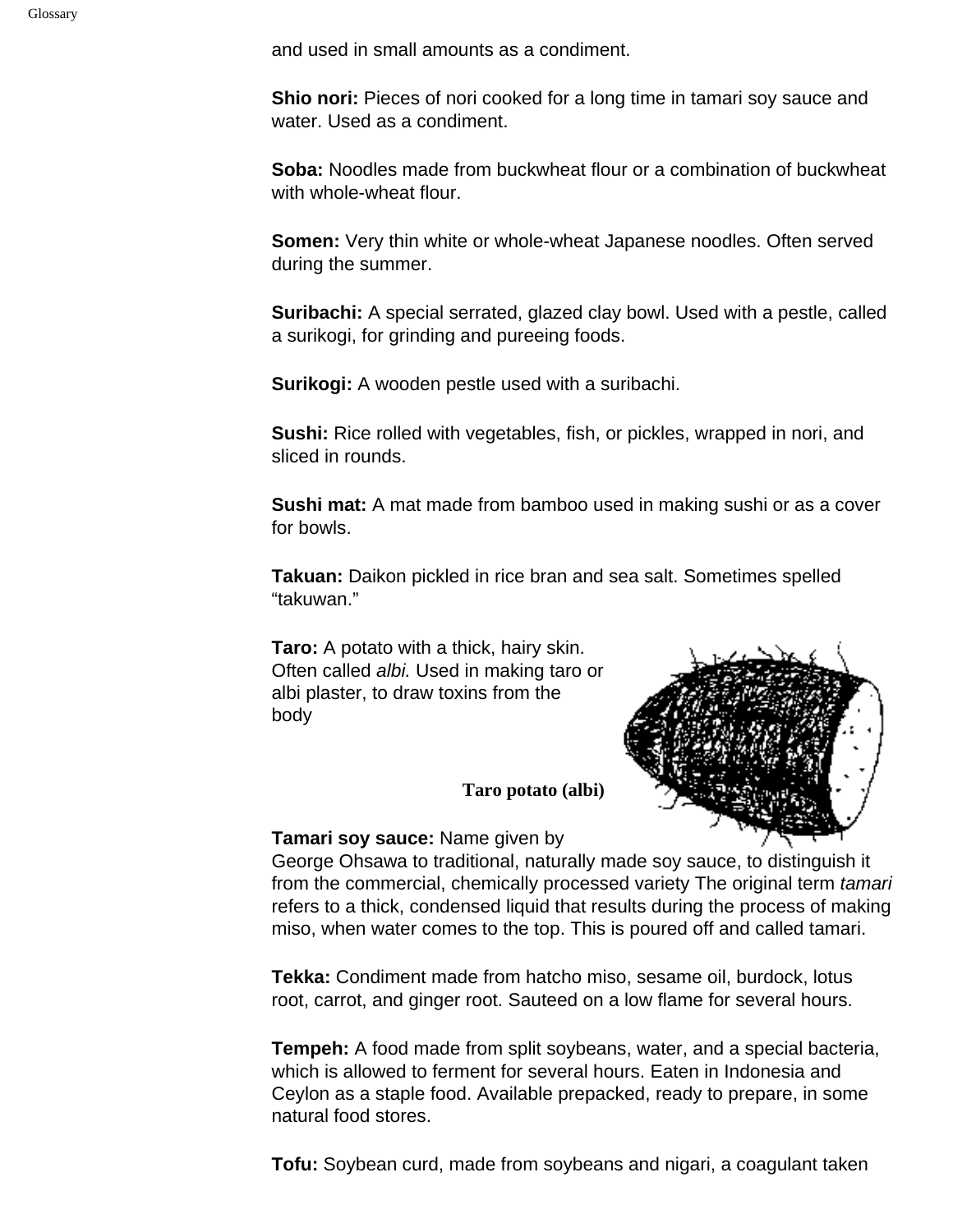and used in small amounts as a condiment.

**Shio nori:** Pieces of nori cooked for a long time in tamari soy sauce and water. Used as a condiment.

**Soba:** Noodles made from buckwheat flour or a combination of buckwheat with whole-wheat flour.

**Somen:** Very thin white or whole-wheat Japanese noodles. Often served during the summer.

**Suribachi:** A special serrated, glazed clay bowl. Used with a pestle, called a surikogi, for grinding and pureeing foods.

**Surikogi:** A wooden pestle used with a suribachi.

**Sushi:** Rice rolled with vegetables, fish, or pickles, wrapped in nori, and sliced in rounds.

**Sushi mat:** A mat made from bamboo used in making sushi or as a cover for bowls.

**Takuan:** Daikon pickled in rice bran and sea salt. Sometimes spelled "takuwan."

**Taro:** A potato with a thick, hairy skin. Often called *albi.* Used in making taro or albi plaster, to draw toxins from the body

**Taro potato (albi)**

**Tamari soy sauce:** Name given by George Ohsawa to traditional, naturally made soy sauce, to distinguish it from the commercial, chemically processed variety The original term *tamari* refers to a thick, condensed liquid that results during the process of making miso, when water comes to the top. This is poured off and called tamari.

**Tekka:** Condiment made from hatcho miso, sesame oil, burdock, lotus root, carrot, and ginger root. Sauteed on a low flame for several hours.

**Tempeh:** A food made from split soybeans, water, and a special bacteria, which is allowed to ferment for several hours. Eaten in Indonesia and Ceylon as a staple food. Available prepacked, ready to prepare, in some natural food stores.

**Tofu:** Soybean curd, made from soybeans and nigari, a coagulant taken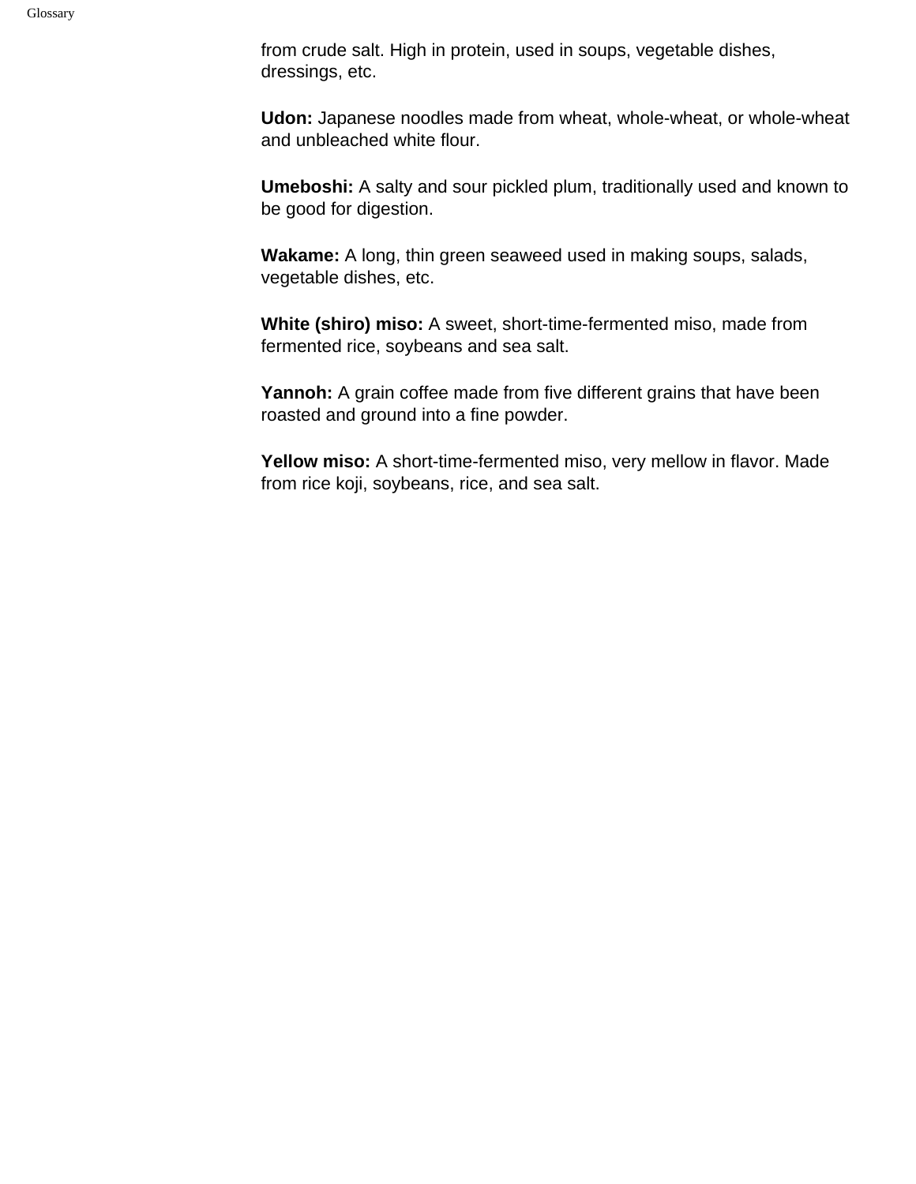from crude salt. High in protein, used in soups, vegetable dishes, dressings, etc.

**Udon:** Japanese noodles made from wheat, whole-wheat, or whole-wheat and unbleached white flour.

**Umeboshi:** A salty and sour pickled plum, traditionally used and known to be good for digestion.

**Wakame:** A long, thin green seaweed used in making soups, salads, vegetable dishes, etc.

**White (shiro) miso:** A sweet, short-time-fermented miso, made from fermented rice, soybeans and sea salt.

**Yannoh:** A grain coffee made from five different grains that have been roasted and ground into a fine powder.

**Yellow miso:** A short-time-fermented miso, very mellow in flavor. Made from rice koji, soybeans, rice, and sea salt.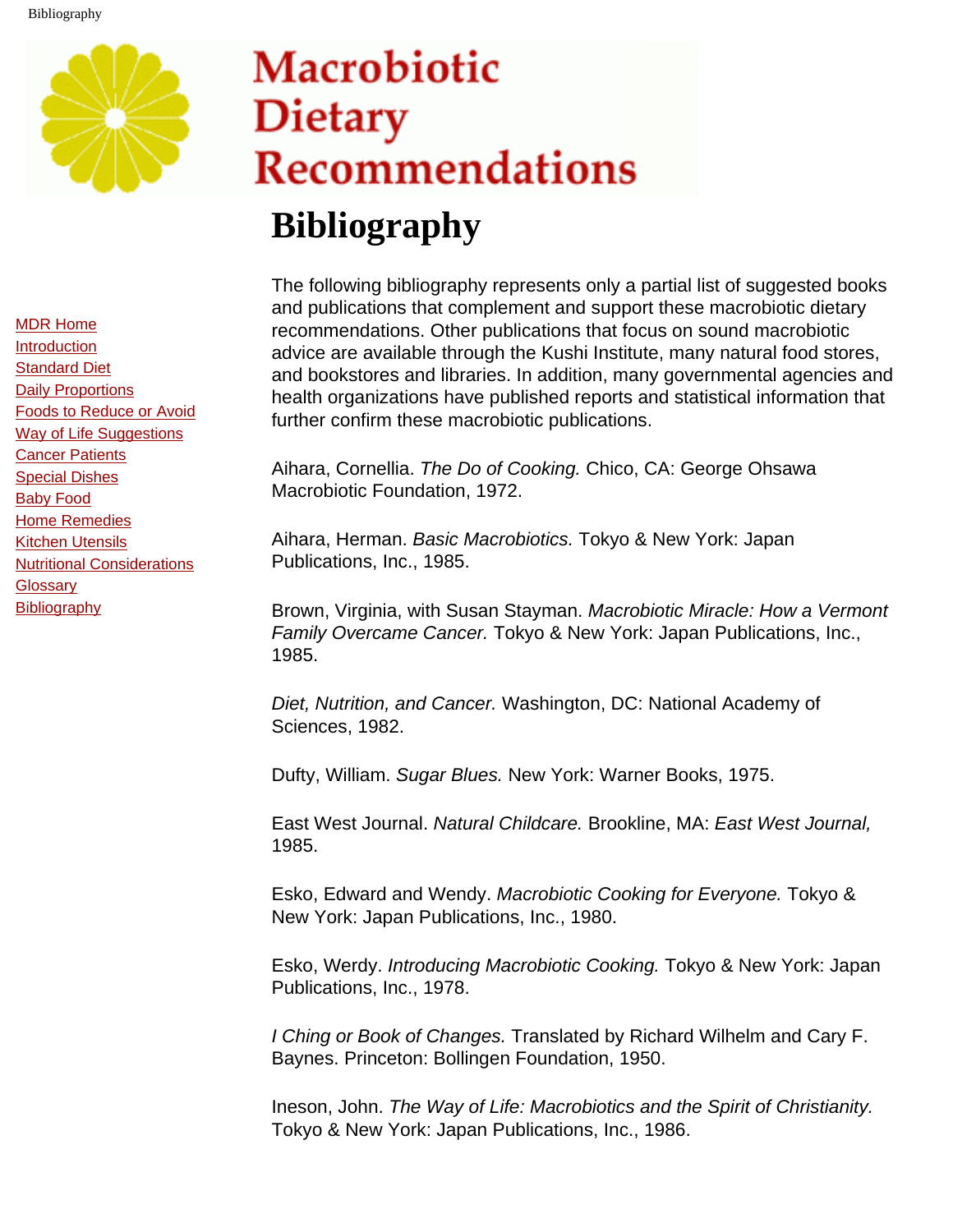# Macrobiotic Dietary Recommendations

- MDR Home
- Introduction
- Standard Diet
- Daily Proportions
- Foods to Reduce or Avoid
- Way of Life Suggestions
- Cancer Patients
- Special Dishes
- Baby Food
- Home Remedies
- Kitchen Utensils
- Nutritional Considerations
- Glossary
- Bibliography

# Bibliography

The following bibliography represents only a partial list of suggested books and publications that complement and support these macrobiotic dietary recommendations. Other publications that focus on sound macrobiotic advice are available through the Kushi Institute, many natural food stores, and bookstores and libraries. In addition, many governmental agencies and health organizations have published reports and statistical information that further confirm these macrobiotic publications.

Aihara, Cornellia. *The Do of Cooking.* Chico, CA: George Ohsawa Macrobiotic Foundation, 1972.

Aihara, Herman. *Basic Macrobiotics.* Tokyo & New York: Japan Publications, Inc., 1985.

Brown, Virginia, with Susan Stayman. *Macrobiotic Miracle: How a Vermont Family Overcame Cancer.* Tokyo & New York: Japan Publications, Inc., 1985.

*Diet, Nutrition, and Cancer.* Washington, DC: National Academy of Sciences, 1982.

Dufty, William. *Sugar Blues.* New York: Warner Books, 1975.

East West Journal. *Natural Childcare.* Brookline, MA: *East West Journal,* 1985.

Esko, Edward and Wendy. *Macrobiotic Cooking for Everyone.* Tokyo & New York: Japan Publications, Inc., 1980.

Esko, Werdy. *Introducing Macrobiotic Cooking.* Tokyo & New York: Japan Publications, Inc., 1978.

*I Ching or Book of Changes.* Translated by Richard Wilhelm and Cary F. Baynes. Princeton: Bollingen Foundation, 1950.

Ineson, John. *The Way of Life: Macrobiotics and the Spirit of Christianity.* Tokyo & New York: Japan Publications, Inc., 1986.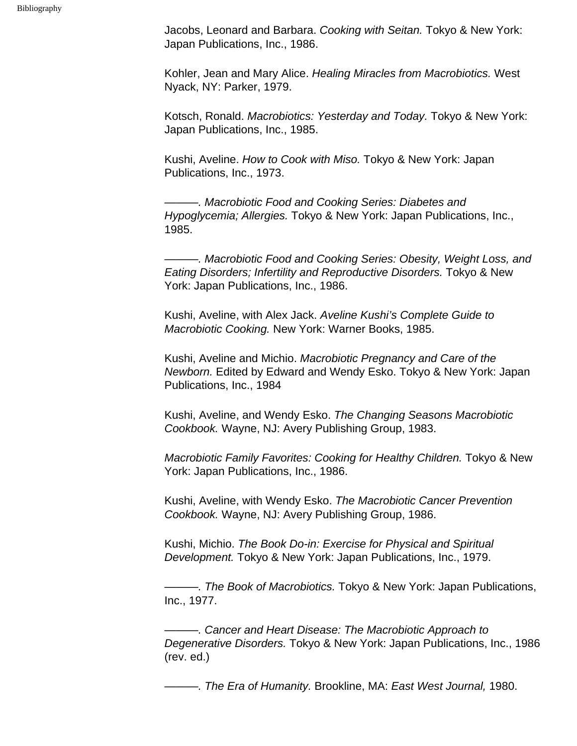Jacobs, Leonard and Barbara. *Cooking with Seitan.* Tokyo & New York: Japan Publications, Inc., 1986.

Kohler, Jean and Mary Alice. *Healing Miracles from Macrobiotics.* West Nyack, NY: Parker, 1979.

Kotsch, Ronald. *Macrobiotics: Yesterday and Today.* Tokyo & New York: Japan Publications, Inc., 1985.

Kushi, Aveline. *How to Cook with Miso.* Tokyo & New York: Japan Publications, Inc., 1973.

———. *Macrobiotic Food and Cooking Series: Diabetes and Hypoglycemia; Allergies.* Tokyo & New York: Japan Publications, Inc., 1985.

———. *Macrobiotic Food and Cooking Series: Obesity, Weight Loss, and Eating Disorders; Infertility and Reproductive Disorders.* Tokyo & New York: Japan Publications, Inc., 1986.

Kushi, Aveline, with Alex Jack. *Aveline Kushi's Complete Guide to Macrobiotic Cooking.* New York: Warner Books, 1985.

Kushi, Aveline and Michio. *Macrobiotic Pregnancy and Care of the Newborn.* Edited by Edward and Wendy Esko. Tokyo & New York: Japan Publications, Inc., 1984

Kushi, Aveline, and Wendy Esko. *The Changing Seasons Macrobiotic Cookbook.* Wayne, NJ: Avery Publishing Group, 1983.

*Macrobiotic Family Favorites: Cooking for Healthy Children.* Tokyo & New York: Japan Publications, Inc., 1986.

Kushi, Aveline, with Wendy Esko. *The Macrobiotic Cancer Prevention Cookbook.* Wayne, NJ: Avery Publishing Group, 1986.

Kushi, Michio. *The Book Do-in: Exercise for Physical and Spiritual Development.* Tokyo & New York: Japan Publications, Inc., 1979.

———. *The Book of Macrobiotics.* Tokyo & New York: Japan Publications, Inc., 1977.

———. *Cancer and Heart Disease: The Macrobiotic Approach to Degenerative Disorders.* Tokyo & New York: Japan Publications, Inc., 1986 (rev. ed.)

———. *The Era of Humanity.* Brookline, MA: *East West Journal,* 1980.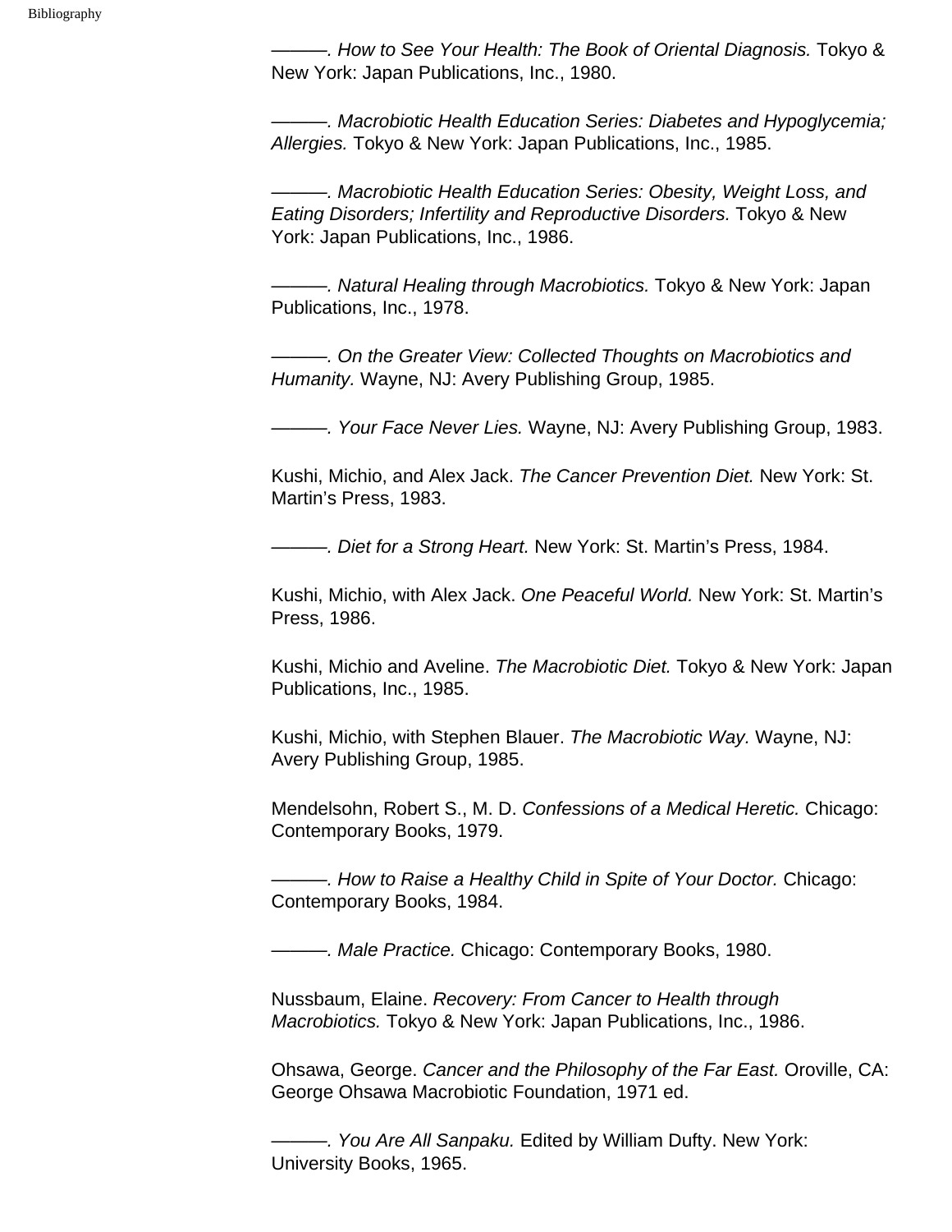———. *How to See Your Health: The Book of Oriental Diagnosis.* Tokyo & New York: Japan Publications, Inc., 1980.

———. *Macrobiotic Health Education Series: Diabetes and Hypoglycemia; Allergies.* Tokyo & New York: Japan Publications, Inc., 1985.

———. *Macrobiotic Health Education Series: Obesity, Weight Loss, and Eating Disorders; Infertility and Reproductive Disorders.* Tokyo & New York: Japan Publications, Inc., 1986.

———. *Natural Healing through Macrobiotics.* Tokyo & New York: Japan Publications, Inc., 1978.

———. *On the Greater View: Collected Thoughts on Macrobiotics and Humanity.* Wayne, NJ: Avery Publishing Group, 1985.

———. *Your Face Never Lies.* Wayne, NJ: Avery Publishing Group, 1983.

Kushi, Michio, and Alex Jack. *The Cancer Prevention Diet.* New York: St. Martin's Press, 1983.

———. *Diet for a Strong Heart.* New York: St. Martin's Press, 1984.

Kushi, Michio, with Alex Jack. *One Peaceful World.* New York: St. Martin's Press, 1986.

Kushi, Michio and Aveline. *The Macrobiotic Diet.* Tokyo & New York: Japan Publications, Inc., 1985.

Kushi, Michio, with Stephen Blauer. *The Macrobiotic Way.* Wayne, NJ: Avery Publishing Group, 1985.

Mendelsohn, Robert S., M. D. *Confessions of a Medical Heretic.* Chicago: Contemporary Books, 1979.

———. *How to Raise a Healthy Child in Spite of Your Doctor.* Chicago: Contemporary Books, 1984.

———. *Male Practice.* Chicago: Contemporary Books, 1980.

Nussbaum, Elaine. *Recovery: From Cancer to Health through Macrobiotics.* Tokyo & New York: Japan Publications, Inc., 1986.

Ohsawa, George. *Cancer and the Philosophy of the Far East.* Oroville, CA: George Ohsawa Macrobiotic Foundation, 1971 ed.

———. *You Are All Sanpaku.* Edited by William Dufty. New York: University Books, 1965.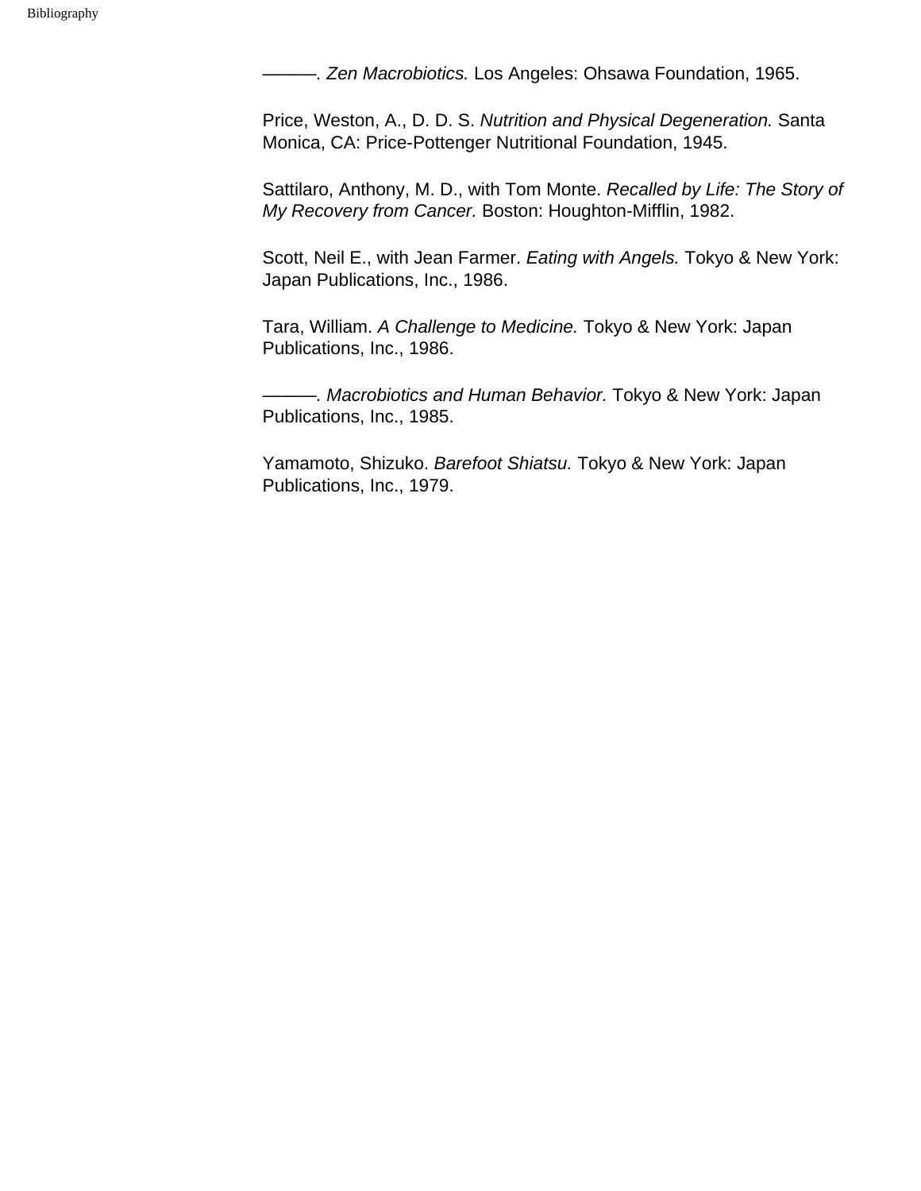———. *Zen Macrobiotics.* Los Angeles: Ohsawa Foundation, 1965.

Price, Weston, A., D. D. S. *Nutrition and Physical Degeneration.* Santa Monica, CA: Price-Pottenger Nutritional Foundation, 1945.

Sattilaro, Anthony, M. D., with Tom Monte. *Recalled by Life: The Story of My Recovery from Cancer.* Boston: Houghton-Mifflin, 1982.

Scott, Neil E., with Jean Farmer. *Eating with Angels.* Tokyo & New York: Japan Publications, Inc., 1986.

Tara, William. *A Challenge to Medicine.* Tokyo & New York: Japan Publications, Inc., 1986.

———. *Macrobiotics and Human Behavior.* Tokyo & New York: Japan Publications, Inc., 1985.

Yamamoto, Shizuko. *Barefoot Shiatsu.* Tokyo & New York: Japan Publications, Inc., 1979.